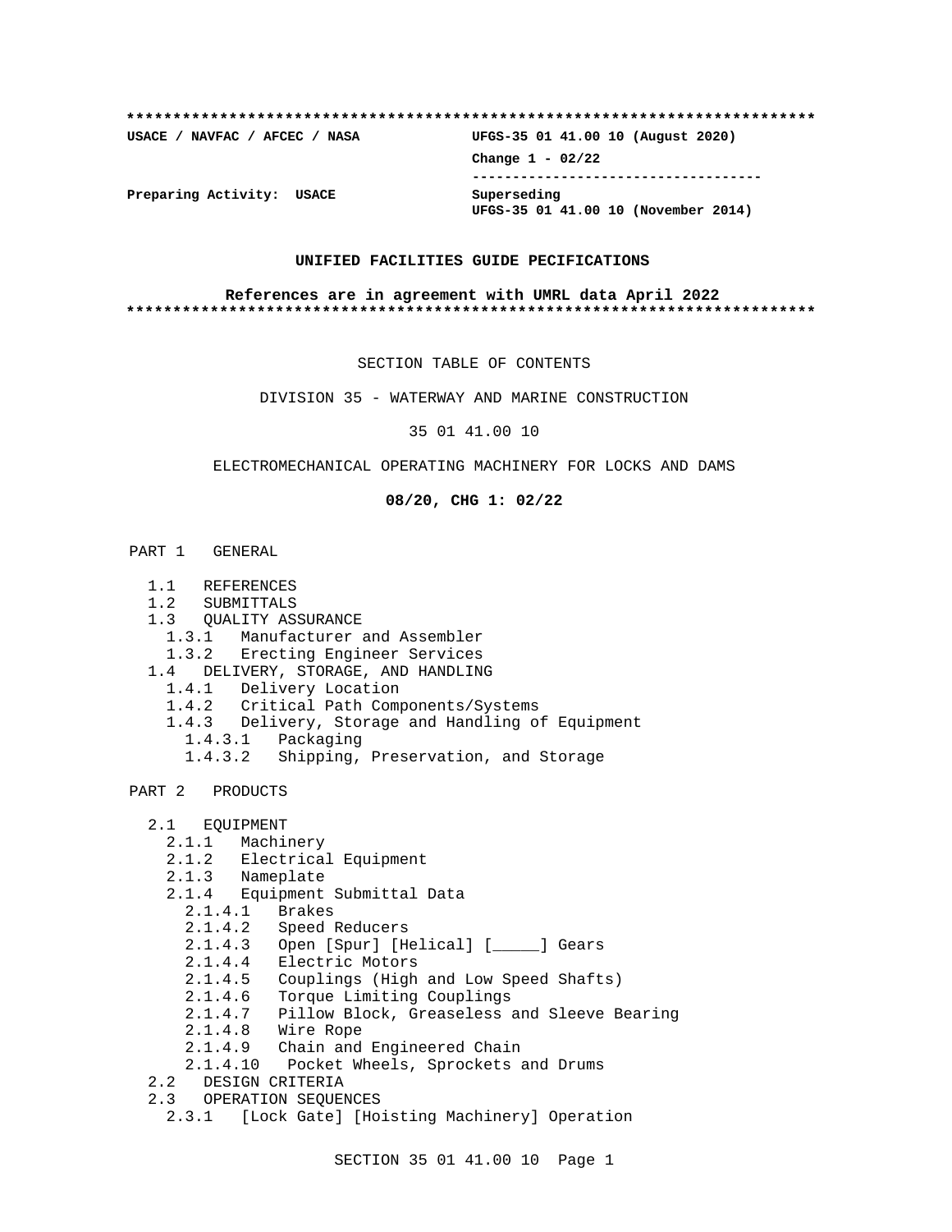```
**************************************************************************
USACE / NAVFAC / AFCEC / NASA           UFGS-35 01 41.00 10 (August 2020)
                                        Change 1 - 02/22
                                        -----------------------------------
Preparing Activity:  USACE              Superseding
                                        UFGS-35 01 41.00 10 (November 2014)
```

**UNIFIED FACILITIES GUIDE PECIFICATIONS**

**References are in agreement with UMRL data April 2022**

```
**************************************************************************
```

SECTION TABLE OF CONTENTS

DIVISION 35 - WATERWAY AND MARINE CONSTRUCTION

35 01 41.00 10

ELECTROMECHANICAL OPERATING MACHINERY FOR LOCKS AND DAMS

**08/20, CHG 1: 02/22**

PART 1   GENERAL

- 1.1   REFERENCES
- 1.2   SUBMITTALS
- 1.3   QUALITY ASSURANCE
  - 1.3.1   Manufacturer and Assembler
  - 1.3.2   Erecting Engineer Services
- 1.4   DELIVERY, STORAGE, AND HANDLING
  - 1.4.1   Delivery Location
  - 1.4.2   Critical Path Components/Systems
  - 1.4.3   Delivery, Storage and Handling of Equipment
    - 1.4.3.1   Packaging
    - 1.4.3.2   Shipping, Preservation, and Storage

PART 2   PRODUCTS

- 2.1   EQUIPMENT
  - 2.1.1   Machinery
  - 2.1.2   Electrical Equipment
  - 2.1.3   Nameplate
  - 2.1.4   Equipment Submittal Data
    - 2.1.4.1   Brakes
    - 2.1.4.2   Speed Reducers
    - 2.1.4.3   Open [Spur] [Helical] [_____] Gears
    - 2.1.4.4   Electric Motors
    - 2.1.4.5   Couplings (High and Low Speed Shafts)
    - 2.1.4.6   Torque Limiting Couplings
    - 2.1.4.7   Pillow Block, Greaseless and Sleeve Bearing
    - 2.1.4.8   Wire Rope
    - 2.1.4.9   Chain and Engineered Chain
    - 2.1.4.10   Pocket Wheels, Sprockets and Drums
- 2.2   DESIGN CRITERIA
- 2.3   OPERATION SEQUENCES
  - 2.3.1   [Lock Gate] [Hoisting Machinery] Operation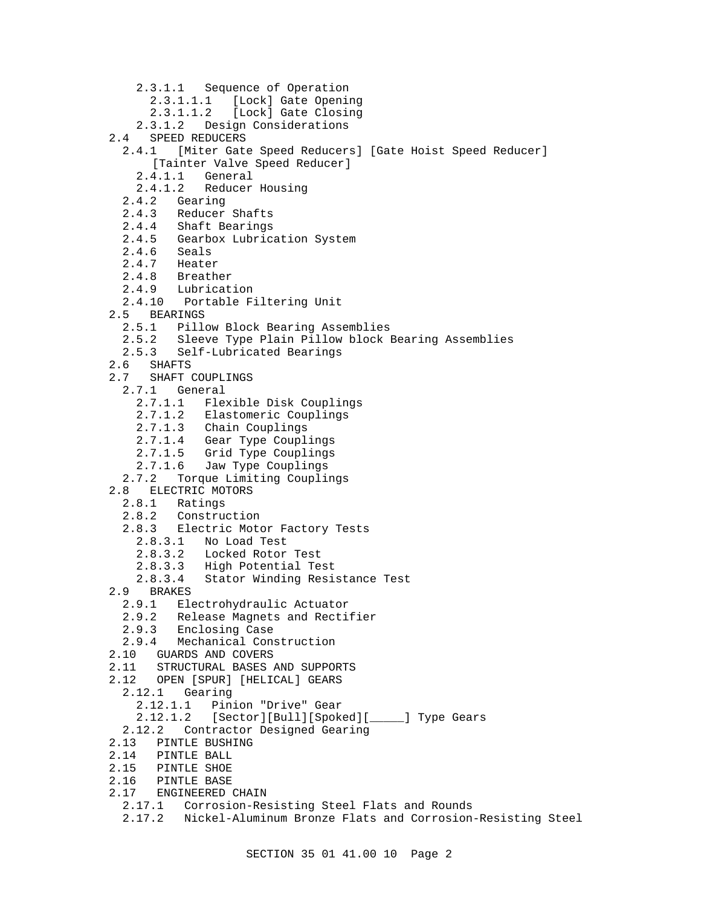2.3.1.1 Sequence of Operation
  2.3.1.1.1 [Lock] Gate Opening
  2.3.1.1.2 [Lock] Gate Closing
2.3.1.2 Design Considerations

2.4 SPEED REDUCERS
  2.4.1 [Miter Gate Speed Reducers] [Gate Hoist Speed Reducer] [Tainter Valve Speed Reducer]
    2.4.1.1 General
    2.4.1.2 Reducer Housing
  2.4.2 Gearing
  2.4.3 Reducer Shafts
  2.4.4 Shaft Bearings
  2.4.5 Gearbox Lubrication System
  2.4.6 Seals
  2.4.7 Heater
  2.4.8 Breather
  2.4.9 Lubrication
  2.4.10 Portable Filtering Unit

2.5 BEARINGS
  2.5.1 Pillow Block Bearing Assemblies
  2.5.2 Sleeve Type Plain Pillow block Bearing Assemblies
  2.5.3 Self-Lubricated Bearings

2.6 SHAFTS

2.7 SHAFT COUPLINGS
  2.7.1 General
    2.7.1.1 Flexible Disk Couplings
    2.7.1.2 Elastomeric Couplings
    2.7.1.3 Chain Couplings
    2.7.1.4 Gear Type Couplings
    2.7.1.5 Grid Type Couplings
    2.7.1.6 Jaw Type Couplings
  2.7.2 Torque Limiting Couplings

2.8 ELECTRIC MOTORS
  2.8.1 Ratings
  2.8.2 Construction
  2.8.3 Electric Motor Factory Tests
    2.8.3.1 No Load Test
    2.8.3.2 Locked Rotor Test
    2.8.3.3 High Potential Test
    2.8.3.4 Stator Winding Resistance Test

2.9 BRAKES
  2.9.1 Electrohydraulic Actuator
  2.9.2 Release Magnets and Rectifier
  2.9.3 Enclosing Case
  2.9.4 Mechanical Construction

2.10 GUARDS AND COVERS

2.11 STRUCTURAL BASES AND SUPPORTS

2.12 OPEN [SPUR] [HELICAL] GEARS
  2.12.1 Gearing
    2.12.1.1 Pinion "Drive" Gear
    2.12.1.2 [Sector][Bull][Spoked][_____] Type Gears
  2.12.2 Contractor Designed Gearing

2.13 PINTLE BUSHING

2.14 PINTLE BALL

2.15 PINTLE SHOE

2.16 PINTLE BASE

2.17 ENGINEERED CHAIN
  2.17.1 Corrosion-Resisting Steel Flats and Rounds
  2.17.2 Nickel-Aluminum Bronze Flats and Corrosion-Resisting Steel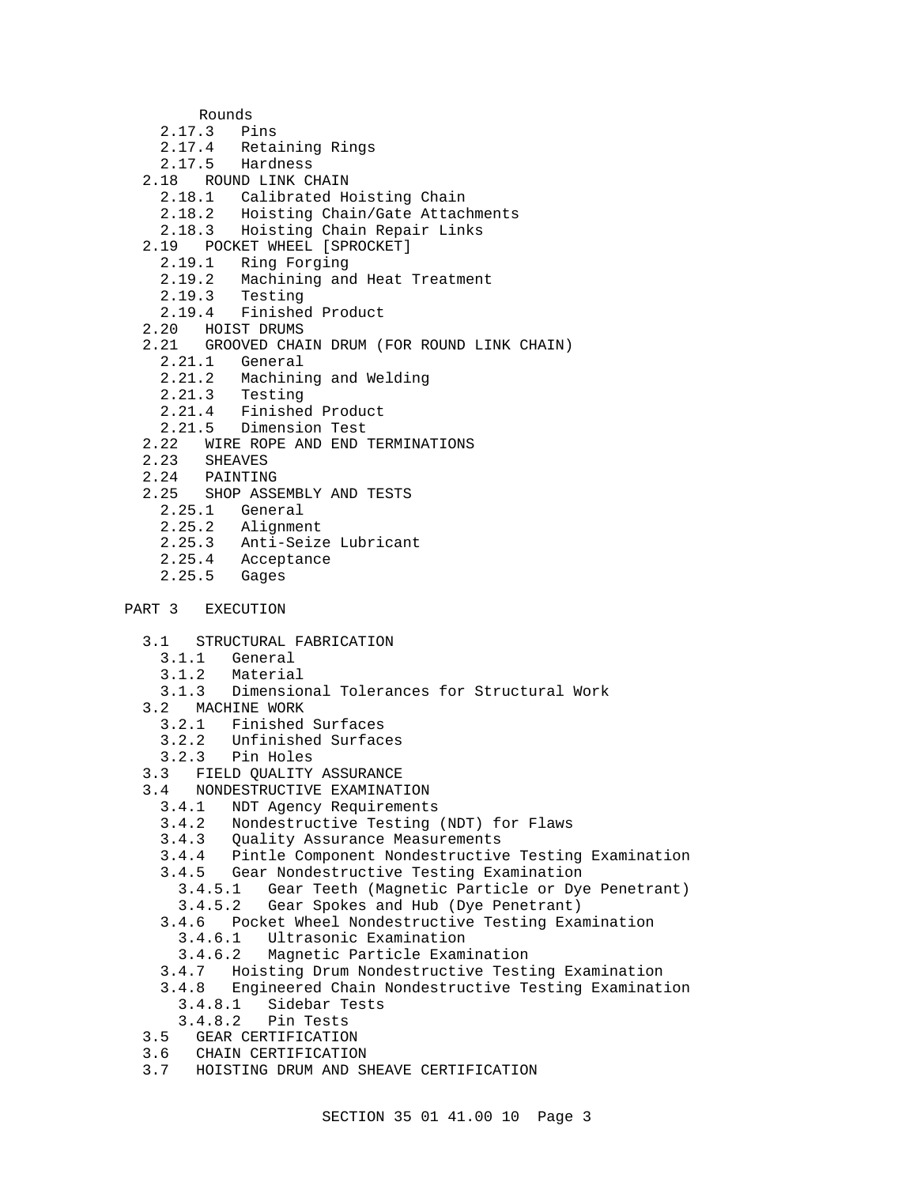Rounds
    2.17.3   Pins
    2.17.4   Retaining Rings
    2.17.5   Hardness
  2.18   ROUND LINK CHAIN
    2.18.1   Calibrated Hoisting Chain
    2.18.2   Hoisting Chain/Gate Attachments
    2.18.3   Hoisting Chain Repair Links
  2.19   POCKET WHEEL [SPROCKET]
    2.19.1   Ring Forging
    2.19.2   Machining and Heat Treatment
    2.19.3   Testing
    2.19.4   Finished Product
  2.20   HOIST DRUMS
  2.21   GROOVED CHAIN DRUM (FOR ROUND LINK CHAIN)
    2.21.1   General
    2.21.2   Machining and Welding
    2.21.3   Testing
    2.21.4   Finished Product
    2.21.5   Dimension Test
  2.22   WIRE ROPE AND END TERMINATIONS
  2.23   SHEAVES
  2.24   PAINTING
  2.25   SHOP ASSEMBLY AND TESTS
    2.25.1   General
    2.25.2   Alignment
    2.25.3   Anti-Seize Lubricant
    2.25.4   Acceptance
    2.25.5   Gages

PART 3   EXECUTION

  3.1   STRUCTURAL FABRICATION
    3.1.1   General
    3.1.2   Material
    3.1.3   Dimensional Tolerances for Structural Work
  3.2   MACHINE WORK
    3.2.1   Finished Surfaces
    3.2.2   Unfinished Surfaces
    3.2.3   Pin Holes
  3.3   FIELD QUALITY ASSURANCE
  3.4   NONDESTRUCTIVE EXAMINATION
    3.4.1   NDT Agency Requirements
    3.4.2   Nondestructive Testing (NDT) for Flaws
    3.4.3   Quality Assurance Measurements
    3.4.4   Pintle Component Nondestructive Testing Examination
    3.4.5   Gear Nondestructive Testing Examination
      3.4.5.1   Gear Teeth (Magnetic Particle or Dye Penetrant)
      3.4.5.2   Gear Spokes and Hub (Dye Penetrant)
    3.4.6   Pocket Wheel Nondestructive Testing Examination
      3.4.6.1   Ultrasonic Examination
      3.4.6.2   Magnetic Particle Examination
    3.4.7   Hoisting Drum Nondestructive Testing Examination
    3.4.8   Engineered Chain Nondestructive Testing Examination
      3.4.8.1   Sidebar Tests
      3.4.8.2   Pin Tests
  3.5   GEAR CERTIFICATION
  3.6   CHAIN CERTIFICATION
  3.7   HOISTING DRUM AND SHEAVE CERTIFICATION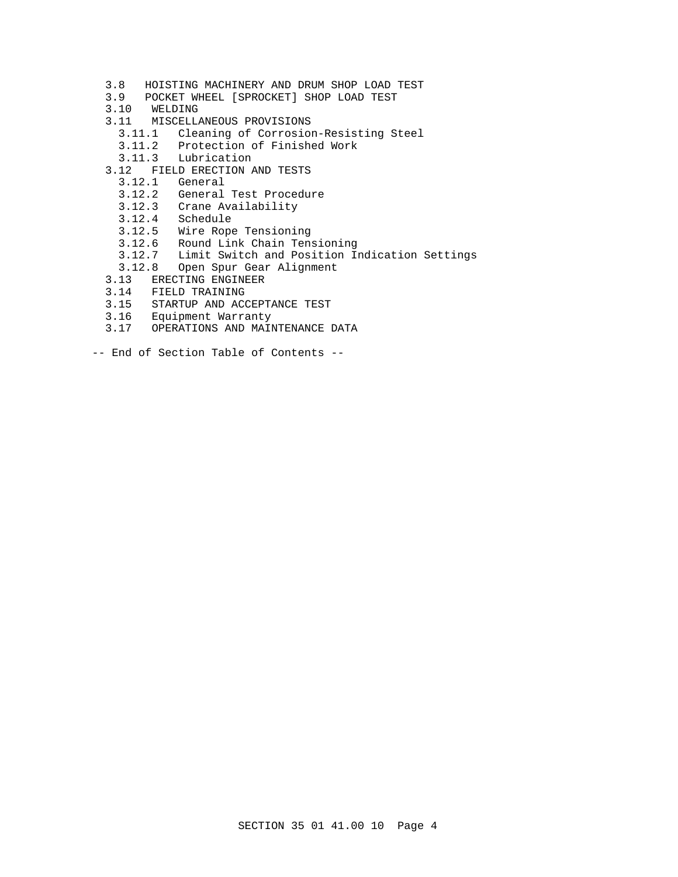3.8 HOISTING MACHINERY AND DRUM SHOP LOAD TEST
3.9 POCKET WHEEL [SPROCKET] SHOP LOAD TEST
3.10 WELDING
3.11 MISCELLANEOUS PROVISIONS
  3.11.1 Cleaning of Corrosion-Resisting Steel
  3.11.2 Protection of Finished Work
  3.11.3 Lubrication
3.12 FIELD ERECTION AND TESTS
  3.12.1 General
  3.12.2 General Test Procedure
  3.12.3 Crane Availability
  3.12.4 Schedule
  3.12.5 Wire Rope Tensioning
  3.12.6 Round Link Chain Tensioning
  3.12.7 Limit Switch and Position Indication Settings
  3.12.8 Open Spur Gear Alignment
3.13 ERECTING ENGINEER
3.14 FIELD TRAINING
3.15 STARTUP AND ACCEPTANCE TEST
3.16 Equipment Warranty
3.17 OPERATIONS AND MAINTENANCE DATA

-- End of Section Table of Contents --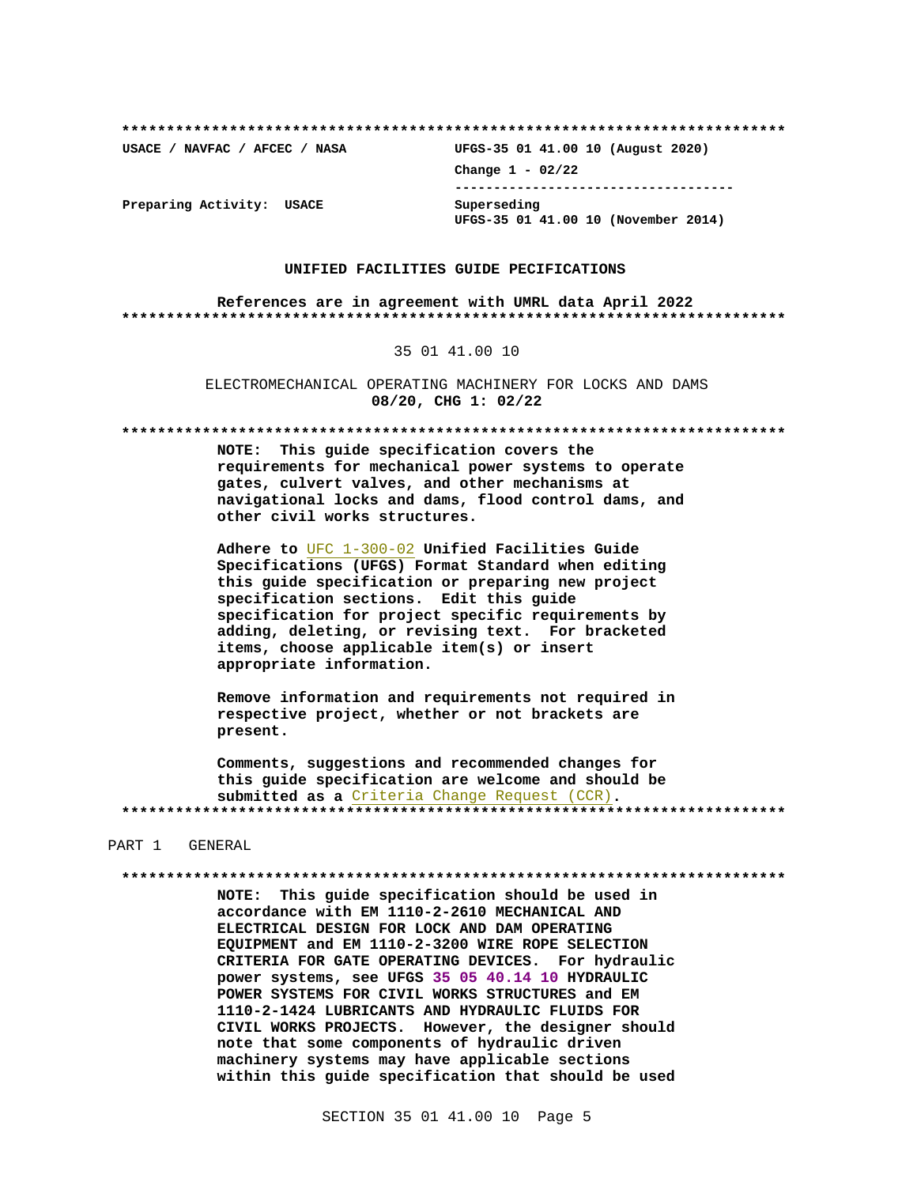**************************************************************************

**USACE / NAVFAC / AFCEC / NASA** | **UFGS-35 01 41.00 10 (August 2020)**

**Change 1 - 02/22**

-----------------------------------

**Preparing Activity: USACE** | **Superseding UFGS-35 01 41.00 10 (November 2014)**

**UNIFIED FACILITIES GUIDE PECIFICATIONS**

**References are in agreement with UMRL data April 2022**

**************************************************************************

35 01 41.00 10

ELECTROMECHANICAL OPERATING MACHINERY FOR LOCKS AND DAMS

**08/20, CHG 1: 02/22**

**************************************************************************

**NOTE: This guide specification covers the requirements for mechanical power systems to operate gates, culvert valves, and other mechanisms at navigational locks and dams, flood control dams, and other civil works structures.**

**Adhere to** UFC 1-300-02 **Unified Facilities Guide Specifications (UFGS) Format Standard when editing this guide specification or preparing new project specification sections. Edit this guide specification for project specific requirements by adding, deleting, or revising text. For bracketed items, choose applicable item(s) or insert appropriate information.**

**Remove information and requirements not required in respective project, whether or not brackets are present.**

**Comments, suggestions and recommended changes for this guide specification are welcome and should be submitted as a** Criteria Change Request (CCR)**.**

**************************************************************************

PART 1 GENERAL

**************************************************************************

**NOTE: This guide specification should be used in accordance with EM 1110-2-2610 MECHANICAL AND ELECTRICAL DESIGN FOR LOCK AND DAM OPERATING EQUIPMENT and EM 1110-2-3200 WIRE ROPE SELECTION CRITERIA FOR GATE OPERATING DEVICES. For hydraulic power systems, see UFGS 35 05 40.14 10 HYDRAULIC POWER SYSTEMS FOR CIVIL WORKS STRUCTURES and EM 1110-2-1424 LUBRICANTS AND HYDRAULIC FLUIDS FOR CIVIL WORKS PROJECTS. However, the designer should note that some components of hydraulic driven machinery systems may have applicable sections within this guide specification that should be used**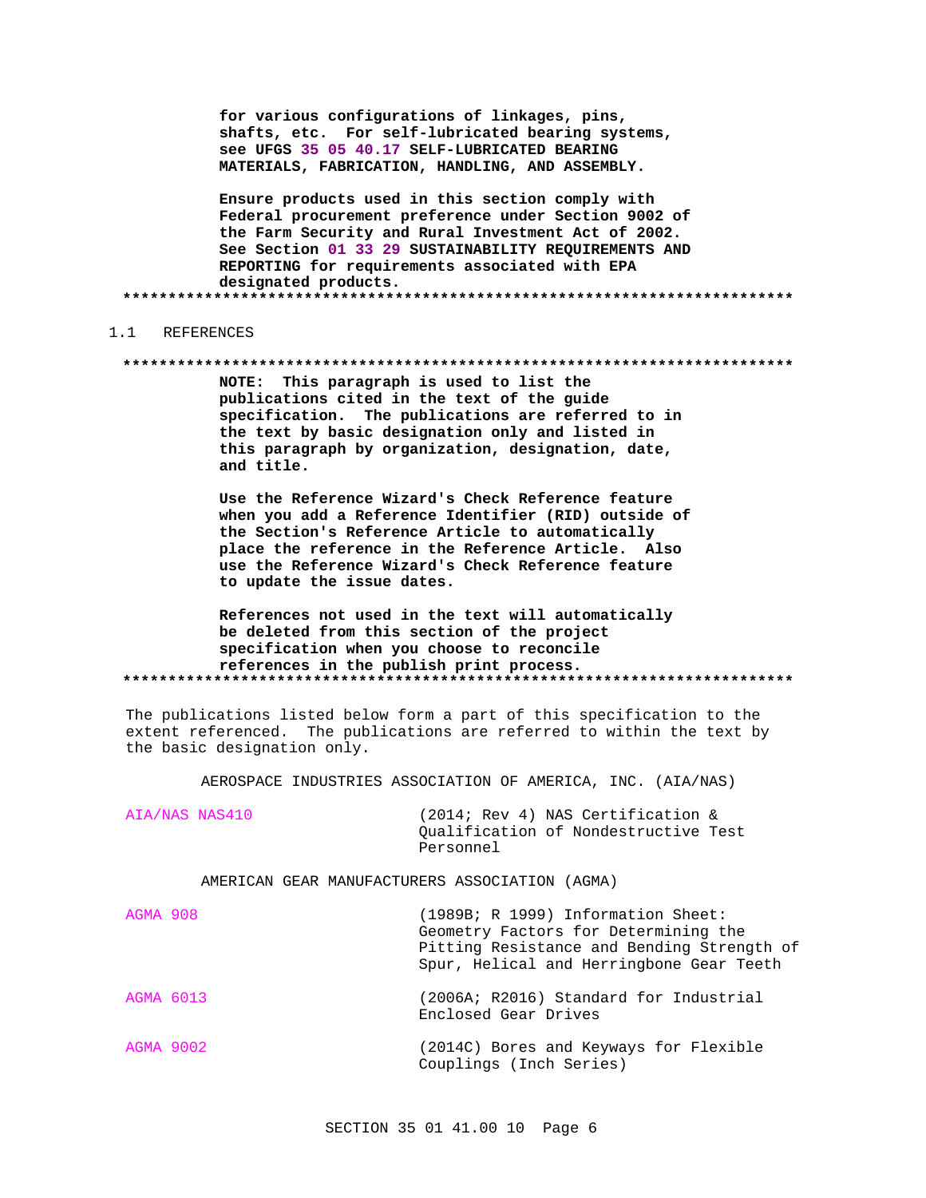**for various configurations of linkages, pins, shafts, etc. For self-lubricated bearing systems, see UFGS 35 05 40.17 SELF-LUBRICATED BEARING MATERIALS, FABRICATION, HANDLING, AND ASSEMBLY.**

**Ensure products used in this section comply with Federal procurement preference under Section 9002 of the Farm Security and Rural Investment Act of 2002. See Section 01 33 29 SUSTAINABILITY REQUIREMENTS AND REPORTING for requirements associated with EPA designated products.**

**************************************************************************

## 1.1 REFERENCES

**************************************************************************

**NOTE: This paragraph is used to list the publications cited in the text of the guide specification. The publications are referred to in the text by basic designation only and listed in this paragraph by organization, designation, date, and title.**

**Use the Reference Wizard's Check Reference feature when you add a Reference Identifier (RID) outside of the Section's Reference Article to automatically place the reference in the Reference Article. Also use the Reference Wizard's Check Reference feature to update the issue dates.**

**References not used in the text will automatically be deleted from this section of the project specification when you choose to reconcile references in the publish print process.**

**************************************************************************

The publications listed below form a part of this specification to the extent referenced. The publications are referred to within the text by the basic designation only.

AEROSPACE INDUSTRIES ASSOCIATION OF AMERICA, INC. (AIA/NAS)

AIA/NAS NAS410 (2014; Rev 4) NAS Certification & Qualification of Nondestructive Test Personnel

AMERICAN GEAR MANUFACTURERS ASSOCIATION (AGMA)

AGMA 908 (1989B; R 1999) Information Sheet: Geometry Factors for Determining the Pitting Resistance and Bending Strength of Spur, Helical and Herringbone Gear Teeth

AGMA 6013 (2006A; R2016) Standard for Industrial Enclosed Gear Drives

AGMA 9002 (2014C) Bores and Keyways for Flexible Couplings (Inch Series)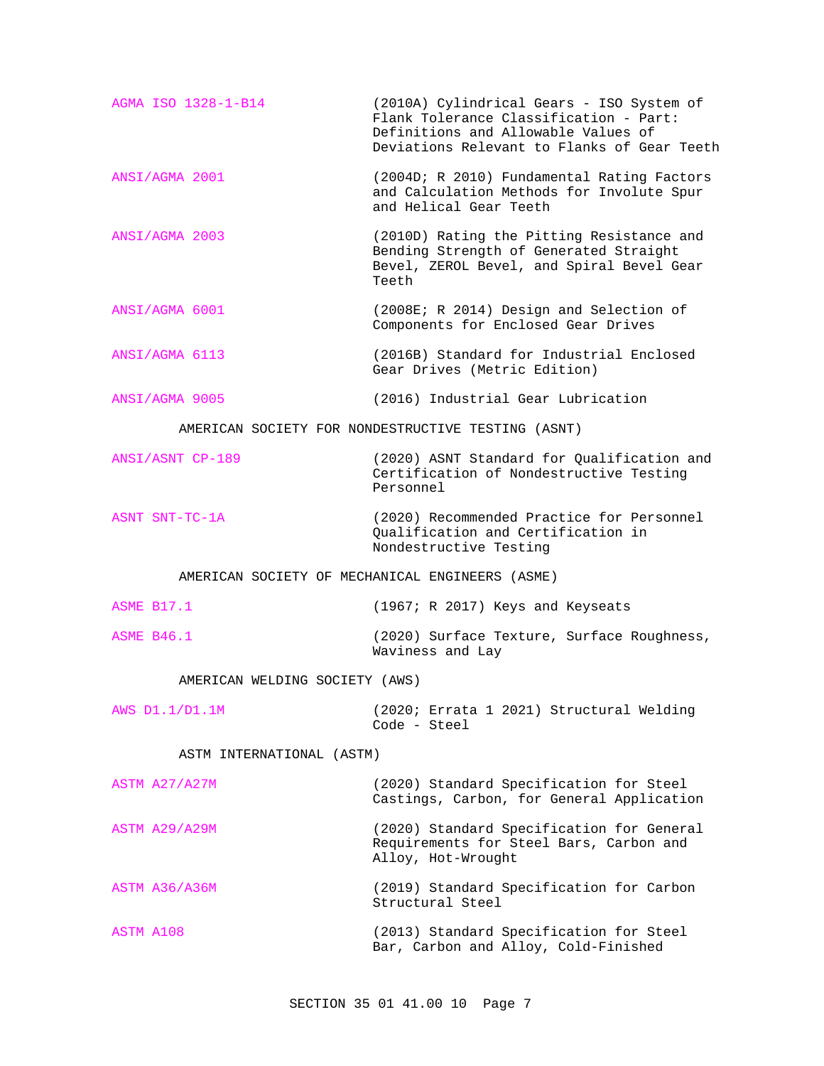AGMA ISO 1328-1-B14 (2010A) Cylindrical Gears - ISO System of Flank Tolerance Classification - Part: Definitions and Allowable Values of Deviations Relevant to Flanks of Gear Teeth

ANSI/AGMA 2001 (2004D; R 2010) Fundamental Rating Factors and Calculation Methods for Involute Spur and Helical Gear Teeth

ANSI/AGMA 2003 (2010D) Rating the Pitting Resistance and Bending Strength of Generated Straight Bevel, ZEROL Bevel, and Spiral Bevel Gear Teeth

ANSI/AGMA 6001 (2008E; R 2014) Design and Selection of Components for Enclosed Gear Drives

ANSI/AGMA 6113 (2016B) Standard for Industrial Enclosed Gear Drives (Metric Edition)

ANSI/AGMA 9005 (2016) Industrial Gear Lubrication

AMERICAN SOCIETY FOR NONDESTRUCTIVE TESTING (ASNT)

ANSI/ASNT CP-189 (2020) ASNT Standard for Qualification and Certification of Nondestructive Testing Personnel

ASNT SNT-TC-1A (2020) Recommended Practice for Personnel Qualification and Certification in Nondestructive Testing

AMERICAN SOCIETY OF MECHANICAL ENGINEERS (ASME)

ASME B17.1 (1967; R 2017) Keys and Keyseats

ASME B46.1 (2020) Surface Texture, Surface Roughness, Waviness and Lay

AMERICAN WELDING SOCIETY (AWS)

AWS D1.1/D1.1M (2020; Errata 1 2021) Structural Welding Code - Steel

ASTM INTERNATIONAL (ASTM)

ASTM A27/A27M (2020) Standard Specification for Steel Castings, Carbon, for General Application

ASTM A29/A29M (2020) Standard Specification for General Requirements for Steel Bars, Carbon and Alloy, Hot-Wrought

ASTM A36/A36M (2019) Standard Specification for Carbon Structural Steel

ASTM A108 (2013) Standard Specification for Steel Bar, Carbon and Alloy, Cold-Finished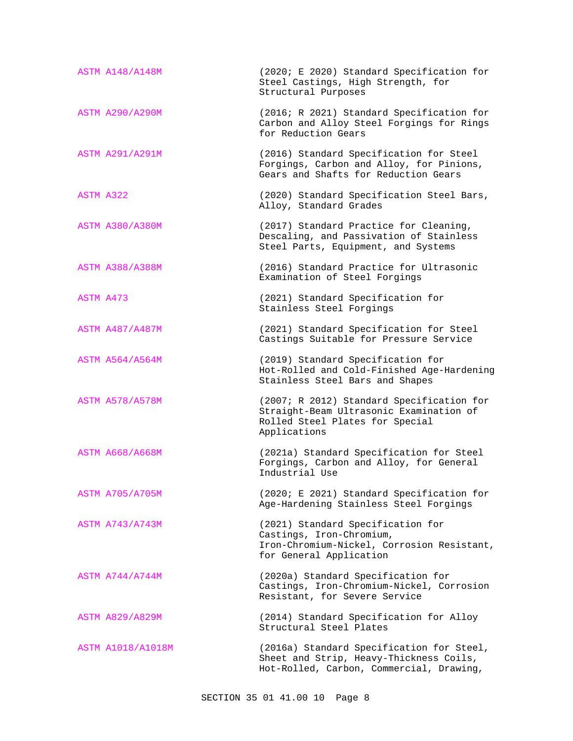ASTM A148/A148M (2020; E 2020) Standard Specification for Steel Castings, High Strength, for Structural Purposes

ASTM A290/A290M (2016; R 2021) Standard Specification for Carbon and Alloy Steel Forgings for Rings for Reduction Gears

ASTM A291/A291M (2016) Standard Specification for Steel Forgings, Carbon and Alloy, for Pinions, Gears and Shafts for Reduction Gears

ASTM A322 (2020) Standard Specification Steel Bars, Alloy, Standard Grades

ASTM A380/A380M (2017) Standard Practice for Cleaning, Descaling, and Passivation of Stainless Steel Parts, Equipment, and Systems

ASTM A388/A388M (2016) Standard Practice for Ultrasonic Examination of Steel Forgings

ASTM A473 (2021) Standard Specification for Stainless Steel Forgings

ASTM A487/A487M (2021) Standard Specification for Steel Castings Suitable for Pressure Service

ASTM A564/A564M (2019) Standard Specification for Hot-Rolled and Cold-Finished Age-Hardening Stainless Steel Bars and Shapes

ASTM A578/A578M (2007; R 2012) Standard Specification for Straight-Beam Ultrasonic Examination of Rolled Steel Plates for Special Applications

ASTM A668/A668M (2021a) Standard Specification for Steel Forgings, Carbon and Alloy, for General Industrial Use

ASTM A705/A705M (2020; E 2021) Standard Specification for Age-Hardening Stainless Steel Forgings

ASTM A743/A743M (2021) Standard Specification for Castings, Iron-Chromium, Iron-Chromium-Nickel, Corrosion Resistant, for General Application

ASTM A744/A744M (2020a) Standard Specification for Castings, Iron-Chromium-Nickel, Corrosion Resistant, for Severe Service

ASTM A829/A829M (2014) Standard Specification for Alloy Structural Steel Plates

ASTM A1018/A1018M (2016a) Standard Specification for Steel, Sheet and Strip, Heavy-Thickness Coils, Hot-Rolled, Carbon, Commercial, Drawing,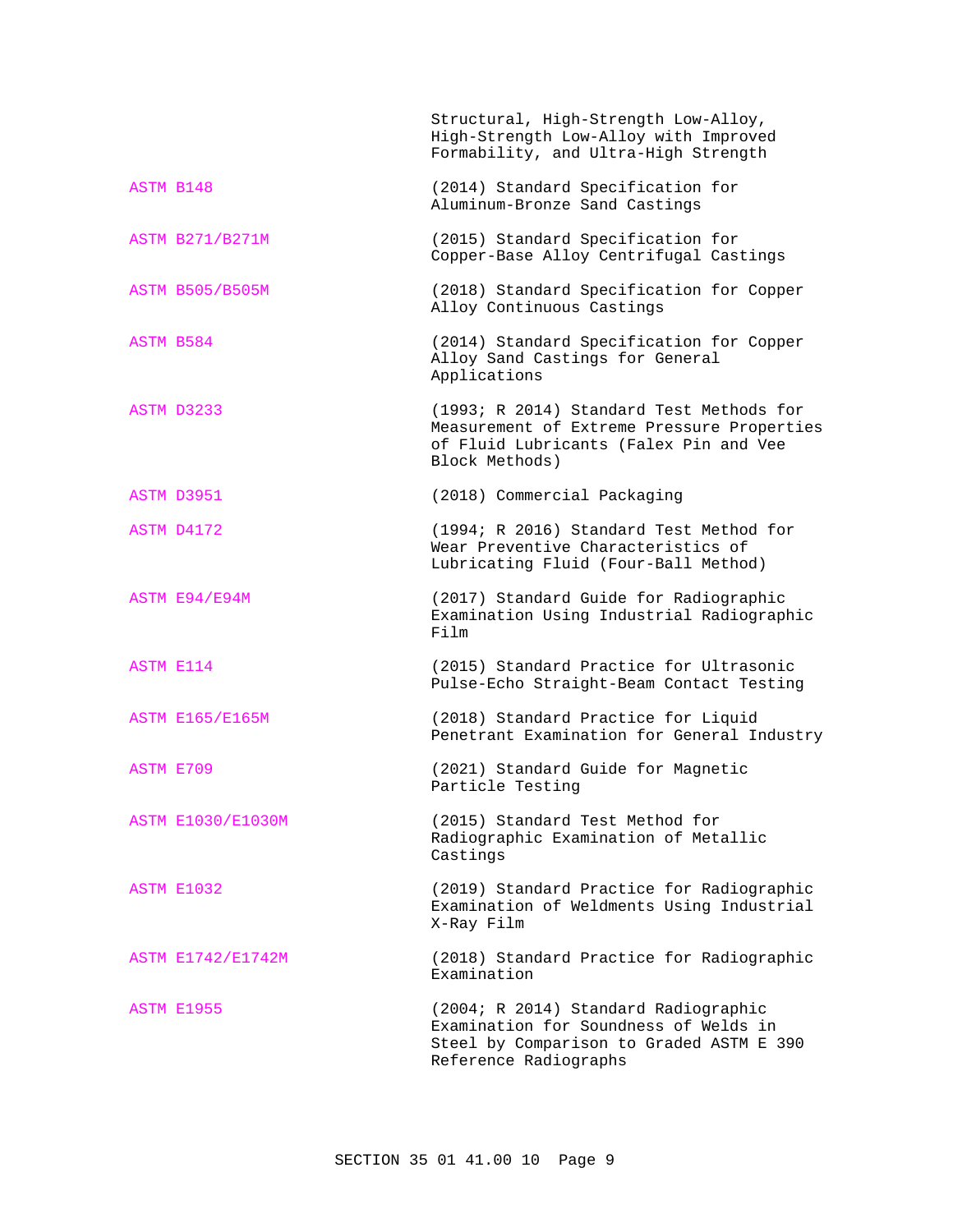Structural, High-Strength Low-Alloy, High-Strength Low-Alloy with Improved Formability, and Ultra-High Strength

ASTM B148 (2014) Standard Specification for Aluminum-Bronze Sand Castings

ASTM B271/B271M (2015) Standard Specification for Copper-Base Alloy Centrifugal Castings

ASTM B505/B505M (2018) Standard Specification for Copper Alloy Continuous Castings

ASTM B584 (2014) Standard Specification for Copper Alloy Sand Castings for General Applications

ASTM D3233 (1993; R 2014) Standard Test Methods for Measurement of Extreme Pressure Properties of Fluid Lubricants (Falex Pin and Vee Block Methods)

ASTM D3951 (2018) Commercial Packaging

ASTM D4172 (1994; R 2016) Standard Test Method for Wear Preventive Characteristics of Lubricating Fluid (Four-Ball Method)

ASTM E94/E94M (2017) Standard Guide for Radiographic Examination Using Industrial Radiographic Film

ASTM E114 (2015) Standard Practice for Ultrasonic Pulse-Echo Straight-Beam Contact Testing

ASTM E165/E165M (2018) Standard Practice for Liquid Penetrant Examination for General Industry

ASTM E709 (2021) Standard Guide for Magnetic Particle Testing

ASTM E1030/E1030M (2015) Standard Test Method for Radiographic Examination of Metallic Castings

ASTM E1032 (2019) Standard Practice for Radiographic Examination of Weldments Using Industrial X-Ray Film

ASTM E1742/E1742M (2018) Standard Practice for Radiographic Examination

ASTM E1955 (2004; R 2014) Standard Radiographic Examination for Soundness of Welds in Steel by Comparison to Graded ASTM E 390 Reference Radiographs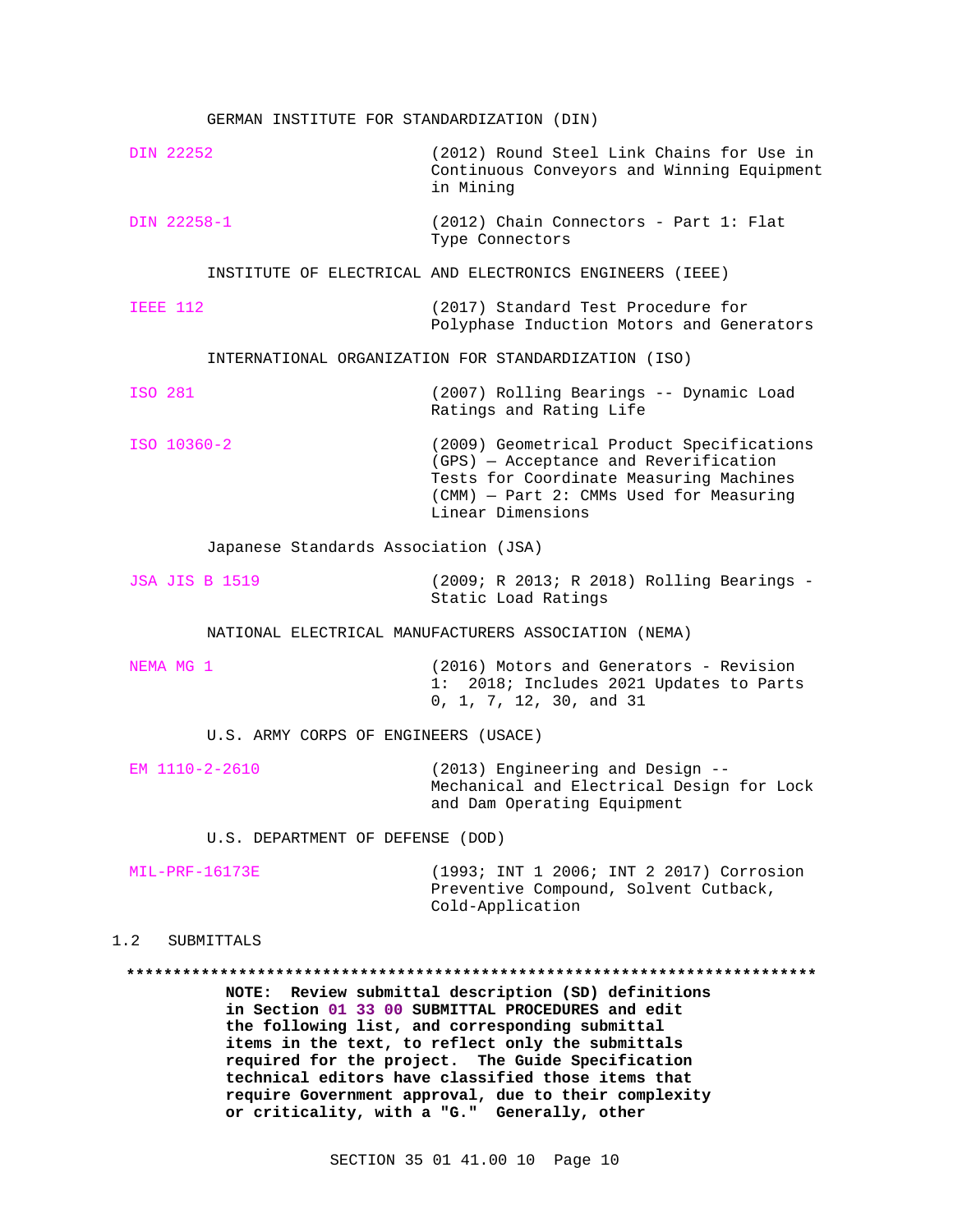GERMAN INSTITUTE FOR STANDARDIZATION (DIN)

DIN 22252 (2012) Round Steel Link Chains for Use in Continuous Conveyors and Winning Equipment in Mining

DIN 22258-1 (2012) Chain Connectors - Part 1: Flat Type Connectors

INSTITUTE OF ELECTRICAL AND ELECTRONICS ENGINEERS (IEEE)

IEEE 112 (2017) Standard Test Procedure for Polyphase Induction Motors and Generators

INTERNATIONAL ORGANIZATION FOR STANDARDIZATION (ISO)

ISO 281 (2007) Rolling Bearings -- Dynamic Load Ratings and Rating Life

ISO 10360-2 (2009) Geometrical Product Specifications (GPS) — Acceptance and Reverification Tests for Coordinate Measuring Machines (CMM) — Part 2: CMMs Used for Measuring Linear Dimensions

Japanese Standards Association (JSA)

JSA JIS B 1519 (2009; R 2013; R 2018) Rolling Bearings - Static Load Ratings

NATIONAL ELECTRICAL MANUFACTURERS ASSOCIATION (NEMA)

NEMA MG 1 (2016) Motors and Generators - Revision 1: 2018; Includes 2021 Updates to Parts 0, 1, 7, 12, 30, and 31

U.S. ARMY CORPS OF ENGINEERS (USACE)

EM 1110-2-2610 (2013) Engineering and Design -- Mechanical and Electrical Design for Lock and Dam Operating Equipment

U.S. DEPARTMENT OF DEFENSE (DOD)

MIL-PRF-16173E (1993; INT 1 2006; INT 2 2017) Corrosion Preventive Compound, Solvent Cutback, Cold-Application

## 1.2 SUBMITTALS

**************************************************************************

**NOTE: Review submittal description (SD) definitions in Section 01 33 00 SUBMITTAL PROCEDURES and edit the following list, and corresponding submittal items in the text, to reflect only the submittals required for the project. The Guide Specification technical editors have classified those items that require Government approval, due to their complexity or criticality, with a "G." Generally, other**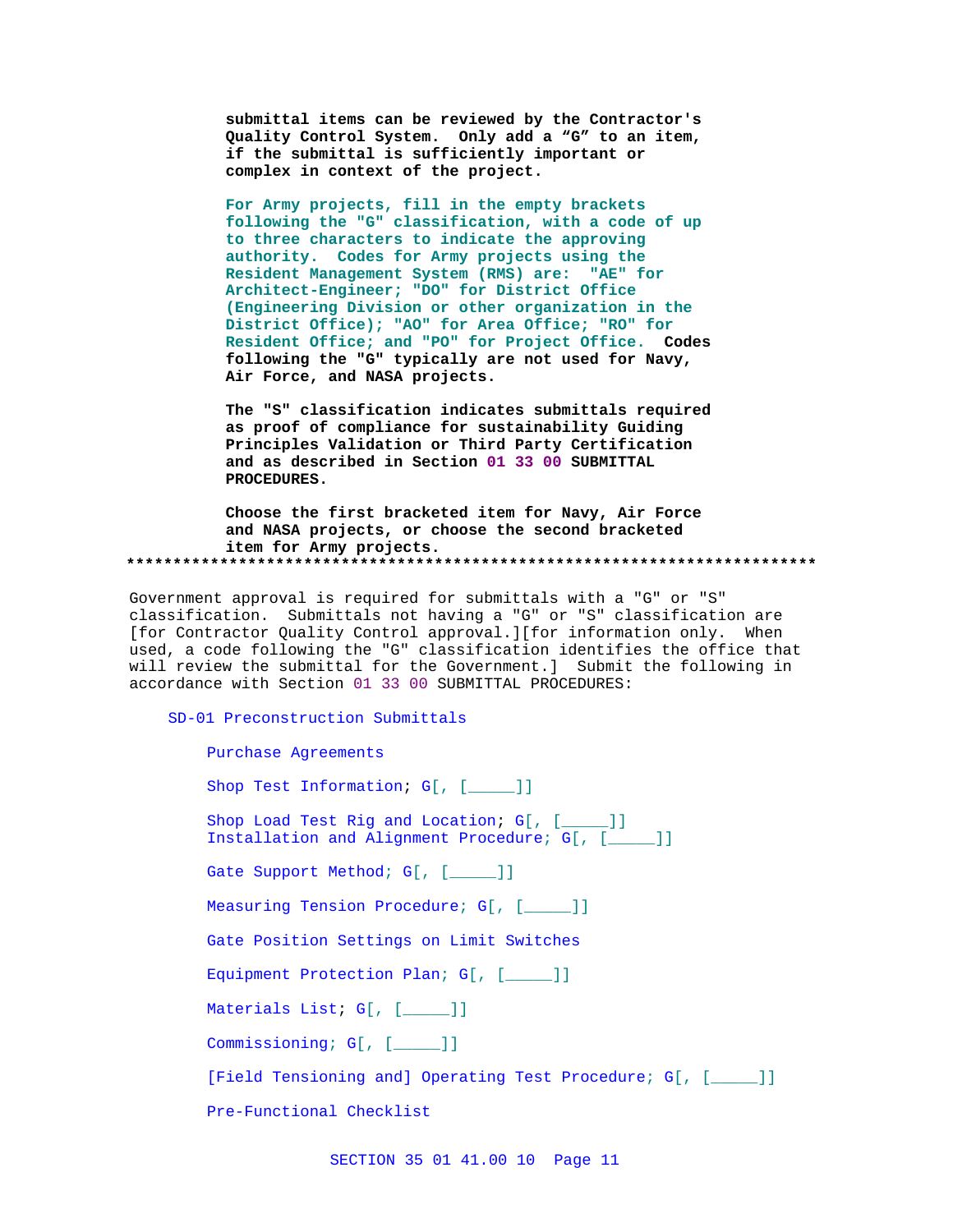**submittal items can be reviewed by the Contractor's Quality Control System. Only add a “G” to an item, if the submittal is sufficiently important or complex in context of the project.**

**For Army projects, fill in the empty brackets following the "G" classification, with a code of up to three characters to indicate the approving authority. Codes for Army projects using the Resident Management System (RMS) are: "AE" for Architect-Engineer; "DO" for District Office (Engineering Division or other organization in the District Office); "AO" for Area Office; "RO" for Resident Office; and "PO" for Project Office. Codes following the "G" typically are not used for Navy, Air Force, and NASA projects.**

**The "S" classification indicates submittals required as proof of compliance for sustainability Guiding Principles Validation or Third Party Certification and as described in Section 01 33 00 SUBMITTAL PROCEDURES.**

**Choose the first bracketed item for Navy, Air Force and NASA projects, or choose the second bracketed item for Army projects.**

**************************************************************************

Government approval is required for submittals with a "G" or "S" classification. Submittals not having a "G" or "S" classification are [for Contractor Quality Control approval.][for information only. When used, a code following the "G" classification identifies the office that will review the submittal for the Government.] Submit the following in accordance with Section 01 33 00 SUBMITTAL PROCEDURES:

SD-01 Preconstruction Submittals

Purchase Agreements

Shop Test Information; G[, [_____]]

Shop Load Test Rig and Location; G[, [_____]]
Installation and Alignment Procedure; G[, [_____]]

Gate Support Method; G[, [_____]]

Measuring Tension Procedure; G[, [_____]]

Gate Position Settings on Limit Switches

Equipment Protection Plan; G[, [_____]]

Materials List; G[, [_____]]

Commissioning; G[, [_____]]

[Field Tensioning and] Operating Test Procedure; G[, [_____]]

Pre-Functional Checklist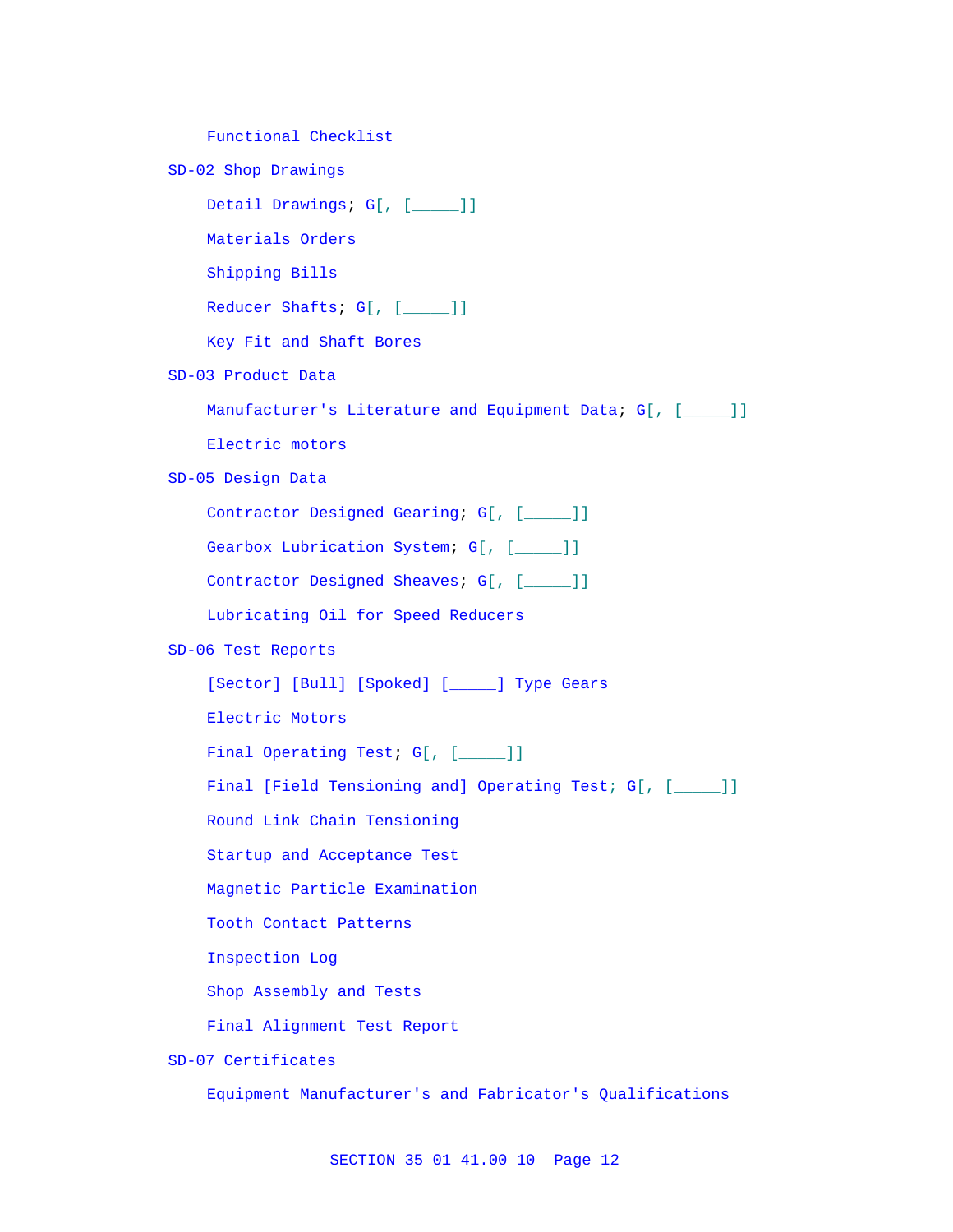Functional Checklist

SD-02 Shop Drawings

Detail Drawings; G[, [_____]]

Materials Orders

Shipping Bills

Reducer Shafts; G[, [_____]]

Key Fit and Shaft Bores

SD-03 Product Data

Manufacturer's Literature and Equipment Data; G[, [_____]]

Electric motors

SD-05 Design Data

Contractor Designed Gearing; G[, [_____]]

Gearbox Lubrication System; G[, [_____]]

Contractor Designed Sheaves; G[, [_____]]

Lubricating Oil for Speed Reducers

SD-06 Test Reports

[Sector] [Bull] [Spoked] [_____] Type Gears

Electric Motors

Final Operating Test; G[, [_____]]

Final [Field Tensioning and] Operating Test; G[, [_____]]

Round Link Chain Tensioning

Startup and Acceptance Test

Magnetic Particle Examination

Tooth Contact Patterns

Inspection Log

Shop Assembly and Tests

Final Alignment Test Report

SD-07 Certificates

Equipment Manufacturer's and Fabricator's Qualifications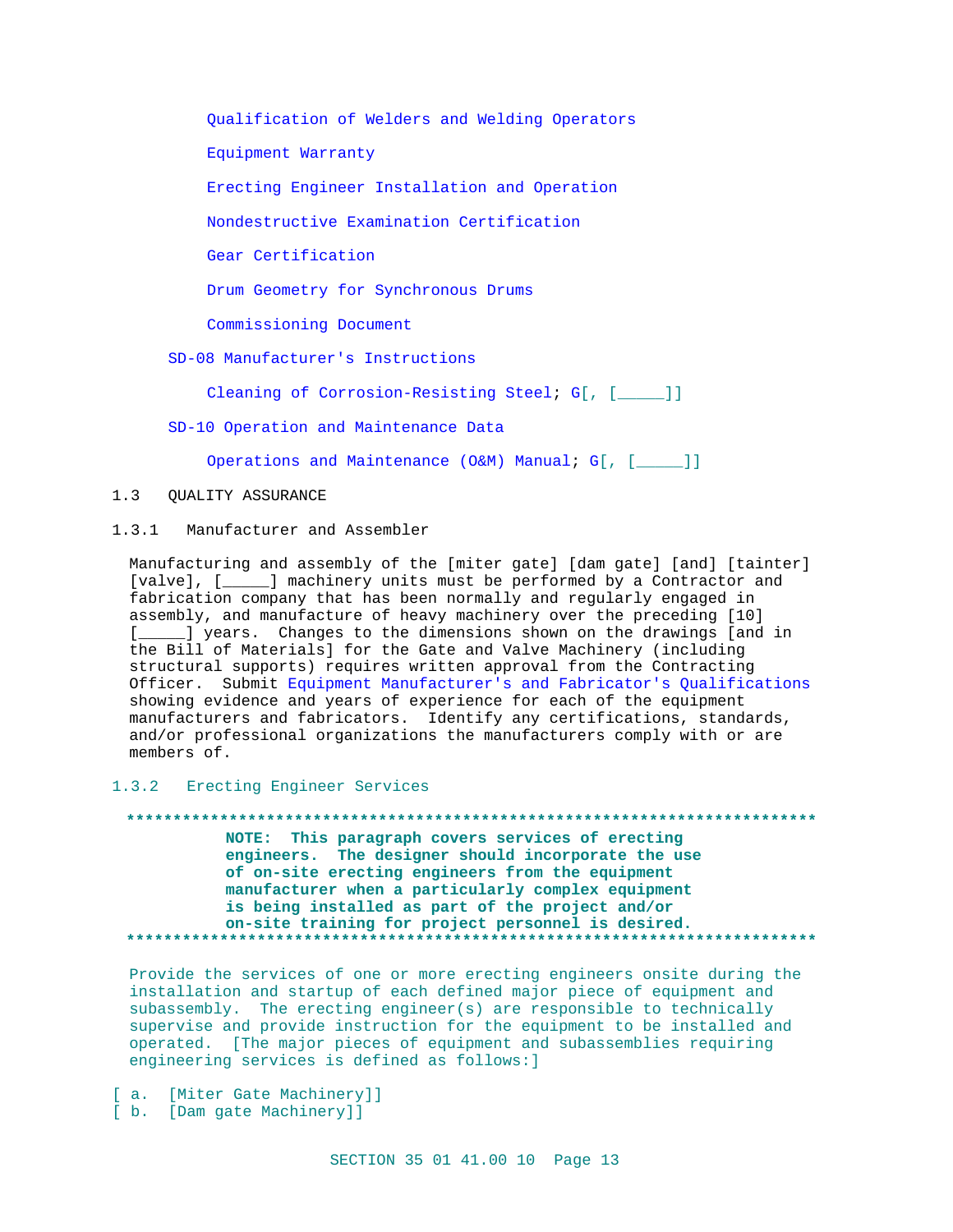Qualification of Welders and Welding Operators

Equipment Warranty

Erecting Engineer Installation and Operation

Nondestructive Examination Certification

Gear Certification

Drum Geometry for Synchronous Drums

Commissioning Document

SD-08 Manufacturer's Instructions

Cleaning of Corrosion-Resisting Steel; G[, [_____]]

SD-10 Operation and Maintenance Data

Operations and Maintenance (O&M) Manual; G[, [_____]]

## 1.3 QUALITY ASSURANCE

### 1.3.1 Manufacturer and Assembler

Manufacturing and assembly of the [miter gate] [dam gate] [and] [tainter] [valve], [_____] machinery units must be performed by a Contractor and fabrication company that has been normally and regularly engaged in assembly, and manufacture of heavy machinery over the preceding [10] [_____] years. Changes to the dimensions shown on the drawings [and in the Bill of Materials] for the Gate and Valve Machinery (including structural supports) requires written approval from the Contracting Officer. Submit Equipment Manufacturer's and Fabricator's Qualifications showing evidence and years of experience for each of the equipment manufacturers and fabricators. Identify any certifications, standards, and/or professional organizations the manufacturers comply with or are members of.

### 1.3.2 Erecting Engineer Services

**************************************************************************

**NOTE: This paragraph covers services of erecting engineers. The designer should incorporate the use of on-site erecting engineers from the equipment manufacturer when a particularly complex equipment is being installed as part of the project and/or on-site training for project personnel is desired.**

**************************************************************************

Provide the services of one or more erecting engineers onsite during the installation and startup of each defined major piece of equipment and subassembly. The erecting engineer(s) are responsible to technically supervise and provide instruction for the equipment to be installed and operated. [The major pieces of equipment and subassemblies requiring engineering services is defined as follows:]

[ a. [Miter Gate Machinery]]

[ b. [Dam gate Machinery]]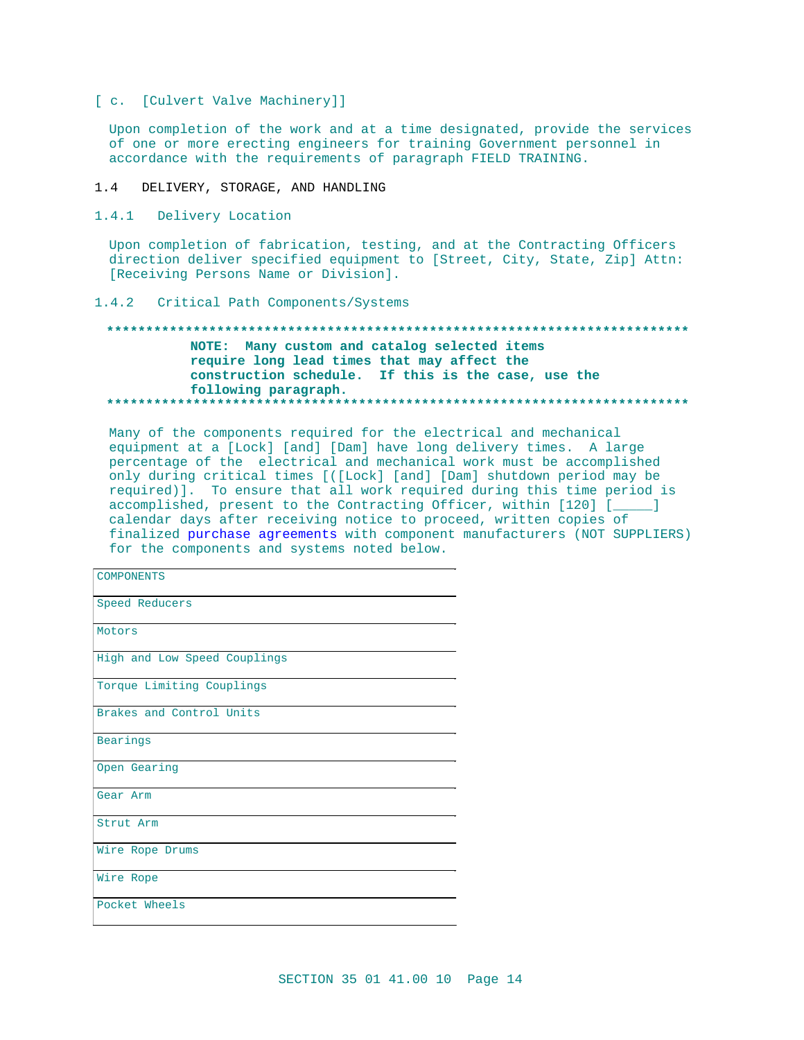[ c. [Culvert Valve Machinery]]

Upon completion of the work and at a time designated, provide the services of one or more erecting engineers for training Government personnel in accordance with the requirements of paragraph FIELD TRAINING.

## 1.4 DELIVERY, STORAGE, AND HANDLING

### 1.4.1 Delivery Location

Upon completion of fabrication, testing, and at the Contracting Officers direction deliver specified equipment to [Street, City, State, Zip] Attn: [Receiving Persons Name or Division].

### 1.4.2 Critical Path Components/Systems

**************************************************************************
**NOTE: Many custom and catalog selected items require long lead times that may affect the construction schedule. If this is the case, use the following paragraph.**
**************************************************************************

Many of the components required for the electrical and mechanical equipment at a [Lock] [and] [Dam] have long delivery times. A large percentage of the electrical and mechanical work must be accomplished only during critical times [([Lock] [and] [Dam] shutdown period may be required)]. To ensure that all work required during this time period is accomplished, present to the Contracting Officer, within [120] [_____] calendar days after receiving notice to proceed, written copies of finalized purchase agreements with component manufacturers (NOT SUPPLIERS) for the components and systems noted below.

| COMPONENTS |
|---|
| Speed Reducers |
| Motors |
| High and Low Speed Couplings |
| Torque Limiting Couplings |
| Brakes and Control Units |
| Bearings |
| Open Gearing |
| Gear Arm |
| Strut Arm |
| Wire Rope Drums |
| Wire Rope |
| Pocket Wheels |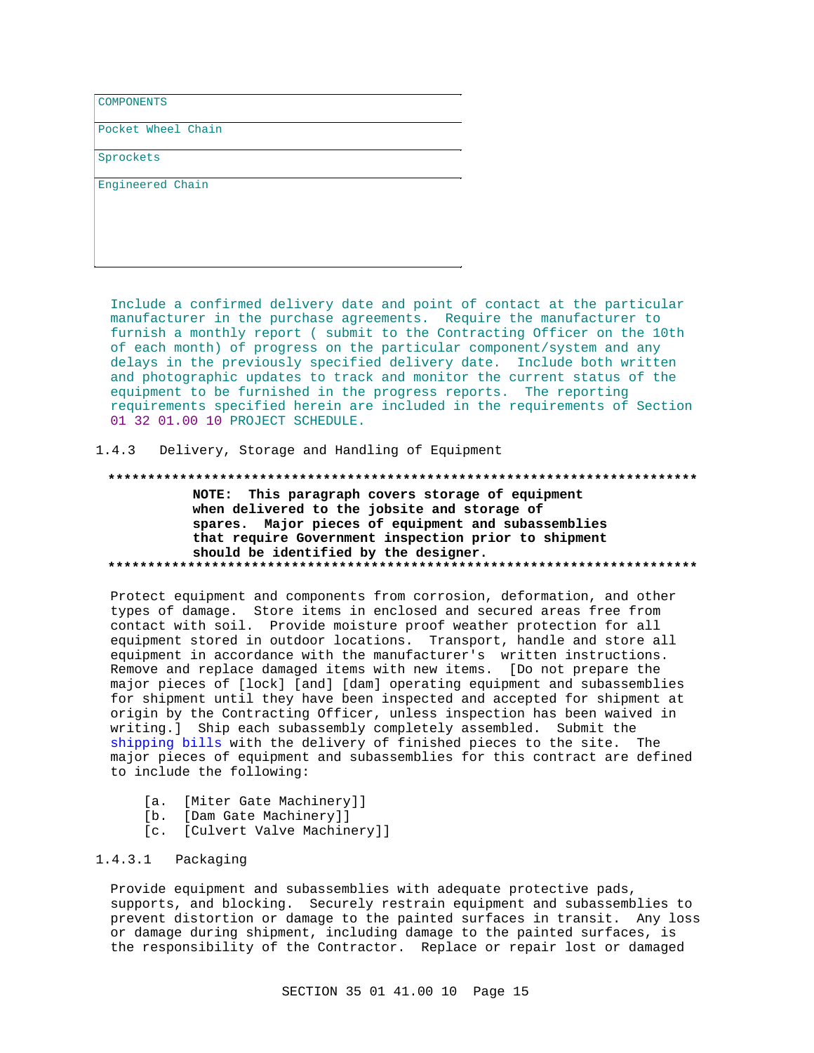| COMPONENTS |
| --- |
| Pocket Wheel Chain |
| Sprockets |
| Engineered Chain |

Include a confirmed delivery date and point of contact at the particular manufacturer in the purchase agreements. Require the manufacturer to furnish a monthly report ( submit to the Contracting Officer on the 10th of each month) of progress on the particular component/system and any delays in the previously specified delivery date. Include both written and photographic updates to track and monitor the current status of the equipment to be furnished in the progress reports. The reporting requirements specified herein are included in the requirements of Section 01 32 01.00 10 PROJECT SCHEDULE.

### 1.4.3 Delivery, Storage and Handling of Equipment

**************************************************************************

**NOTE: This paragraph covers storage of equipment when delivered to the jobsite and storage of spares. Major pieces of equipment and subassemblies that require Government inspection prior to shipment should be identified by the designer.**

**************************************************************************

Protect equipment and components from corrosion, deformation, and other types of damage. Store items in enclosed and secured areas free from contact with soil. Provide moisture proof weather protection for all equipment stored in outdoor locations. Transport, handle and store all equipment in accordance with the manufacturer's written instructions. Remove and replace damaged items with new items. [Do not prepare the major pieces of [lock] [and] [dam] operating equipment and subassemblies for shipment until they have been inspected and accepted for shipment at origin by the Contracting Officer, unless inspection has been waived in writing.] Ship each subassembly completely assembled. Submit the shipping bills with the delivery of finished pieces to the site. The major pieces of equipment and subassemblies for this contract are defined to include the following:

[a. [Miter Gate Machinery]]
[b. [Dam Gate Machinery]]
[c. [Culvert Valve Machinery]]

#### 1.4.3.1 Packaging

Provide equipment and subassemblies with adequate protective pads, supports, and blocking. Securely restrain equipment and subassemblies to prevent distortion or damage to the painted surfaces in transit. Any loss or damage during shipment, including damage to the painted surfaces, is the responsibility of the Contractor. Replace or repair lost or damaged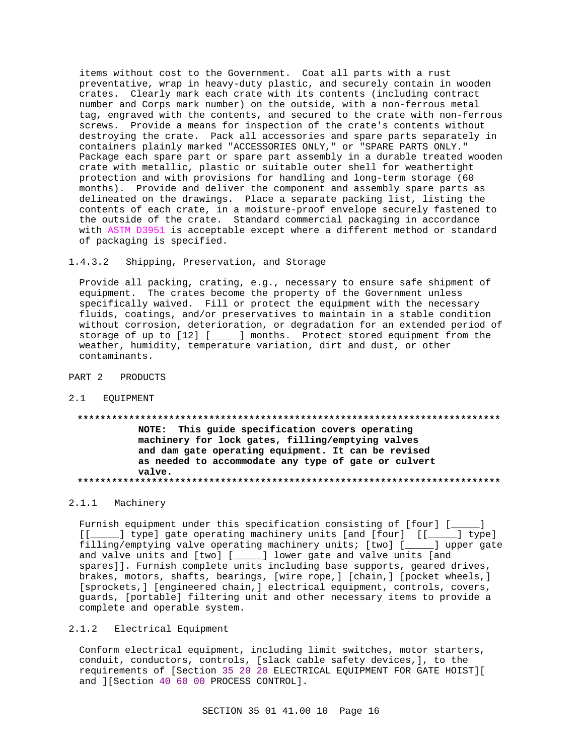items without cost to the Government. Coat all parts with a rust preventative, wrap in heavy-duty plastic, and securely contain in wooden crates. Clearly mark each crate with its contents (including contract number and Corps mark number) on the outside, with a non-ferrous metal tag, engraved with the contents, and secured to the crate with non-ferrous screws. Provide a means for inspection of the crate's contents without destroying the crate. Pack all accessories and spare parts separately in containers plainly marked "ACCESSORIES ONLY," or "SPARE PARTS ONLY." Package each spare part or spare part assembly in a durable treated wooden crate with metallic, plastic or suitable outer shell for weathertight protection and with provisions for handling and long-term storage (60 months). Provide and deliver the component and assembly spare parts as delineated on the drawings. Place a separate packing list, listing the contents of each crate, in a moisture-proof envelope securely fastened to the outside of the crate. Standard commercial packaging in accordance with ASTM D3951 is acceptable except where a different method or standard of packaging is specified.

#### 1.4.3.2 Shipping, Preservation, and Storage

Provide all packing, crating, e.g., necessary to ensure safe shipment of equipment. The crates become the property of the Government unless specifically waived. Fill or protect the equipment with the necessary fluids, coatings, and/or preservatives to maintain in a stable condition without corrosion, deterioration, or degradation for an extended period of storage of up to [12] [_____] months. Protect stored equipment from the weather, humidity, temperature variation, dirt and dust, or other contaminants.

# PART 2 PRODUCTS

## 2.1 EQUIPMENT

**********************************************************************

**NOTE: This guide specification covers operating machinery for lock gates, filling/emptying valves and dam gate operating equipment. It can be revised as needed to accommodate any type of gate or culvert valve.**

**********************************************************************

### 2.1.1 Machinery

Furnish equipment under this specification consisting of [four] [_____] [[_____] type] gate operating machinery units [and [four] [[_____] type] filling/emptying valve operating machinery units; [two] [_____] upper gate and valve units and [two] [_____] lower gate and valve units [and spares]]. Furnish complete units including base supports, geared drives, brakes, motors, shafts, bearings, [wire rope,] [chain,] [pocket wheels,] [sprockets,] [engineered chain,] electrical equipment, controls, covers, guards, [portable] filtering unit and other necessary items to provide a complete and operable system.

### 2.1.2 Electrical Equipment

Conform electrical equipment, including limit switches, motor starters, conduit, conductors, controls, [slack cable safety devices,], to the requirements of [Section 35 20 20 ELECTRICAL EQUIPMENT FOR GATE HOIST][ and ][Section 40 60 00 PROCESS CONTROL].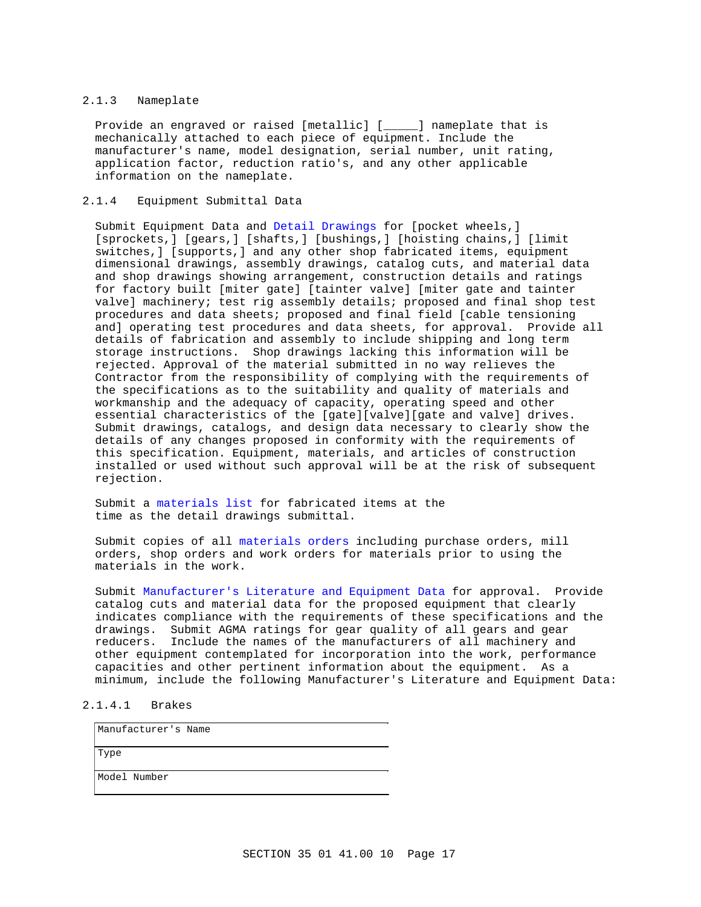### 2.1.3 Nameplate

Provide an engraved or raised [metallic] [_____] nameplate that is mechanically attached to each piece of equipment. Include the manufacturer's name, model designation, serial number, unit rating, application factor, reduction ratio's, and any other applicable information on the nameplate.

### 2.1.4 Equipment Submittal Data

Submit Equipment Data and Detail Drawings for [pocket wheels,] [sprockets,] [gears,] [shafts,] [bushings,] [hoisting chains,] [limit switches,] [supports,] and any other shop fabricated items, equipment dimensional drawings, assembly drawings, catalog cuts, and material data and shop drawings showing arrangement, construction details and ratings for factory built [miter gate] [tainter valve] [miter gate and tainter valve] machinery; test rig assembly details; proposed and final shop test procedures and data sheets; proposed and final field [cable tensioning and] operating test procedures and data sheets, for approval. Provide all details of fabrication and assembly to include shipping and long term storage instructions. Shop drawings lacking this information will be rejected. Approval of the material submitted in no way relieves the Contractor from the responsibility of complying with the requirements of the specifications as to the suitability and quality of materials and workmanship and the adequacy of capacity, operating speed and other essential characteristics of the [gate][valve][gate and valve] drives. Submit drawings, catalogs, and design data necessary to clearly show the details of any changes proposed in conformity with the requirements of this specification. Equipment, materials, and articles of construction installed or used without such approval will be at the risk of subsequent rejection.

Submit a materials list for fabricated items at the time as the detail drawings submittal.

Submit copies of all materials orders including purchase orders, mill orders, shop orders and work orders for materials prior to using the materials in the work.

Submit Manufacturer's Literature and Equipment Data for approval. Provide catalog cuts and material data for the proposed equipment that clearly indicates compliance with the requirements of these specifications and the drawings. Submit AGMA ratings for gear quality of all gears and gear reducers. Include the names of the manufacturers of all machinery and other equipment contemplated for incorporation into the work, performance capacities and other pertinent information about the equipment. As a minimum, include the following Manufacturer's Literature and Equipment Data:

#### 2.1.4.1 Brakes

| |
|---|
| Manufacturer's Name |
| Type |
| Model Number |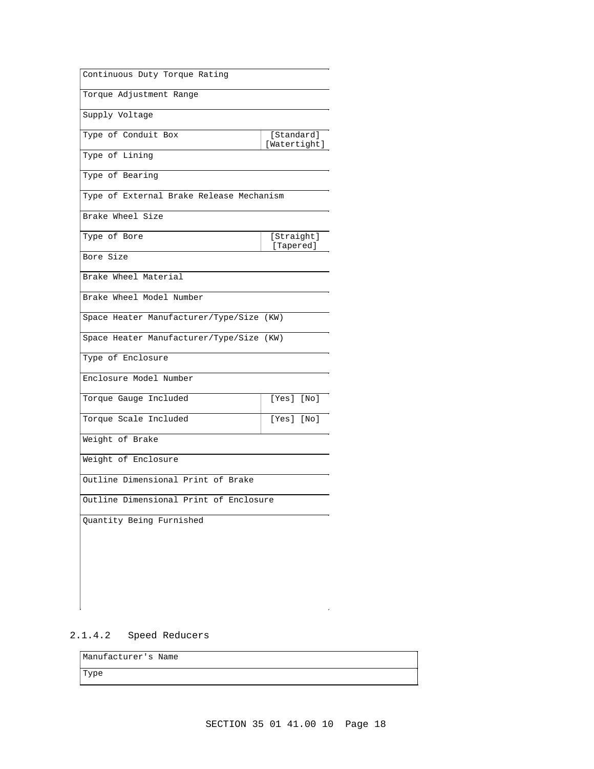| | |
|---|---|
| Continuous Duty Torque Rating | |
| Torque Adjustment Range | |
| Supply Voltage | |
| Type of Conduit Box | [Standard] [Watertight] |
| Type of Lining | |
| Type of Bearing | |
| Type of External Brake Release Mechanism | |
| Brake Wheel Size | |
| Type of Bore | [Straight] [Tapered] |
| Bore Size | |
| Brake Wheel Material | |
| Brake Wheel Model Number | |
| Space Heater Manufacturer/Type/Size (KW) | |
| Space Heater Manufacturer/Type/Size (KW) | |
| Type of Enclosure | |
| Enclosure Model Number | |
| Torque Gauge Included | [Yes] [No] |
| Torque Scale Included | [Yes] [No] |
| Weight of Brake | |
| Weight of Enclosure | |
| Outline Dimensional Print of Brake | |
| Outline Dimensional Print of Enclosure | |
| Quantity Being Furnished | |

2.1.4.2 Speed Reducers

| |
|---|
| Manufacturer's Name |
| Type |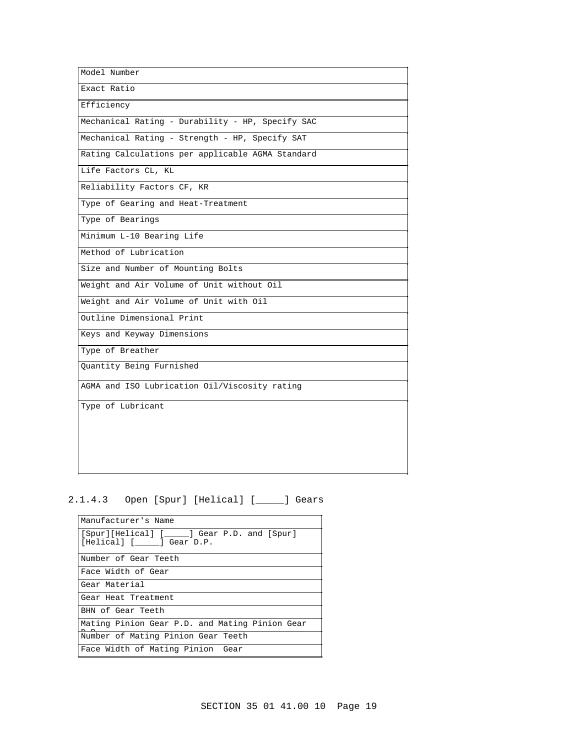| Model Number |
|---|
| Exact Ratio |
| Efficiency |
| Mechanical Rating - Durability - HP, Specify SAC |
| Mechanical Rating - Strength - HP, Specify SAT |
| Rating Calculations per applicable AGMA Standard |
| Life Factors CL, KL |
| Reliability Factors CF, KR |
| Type of Gearing and Heat-Treatment |
| Type of Bearings |
| Minimum L-10 Bearing Life |
| Method of Lubrication |
| Size and Number of Mounting Bolts |
| Weight and Air Volume of Unit without Oil |
| Weight and Air Volume of Unit with Oil |
| Outline Dimensional Print |
| Keys and Keyway Dimensions |
| Type of Breather |
| Quantity Being Furnished |
| AGMA and ISO Lubrication Oil/Viscosity rating |
| Type of Lubricant |

2.1.4.3 Open [Spur] [Helical] [_____] Gears

| Manufacturer's Name |
|---|
| [Spur][Helical] [_____] Gear P.D. and [Spur] [Helical] [_____] Gear D.P. |
| Number of Gear Teeth |
| Face Width of Gear |
| Gear Material |
| Gear Heat Treatment |
| BHN of Gear Teeth |
| Mating Pinion Gear P.D. and Mating Pinion Gear D.P. |
| Number of Mating Pinion Gear Teeth |
| Face Width of Mating Pinion Gear |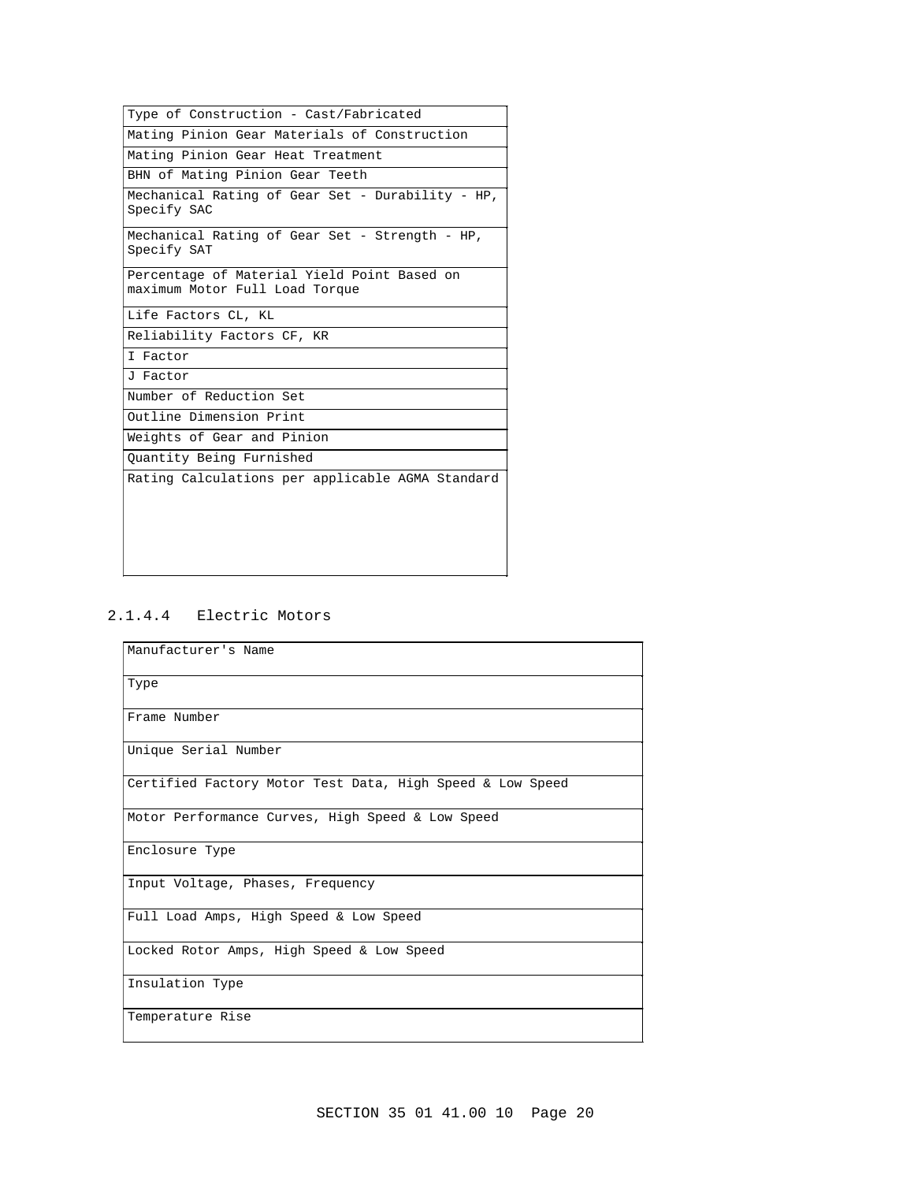| Type of Construction - Cast/Fabricated |
|---|
| Mating Pinion Gear Materials of Construction |
| Mating Pinion Gear Heat Treatment |
| BHN of Mating Pinion Gear Teeth |
| Mechanical Rating of Gear Set - Durability - HP, Specify SAC |
| Mechanical Rating of Gear Set - Strength - HP, Specify SAT |
| Percentage of Material Yield Point Based on maximum Motor Full Load Torque |
| Life Factors CL, KL |
| Reliability Factors CF, KR |
| I Factor |
| J Factor |
| Number of Reduction Set |
| Outline Dimension Print |
| Weights of Gear and Pinion |
| Quantity Being Furnished |
| Rating Calculations per applicable AGMA Standard |

### 2.1.4.4 Electric Motors

| Manufacturer's Name |
|---|
| Type |
| Frame Number |
| Unique Serial Number |
| Certified Factory Motor Test Data, High Speed & Low Speed |
| Motor Performance Curves, High Speed & Low Speed |
| Enclosure Type |
| Input Voltage, Phases, Frequency |
| Full Load Amps, High Speed & Low Speed |
| Locked Rotor Amps, High Speed & Low Speed |
| Insulation Type |
| Temperature Rise |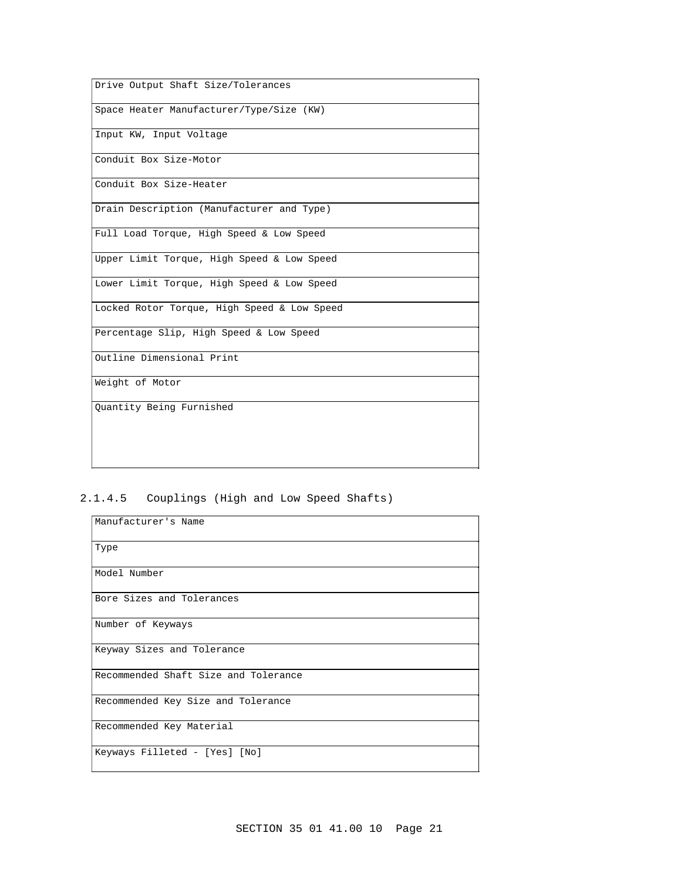| Drive Output Shaft Size/Tolerances |
| --- |
| Space Heater Manufacturer/Type/Size (KW) |
| Input KW, Input Voltage |
| Conduit Box Size-Motor |
| Conduit Box Size-Heater |
| Drain Description (Manufacturer and Type) |
| Full Load Torque, High Speed & Low Speed |
| Upper Limit Torque, High Speed & Low Speed |
| Lower Limit Torque, High Speed & Low Speed |
| Locked Rotor Torque, High Speed & Low Speed |
| Percentage Slip, High Speed & Low Speed |
| Outline Dimensional Print |
| Weight of Motor |
| Quantity Being Furnished |

#### 2.1.4.5 Couplings (High and Low Speed Shafts)

| Manufacturer's Name |
| --- |
| Type |
| Model Number |
| Bore Sizes and Tolerances |
| Number of Keyways |
| Keyway Sizes and Tolerance |
| Recommended Shaft Size and Tolerance |
| Recommended Key Size and Tolerance |
| Recommended Key Material |
| Keyways Filleted - [Yes] [No] |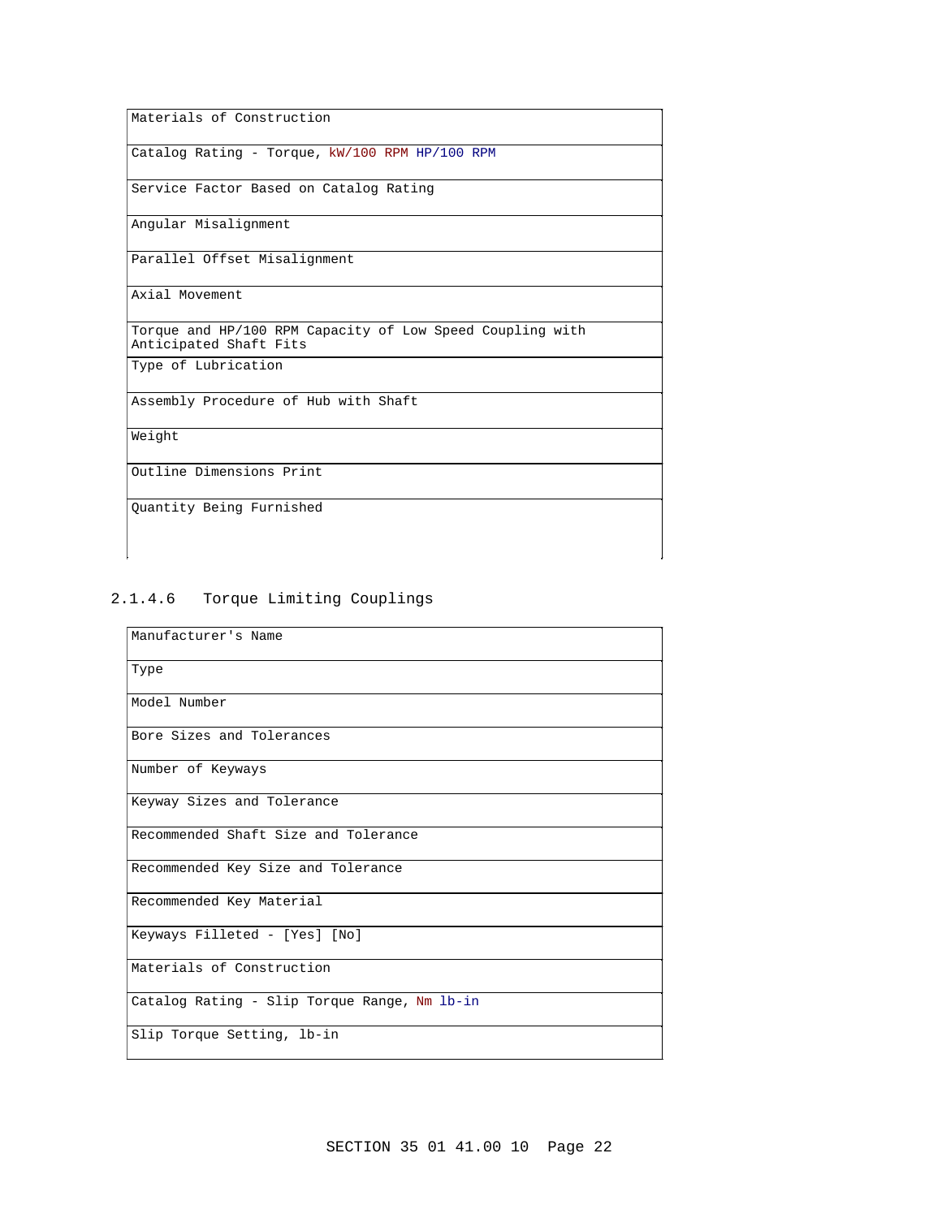| Materials of Construction |
| --- |
| Catalog Rating - Torque, kW/100 RPM HP/100 RPM |
| Service Factor Based on Catalog Rating |
| Angular Misalignment |
| Parallel Offset Misalignment |
| Axial Movement |
| Torque and HP/100 RPM Capacity of Low Speed Coupling with Anticipated Shaft Fits |
| Type of Lubrication |
| Assembly Procedure of Hub with Shaft |
| Weight |
| Outline Dimensions Print |
| Quantity Being Furnished |

#### 2.1.4.6 Torque Limiting Couplings

| Manufacturer's Name |
| --- |
| Type |
| Model Number |
| Bore Sizes and Tolerances |
| Number of Keyways |
| Keyway Sizes and Tolerance |
| Recommended Shaft Size and Tolerance |
| Recommended Key Size and Tolerance |
| Recommended Key Material |
| Keyways Filleted - [Yes] [No] |
| Materials of Construction |
| Catalog Rating - Slip Torque Range, Nm lb-in |
| Slip Torque Setting, lb-in |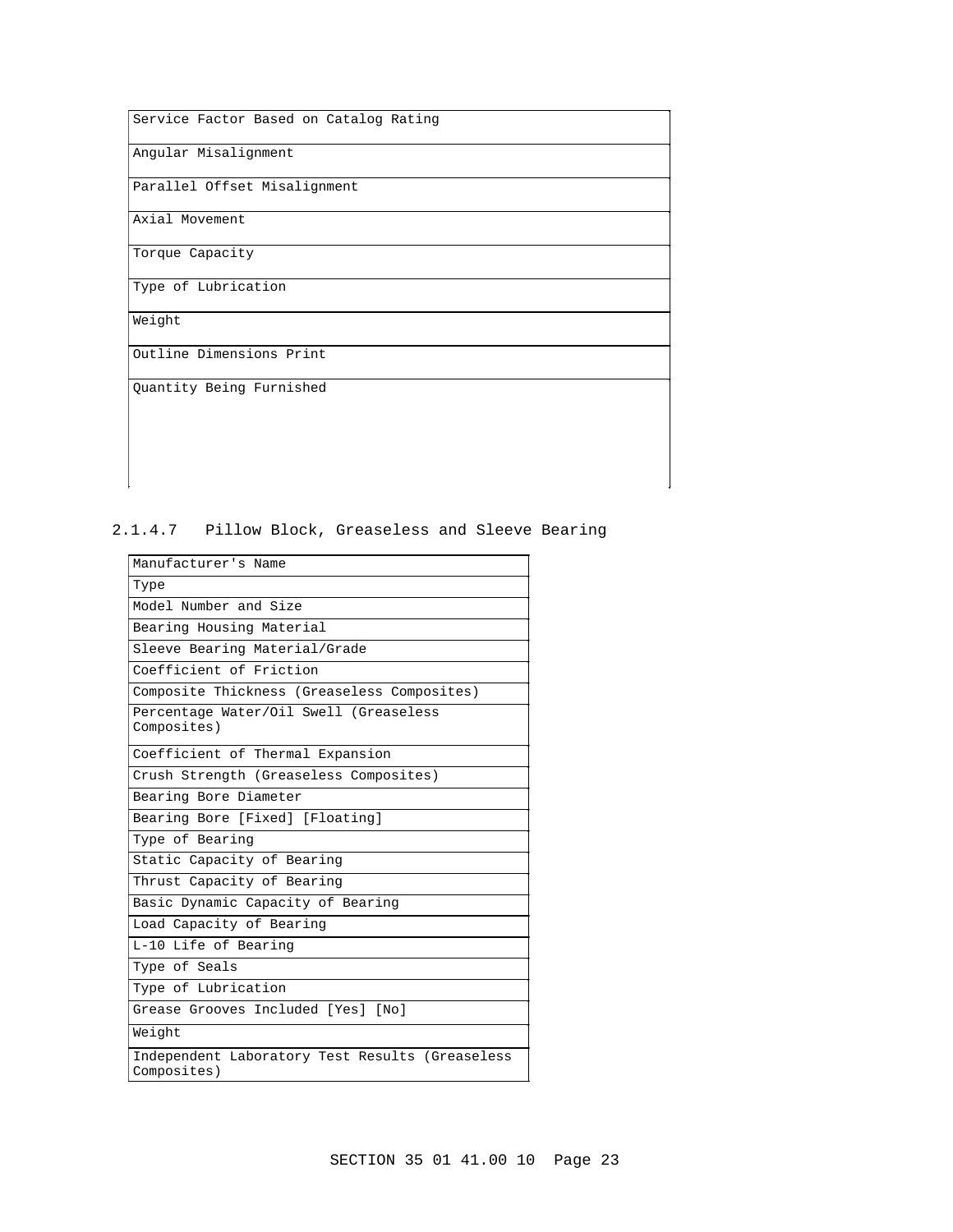| Service Factor Based on Catalog Rating |
| --- |
| Angular Misalignment |
| Parallel Offset Misalignment |
| Axial Movement |
| Torque Capacity |
| Type of Lubrication |
| Weight |
| Outline Dimensions Print |
| Quantity Being Furnished |

### 2.1.4.7 Pillow Block, Greaseless and Sleeve Bearing

| Manufacturer's Name |
| --- |
| Type |
| Model Number and Size |
| Bearing Housing Material |
| Sleeve Bearing Material/Grade |
| Coefficient of Friction |
| Composite Thickness (Greaseless Composites) |
| Percentage Water/Oil Swell (Greaseless Composites) |
| Coefficient of Thermal Expansion |
| Crush Strength (Greaseless Composites) |
| Bearing Bore Diameter |
| Bearing Bore [Fixed] [Floating] |
| Type of Bearing |
| Static Capacity of Bearing |
| Thrust Capacity of Bearing |
| Basic Dynamic Capacity of Bearing |
| Load Capacity of Bearing |
| L-10 Life of Bearing |
| Type of Seals |
| Type of Lubrication |
| Grease Grooves Included [Yes] [No] |
| Weight |
| Independent Laboratory Test Results (Greaseless Composites) |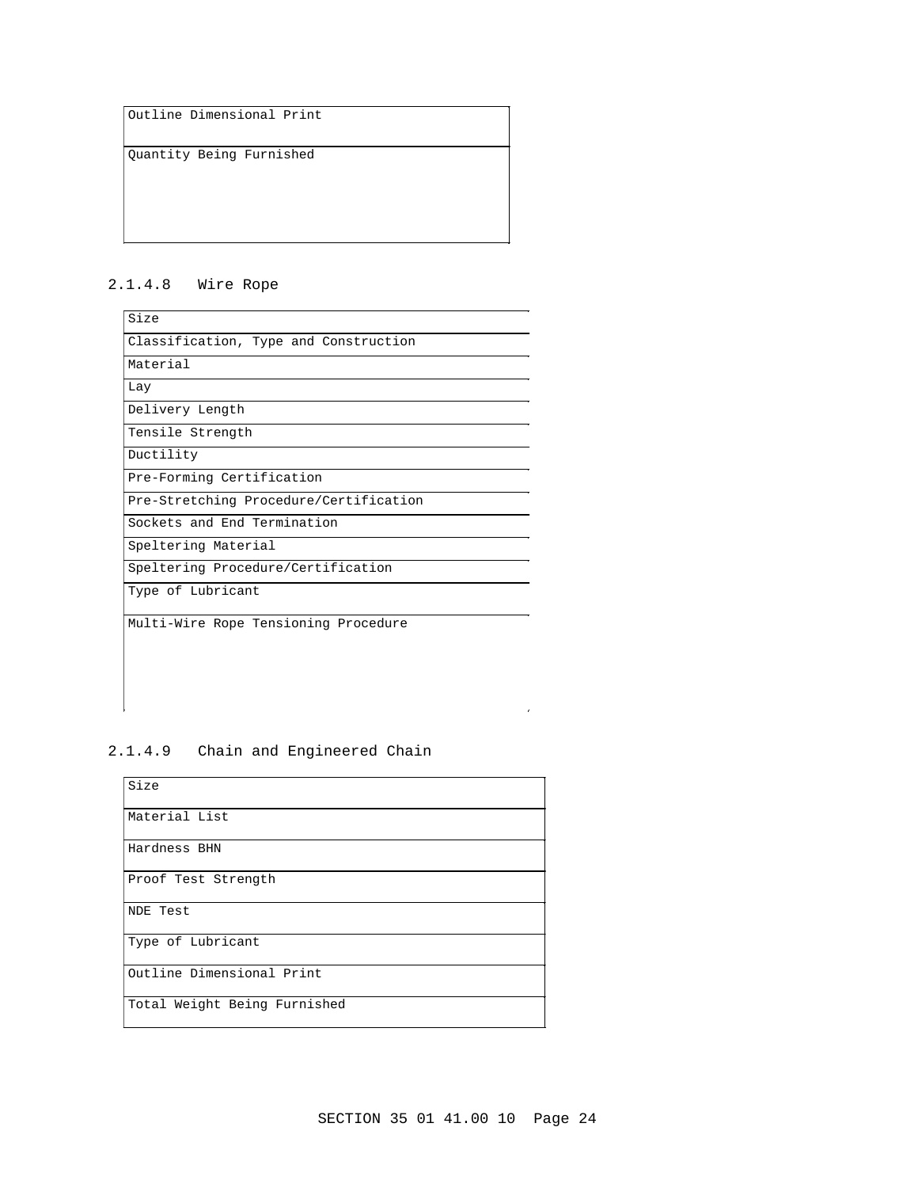| Outline Dimensional Print |
|---|
| Quantity Being Furnished |

### 2.1.4.8 Wire Rope

| Size |
|---|
| Classification, Type and Construction |
| Material |
| Lay |
| Delivery Length |
| Tensile Strength |
| Ductility |
| Pre-Forming Certification |
| Pre-Stretching Procedure/Certification |
| Sockets and End Termination |
| Speltering Material |
| Speltering Procedure/Certification |
| Type of Lubricant |
| Multi-Wire Rope Tensioning Procedure |

### 2.1.4.9 Chain and Engineered Chain

| Size |
|---|
| Material List |
| Hardness BHN |
| Proof Test Strength |
| NDE Test |
| Type of Lubricant |
| Outline Dimensional Print |
| Total Weight Being Furnished |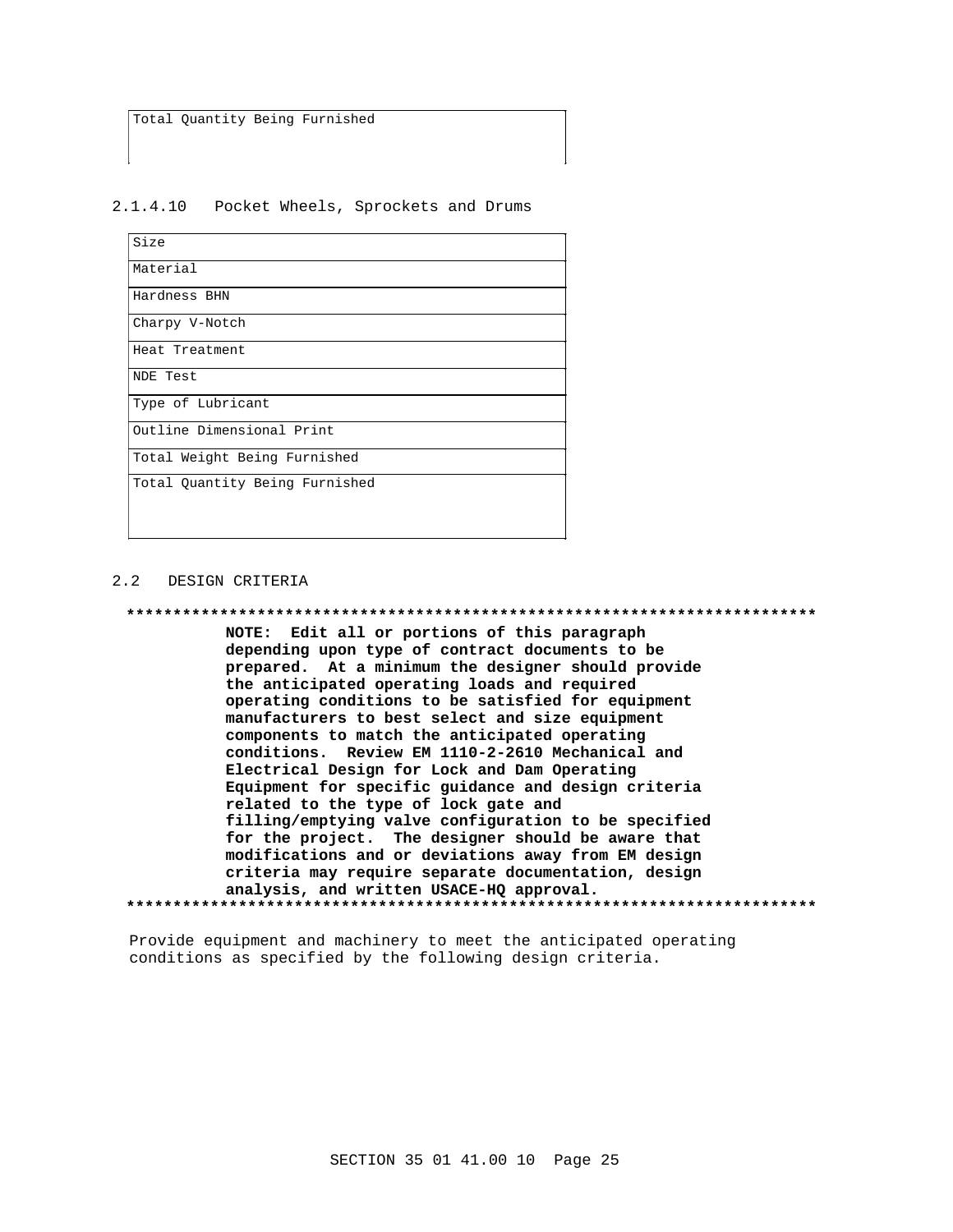| Total Quantity Being Furnished |
| --- |
| |

#### 2.1.4.10 Pocket Wheels, Sprockets and Drums

| Size |
| --- |
| Material |
| Hardness BHN |
| Charpy V-Notch |
| Heat Treatment |
| NDE Test |
| Type of Lubricant |
| Outline Dimensional Print |
| Total Weight Being Furnished |
| Total Quantity Being Furnished |

## 2.2 DESIGN CRITERIA

**************************************************************************

**NOTE: Edit all or portions of this paragraph depending upon type of contract documents to be prepared. At a minimum the designer should provide the anticipated operating loads and required operating conditions to be satisfied for equipment manufacturers to best select and size equipment components to match the anticipated operating conditions. Review EM 1110-2-2610 Mechanical and Electrical Design for Lock and Dam Operating Equipment for specific guidance and design criteria related to the type of lock gate and filling/emptying valve configuration to be specified for the project. The designer should be aware that modifications and or deviations away from EM design criteria may require separate documentation, design analysis, and written USACE-HQ approval.**

**************************************************************************

Provide equipment and machinery to meet the anticipated operating conditions as specified by the following design criteria.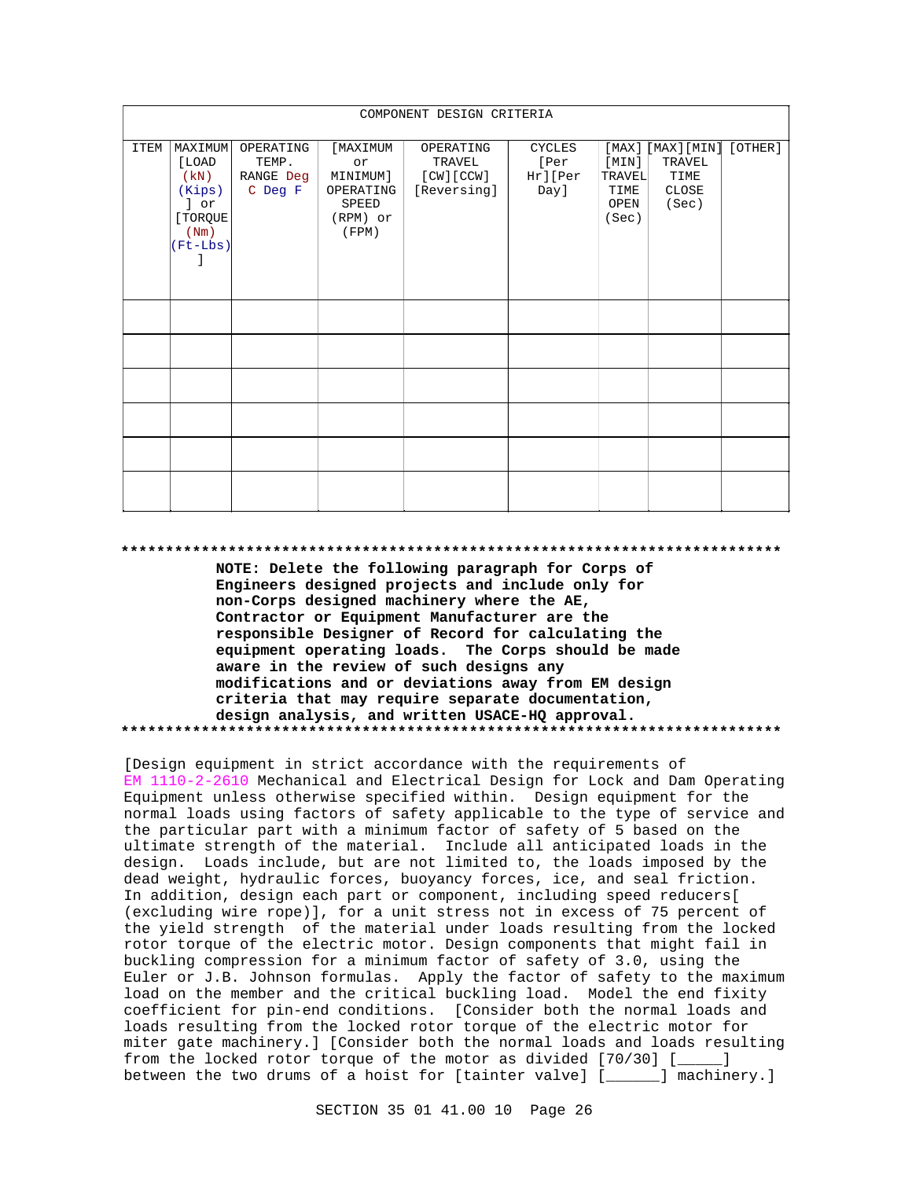| COMPONENT DESIGN CRITERIA | | | | | | | | |
|---|---|---|---|---|---|---|---|---|
| ITEM | MAXIMUM [LOAD (kN) (Kips) ] or [TORQUE (Nm) (Ft-Lbs) ] | OPERATING TEMP. RANGE Deg C Deg F | [MAXIMUM or MINIMUM] OPERATING SPEED (RPM) or (FPM) | OPERATING TRAVEL [CW][CCW] [Reversing] | CYCLES [Per Hr][Per Day] | [MAX] [MIN] TRAVEL TIME OPEN (Sec) | [MAX][MIN] TRAVEL TIME CLOSE (Sec) | [OTHER] |
| | | | | | | | | |
| | | | | | | | | |
| | | | | | | | | |
| | | | | | | | | |
| | | | | | | | | |
| | | | | | | | | |

**************************************************************************

**NOTE: Delete the following paragraph for Corps of Engineers designed projects and include only for non-Corps designed machinery where the AE, Contractor or Equipment Manufacturer are the responsible Designer of Record for calculating the equipment operating loads. The Corps should be made aware in the review of such designs any modifications and or deviations away from EM design criteria that may require separate documentation, design analysis, and written USACE-HQ approval.**

**************************************************************************

[Design equipment in strict accordance with the requirements of EM 1110-2-2610 Mechanical and Electrical Design for Lock and Dam Operating Equipment unless otherwise specified within. Design equipment for the normal loads using factors of safety applicable to the type of service and the particular part with a minimum factor of safety of 5 based on the ultimate strength of the material. Include all anticipated loads in the design. Loads include, but are not limited to, the loads imposed by the dead weight, hydraulic forces, buoyancy forces, ice, and seal friction. In addition, design each part or component, including speed reducers[ (excluding wire rope)], for a unit stress not in excess of 75 percent of the yield strength of the material under loads resulting from the locked rotor torque of the electric motor. Design components that might fail in buckling compression for a minimum factor of safety of 3.0, using the Euler or J.B. Johnson formulas. Apply the factor of safety to the maximum load on the member and the critical buckling load. Model the end fixity coefficient for pin-end conditions. [Consider both the normal loads and loads resulting from the locked rotor torque of the electric motor for miter gate machinery.] [Consider both the normal loads and loads resulting from the locked rotor torque of the motor as divided [70/30] [_____] between the two drums of a hoist for [tainter valve] [______] machinery.]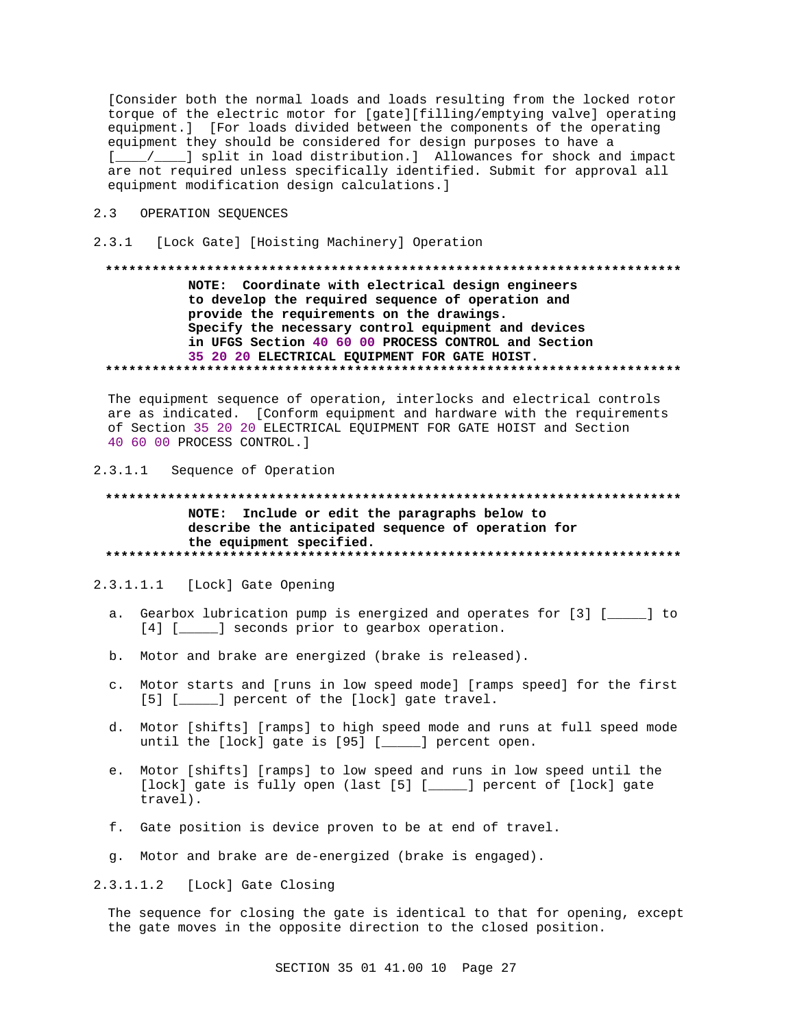[Consider both the normal loads and loads resulting from the locked rotor torque of the electric motor for [gate][filling/emptying valve] operating equipment.] [For loads divided between the components of the operating equipment they should be considered for design purposes to have a [____/____] split in load distribution.] Allowances for shock and impact are not required unless specifically identified. Submit for approval all equipment modification design calculations.]

## 2.3 OPERATION SEQUENCES

### 2.3.1 [Lock Gate] [Hoisting Machinery] Operation

**************************************************************************

**NOTE: Coordinate with electrical design engineers to develop the required sequence of operation and provide the requirements on the drawings. Specify the necessary control equipment and devices in UFGS Section 40 60 00 PROCESS CONTROL and Section 35 20 20 ELECTRICAL EQUIPMENT FOR GATE HOIST.**

**************************************************************************

The equipment sequence of operation, interlocks and electrical controls are as indicated. [Conform equipment and hardware with the requirements of Section 35 20 20 ELECTRICAL EQUIPMENT FOR GATE HOIST and Section 40 60 00 PROCESS CONTROL.]

#### 2.3.1.1 Sequence of Operation

**************************************************************************

**NOTE: Include or edit the paragraphs below to describe the anticipated sequence of operation for the equipment specified.**

**************************************************************************

##### 2.3.1.1.1 [Lock] Gate Opening

a. Gearbox lubrication pump is energized and operates for [3] [_____] to [4] [_____] seconds prior to gearbox operation.

b. Motor and brake are energized (brake is released).

c. Motor starts and [runs in low speed mode] [ramps speed] for the first [5] [_____] percent of the [lock] gate travel.

d. Motor [shifts] [ramps] to high speed mode and runs at full speed mode until the [lock] gate is [95] [_____] percent open.

e. Motor [shifts] [ramps] to low speed and runs in low speed until the [lock] gate is fully open (last [5] [_____] percent of [lock] gate travel).

f. Gate position is device proven to be at end of travel.

g. Motor and brake are de-energized (brake is engaged).

##### 2.3.1.1.2 [Lock] Gate Closing

The sequence for closing the gate is identical to that for opening, except the gate moves in the opposite direction to the closed position.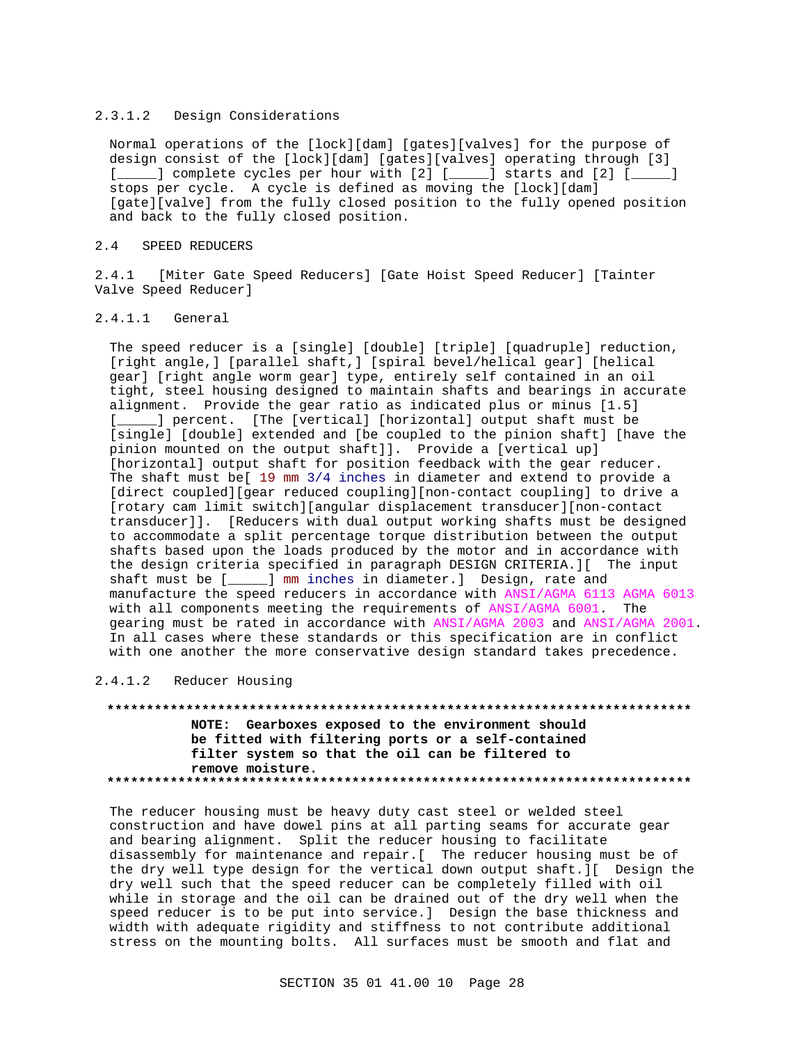#### 2.3.1.2 Design Considerations

Normal operations of the [lock][dam] [gates][valves] for the purpose of design consist of the [lock][dam] [gates][valves] operating through [3] [_____] complete cycles per hour with [2] [_____] starts and [2] [_____] stops per cycle. A cycle is defined as moving the [lock][dam] [gate][valve] from the fully closed position to the fully opened position and back to the fully closed position.

## 2.4 SPEED REDUCERS

### 2.4.1 [Miter Gate Speed Reducers] [Gate Hoist Speed Reducer] [Tainter Valve Speed Reducer]

#### 2.4.1.1 General

The speed reducer is a [single] [double] [triple] [quadruple] reduction, [right angle,] [parallel shaft,] [spiral bevel/helical gear] [helical gear] [right angle worm gear] type, entirely self contained in an oil tight, steel housing designed to maintain shafts and bearings in accurate alignment. Provide the gear ratio as indicated plus or minus [1.5] [_____] percent. [The [vertical] [horizontal] output shaft must be [single] [double] extended and [be coupled to the pinion shaft] [have the pinion mounted on the output shaft]]. Provide a [vertical up] [horizontal] output shaft for position feedback with the gear reducer. The shaft must be[ 19 mm 3/4 inches in diameter and extend to provide a [direct coupled][gear reduced coupling][non-contact coupling] to drive a [rotary cam limit switch][angular displacement transducer][non-contact transducer]]. [Reducers with dual output working shafts must be designed to accommodate a split percentage torque distribution between the output shafts based upon the loads produced by the motor and in accordance with the design criteria specified in paragraph DESIGN CRITERIA.][ The input shaft must be [_____] mm inches in diameter.] Design, rate and manufacture the speed reducers in accordance with ANSI/AGMA 6113 AGMA 6013 with all components meeting the requirements of ANSI/AGMA 6001. The gearing must be rated in accordance with ANSI/AGMA 2003 and ANSI/AGMA 2001. In all cases where these standards or this specification are in conflict with one another the more conservative design standard takes precedence.

#### 2.4.1.2 Reducer Housing

**************************************************************************
**NOTE: Gearboxes exposed to the environment should be fitted with filtering ports or a self-contained filter system so that the oil can be filtered to remove moisture.**
**************************************************************************

The reducer housing must be heavy duty cast steel or welded steel construction and have dowel pins at all parting seams for accurate gear and bearing alignment. Split the reducer housing to facilitate disassembly for maintenance and repair.[ The reducer housing must be of the dry well type design for the vertical down output shaft.][ Design the dry well such that the speed reducer can be completely filled with oil while in storage and the oil can be drained out of the dry well when the speed reducer is to be put into service.] Design the base thickness and width with adequate rigidity and stiffness to not contribute additional stress on the mounting bolts. All surfaces must be smooth and flat and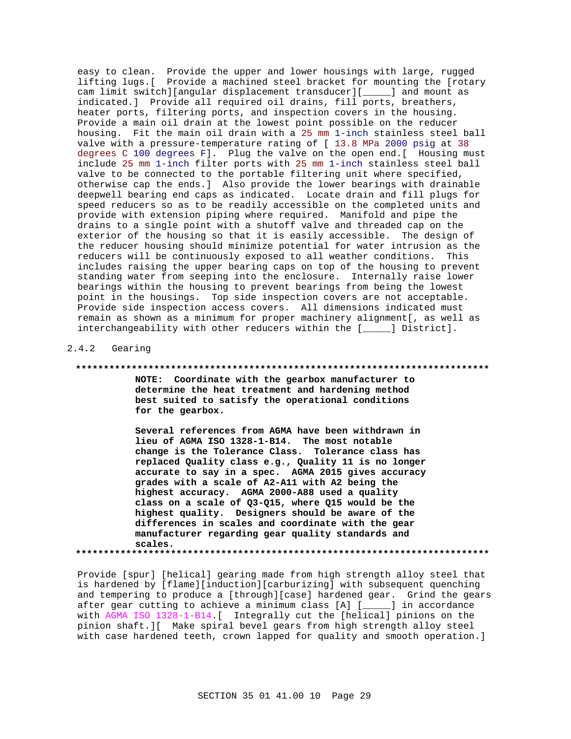easy to clean. Provide the upper and lower housings with large, rugged lifting lugs.[ Provide a machined steel bracket for mounting the [rotary cam limit switch][angular displacement transducer][_____] and mount as indicated.] Provide all required oil drains, fill ports, breathers, heater ports, filtering ports, and inspection covers in the housing. Provide a main oil drain at the lowest point possible on the reducer housing. Fit the main oil drain with a 25 mm 1-inch stainless steel ball valve with a pressure-temperature rating of [ 13.8 MPa 2000 psig at 38 degrees C 100 degrees F]. Plug the valve on the open end.[ Housing must include 25 mm 1-inch filter ports with 25 mm 1-inch stainless steel ball valve to be connected to the portable filtering unit where specified, otherwise cap the ends.] Also provide the lower bearings with drainable deepwell bearing end caps as indicated. Locate drain and fill plugs for speed reducers so as to be readily accessible on the completed units and provide with extension piping where required. Manifold and pipe the drains to a single point with a shutoff valve and threaded cap on the exterior of the housing so that it is easily accessible. The design of the reducer housing should minimize potential for water intrusion as the reducers will be continuously exposed to all weather conditions. This includes raising the upper bearing caps on top of the housing to prevent standing water from seeping into the enclosure. Internally raise lower bearings within the housing to prevent bearings from being the lowest point in the housings. Top side inspection covers are not acceptable. Provide side inspection access covers. All dimensions indicated must remain as shown as a minimum for proper machinery alignment[, as well as interchangeability with other reducers within the [_____] District].

### 2.4.2 Gearing

**************************************************************************

**NOTE: Coordinate with the gearbox manufacturer to determine the heat treatment and hardening method best suited to satisfy the operational conditions for the gearbox.**

**Several references from AGMA have been withdrawn in lieu of AGMA ISO 1328-1-B14. The most notable change is the Tolerance Class. Tolerance class has replaced Quality class e.g., Quality 11 is no longer accurate to say in a spec. AGMA 2015 gives accuracy grades with a scale of A2-A11 with A2 being the highest accuracy. AGMA 2000-A88 used a quality class on a scale of Q3-Q15, where Q15 would be the highest quality. Designers should be aware of the differences in scales and coordinate with the gear manufacturer regarding gear quality standards and scales.**

**************************************************************************

Provide [spur] [helical] gearing made from high strength alloy steel that is hardened by [flame][induction][carburizing] with subsequent quenching and tempering to produce a [through][case] hardened gear. Grind the gears after gear cutting to achieve a minimum class [A] [_____] in accordance with AGMA ISO 1328-1-B14.[ Integrally cut the [helical] pinions on the pinion shaft.][ Make spiral bevel gears from high strength alloy steel with case hardened teeth, crown lapped for quality and smooth operation.]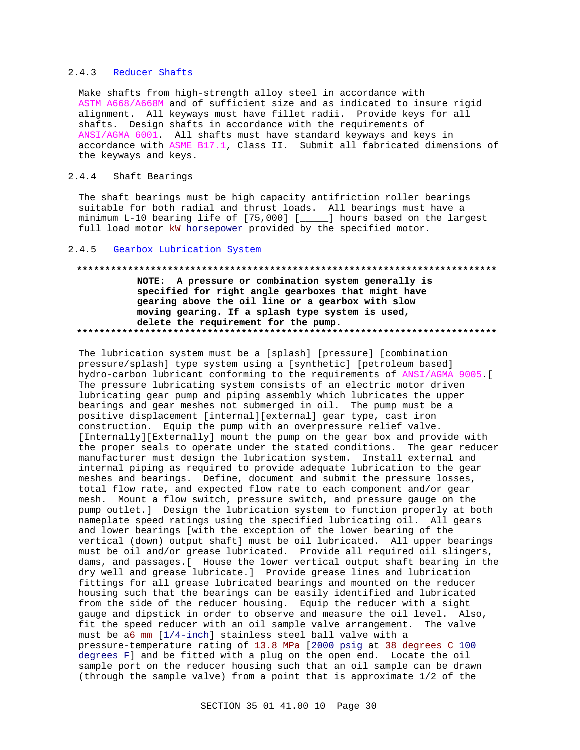#### 2.4.3 Reducer Shafts

Make shafts from high-strength alloy steel in accordance with ASTM A668/A668M and of sufficient size and as indicated to insure rigid alignment. All keyways must have fillet radii. Provide keys for all shafts. Design shafts in accordance with the requirements of ANSI/AGMA 6001. All shafts must have standard keyways and keys in accordance with ASME B17.1, Class II. Submit all fabricated dimensions of the keyways and keys.

#### 2.4.4 Shaft Bearings

The shaft bearings must be high capacity antifriction roller bearings suitable for both radial and thrust loads. All bearings must have a minimum L-10 bearing life of [75,000] [_____] hours based on the largest full load motor kW horsepower provided by the specified motor.

#### 2.4.5 Gearbox Lubrication System

**************************************************************************

**NOTE: A pressure or combination system generally is specified for right angle gearboxes that might have gearing above the oil line or a gearbox with slow moving gearing. If a splash type system is used, delete the requirement for the pump.**

**************************************************************************

The lubrication system must be a [splash] [pressure] [combination pressure/splash] type system using a [synthetic] [petroleum based] hydro-carbon lubricant conforming to the requirements of ANSI/AGMA 9005.[ The pressure lubricating system consists of an electric motor driven lubricating gear pump and piping assembly which lubricates the upper bearings and gear meshes not submerged in oil. The pump must be a positive displacement [internal][external] gear type, cast iron construction. Equip the pump with an overpressure relief valve. [Internally][Externally] mount the pump on the gear box and provide with the proper seals to operate under the stated conditions. The gear reducer manufacturer must design the lubrication system. Install external and internal piping as required to provide adequate lubrication to the gear meshes and bearings. Define, document and submit the pressure losses, total flow rate, and expected flow rate to each component and/or gear mesh. Mount a flow switch, pressure switch, and pressure gauge on the pump outlet.] Design the lubrication system to function properly at both nameplate speed ratings using the specified lubricating oil. All gears and lower bearings [with the exception of the lower bearing of the vertical (down) output shaft] must be oil lubricated. All upper bearings must be oil and/or grease lubricated. Provide all required oil slingers, dams, and passages.[ House the lower vertical output shaft bearing in the dry well and grease lubricate.] Provide grease lines and lubrication fittings for all grease lubricated bearings and mounted on the reducer housing such that the bearings can be easily identified and lubricated from the side of the reducer housing. Equip the reducer with a sight gauge and dipstick in order to observe and measure the oil level. Also, fit the speed reducer with an oil sample valve arrangement. The valve must be a6 mm [1/4-inch] stainless steel ball valve with a pressure-temperature rating of 13.8 MPa [2000 psig at 38 degrees C 100 degrees F] and be fitted with a plug on the open end. Locate the oil sample port on the reducer housing such that an oil sample can be drawn (through the sample valve) from a point that is approximate 1/2 of the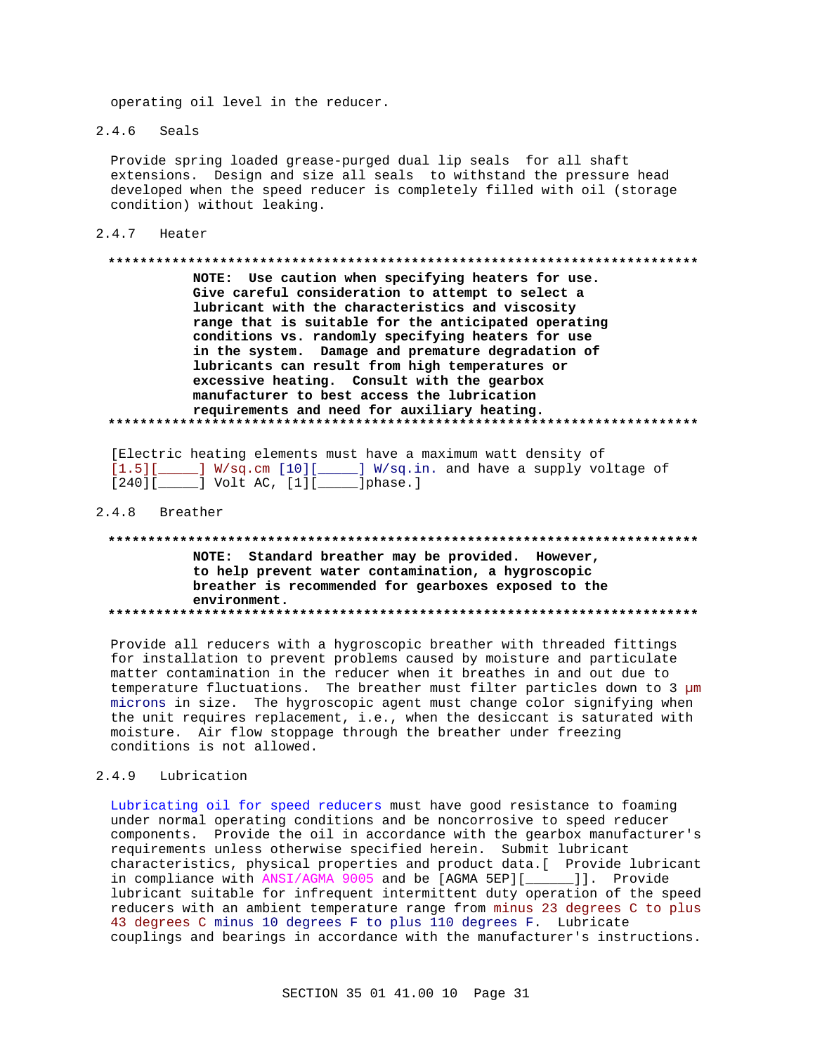operating oil level in the reducer.

### 2.4.6 Seals

Provide spring loaded grease-purged dual lip seals for all shaft extensions. Design and size all seals to withstand the pressure head developed when the speed reducer is completely filled with oil (storage condition) without leaking.

### 2.4.7 Heater

**NOTE: Use caution when specifying heaters for use. Give careful consideration to attempt to select a lubricant with the characteristics and viscosity range that is suitable for the anticipated operating conditions vs. randomly specifying heaters for use in the system. Damage and premature degradation of lubricants can result from high temperatures or excessive heating. Consult with the gearbox manufacturer to best access the lubrication requirements and need for auxiliary heating.**

[Electric heating elements must have a maximum watt density of [1.5][_____] W/sq.cm [10][_____] W/sq.in. and have a supply voltage of [240][_____] Volt AC, [1][_____]phase.]

### 2.4.8 Breather

**NOTE: Standard breather may be provided. However, to help prevent water contamination, a hygroscopic breather is recommended for gearboxes exposed to the environment.**

Provide all reducers with a hygroscopic breather with threaded fittings for installation to prevent problems caused by moisture and particulate matter contamination in the reducer when it breathes in and out due to temperature fluctuations. The breather must filter particles down to 3 µm microns in size. The hygroscopic agent must change color signifying when the unit requires replacement, i.e., when the desiccant is saturated with moisture. Air flow stoppage through the breather under freezing conditions is not allowed.

### 2.4.9 Lubrication

Lubricating oil for speed reducers must have good resistance to foaming under normal operating conditions and be noncorrosive to speed reducer components. Provide the oil in accordance with the gearbox manufacturer's requirements unless otherwise specified herein. Submit lubricant characteristics, physical properties and product data.[ Provide lubricant in compliance with ANSI/AGMA 9005 and be [AGMA 5EP][______]]. Provide lubricant suitable for infrequent intermittent duty operation of the speed reducers with an ambient temperature range from minus 23 degrees C to plus 43 degrees C minus 10 degrees F to plus 110 degrees F. Lubricate couplings and bearings in accordance with the manufacturer's instructions.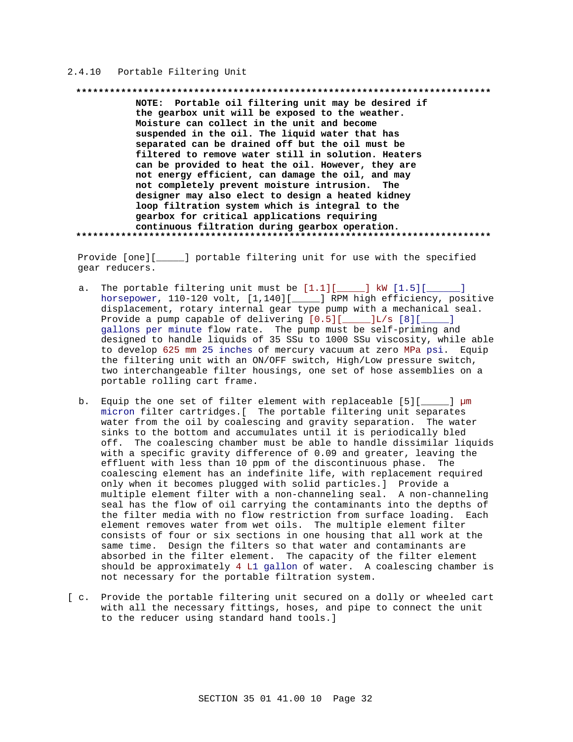### 2.4.10 Portable Filtering Unit

**NOTE: Portable oil filtering unit may be desired if the gearbox unit will be exposed to the weather. Moisture can collect in the unit and become suspended in the oil. The liquid water that has separated can be drained off but the oil must be filtered to remove water still in solution. Heaters can be provided to heat the oil. However, they are not energy efficient, can damage the oil, and may not completely prevent moisture intrusion. The designer may also elect to design a heated kidney loop filtration system which is integral to the gearbox for critical applications requiring continuous filtration during gearbox operation.**

Provide [one][_____] portable filtering unit for use with the specified gear reducers.

a. The portable filtering unit must be [1.1][_____] kW [1.5][______] horsepower, 110-120 volt, [1,140][_____] RPM high efficiency, positive displacement, rotary internal gear type pump with a mechanical seal. Provide a pump capable of delivering [0.5][_____]L/s [8][_____] gallons per minute flow rate. The pump must be self-priming and designed to handle liquids of 35 SSu to 1000 SSu viscosity, while able to develop 625 mm 25 inches of mercury vacuum at zero MPa psi. Equip the filtering unit with an ON/OFF switch, High/Low pressure switch, two interchangeable filter housings, one set of hose assemblies on a portable rolling cart frame.

b. Equip the one set of filter element with replaceable [5][_____] µm micron filter cartridges.[ The portable filtering unit separates water from the oil by coalescing and gravity separation. The water sinks to the bottom and accumulates until it is periodically bled off. The coalescing chamber must be able to handle dissimilar liquids with a specific gravity difference of 0.09 and greater, leaving the effluent with less than 10 ppm of the discontinuous phase. The coalescing element has an indefinite life, with replacement required only when it becomes plugged with solid particles.] Provide a multiple element filter with a non-channeling seal. A non-channeling seal has the flow of oil carrying the contaminants into the depths of the filter media with no flow restriction from surface loading. Each element removes water from wet oils. The multiple element filter consists of four or six sections in one housing that all work at the same time. Design the filters so that water and contaminants are absorbed in the filter element. The capacity of the filter element should be approximately 4 L1 gallon of water. A coalescing chamber is not necessary for the portable filtration system.

[ c. Provide the portable filtering unit secured on a dolly or wheeled cart with all the necessary fittings, hoses, and pipe to connect the unit to the reducer using standard hand tools.]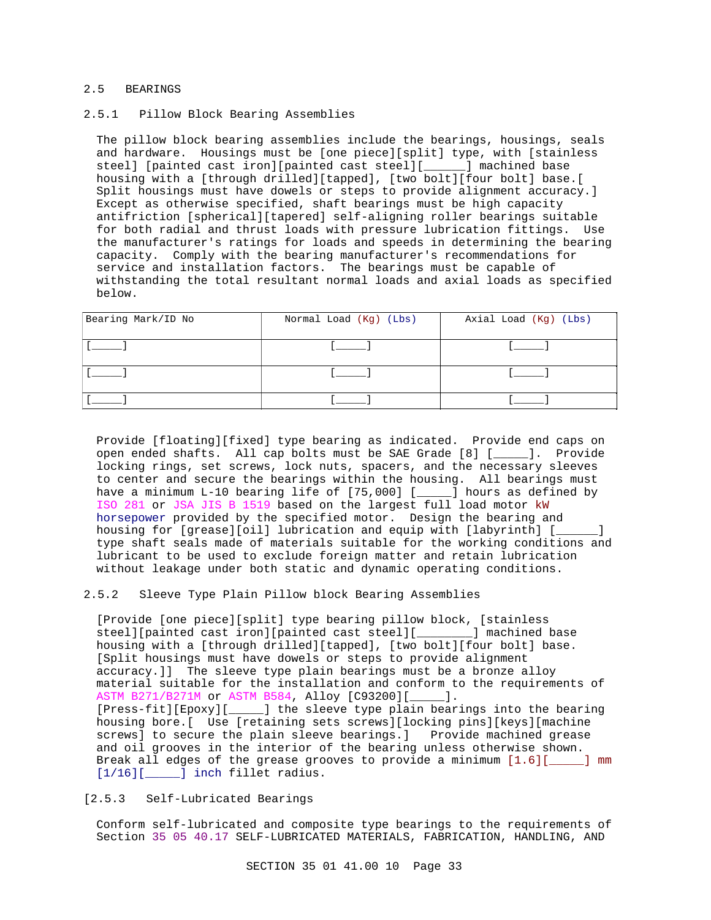## 2.5 BEARINGS

### 2.5.1 Pillow Block Bearing Assemblies

The pillow block bearing assemblies include the bearings, housings, seals and hardware. Housings must be [one piece][split] type, with [stainless steel] [painted cast iron][painted cast steel][______] machined base housing with a [through drilled][tapped], [two bolt][four bolt] base.[ Split housings must have dowels or steps to provide alignment accuracy.] Except as otherwise specified, shaft bearings must be high capacity antifriction [spherical][tapered] self-aligning roller bearings suitable for both radial and thrust loads with pressure lubrication fittings. Use the manufacturer's ratings for loads and speeds in determining the bearing capacity. Comply with the bearing manufacturer's recommendations for service and installation factors. The bearings must be capable of withstanding the total resultant normal loads and axial loads as specified below.

| Bearing Mark/ID No | Normal Load (Kg) (Lbs) | Axial Load (Kg) (Lbs) |
|---|---|---|
| [_____] | [_____] | [_____] |
| [_____] | [_____] | [_____] |
| [_____] | [_____] | [_____] |

Provide [floating][fixed] type bearing as indicated. Provide end caps on open ended shafts. All cap bolts must be SAE Grade [8] [_____]. Provide locking rings, set screws, lock nuts, spacers, and the necessary sleeves to center and secure the bearings within the housing. All bearings must have a minimum L-10 bearing life of [75,000] [_____] hours as defined by ISO 281 or JSA JIS B 1519 based on the largest full load motor kW horsepower provided by the specified motor. Design the bearing and housing for [grease][oil] lubrication and equip with [labyrinth] [______] type shaft seals made of materials suitable for the working conditions and lubricant to be used to exclude foreign matter and retain lubrication without leakage under both static and dynamic operating conditions.

### 2.5.2 Sleeve Type Plain Pillow block Bearing Assemblies

[Provide [one piece][split] type bearing pillow block, [stainless steel][painted cast iron][painted cast steel][________] machined base housing with a [through drilled][tapped], [two bolt][four bolt] base. [Split housings must have dowels or steps to provide alignment accuracy.]] The sleeve type plain bearings must be a bronze alloy material suitable for the installation and conform to the requirements of ASTM B271/B271M or ASTM B584, Alloy [C93200][_____]. [Press-fit][Epoxy][_____] the sleeve type plain bearings into the bearing housing bore.[ Use [retaining sets screws][locking pins][keys][machine screws] to secure the plain sleeve bearings.] Provide machined grease and oil grooves in the interior of the bearing unless otherwise shown. Break all edges of the grease grooves to provide a minimum [1.6][_____] mm [1/16][_____] inch fillet radius.

### [2.5.3 Self-Lubricated Bearings

Conform self-lubricated and composite type bearings to the requirements of Section 35 05 40.17 SELF-LUBRICATED MATERIALS, FABRICATION, HANDLING, AND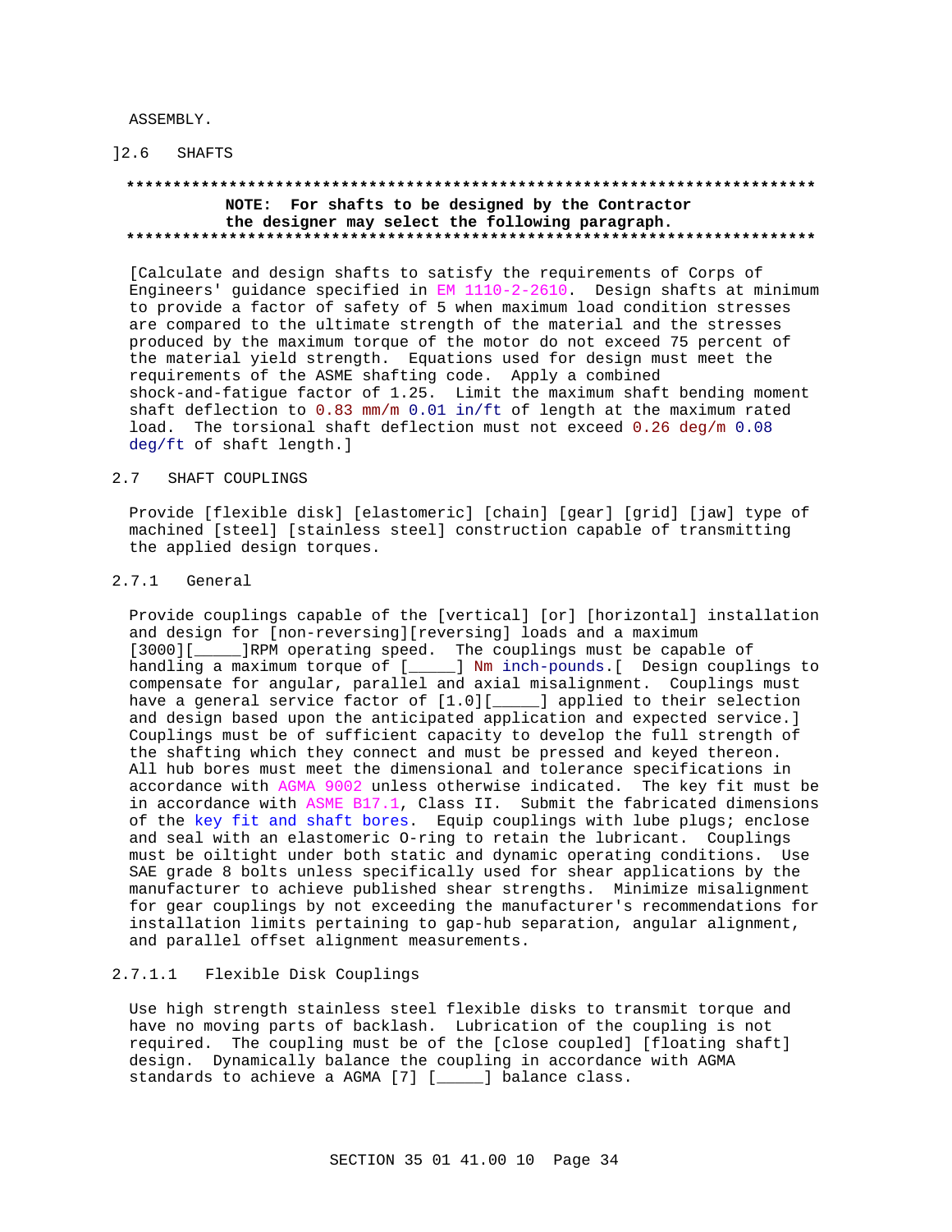ASSEMBLY.

]2.6 SHAFTS

**************************************************************************
**NOTE: For shafts to be designed by the Contractor the designer may select the following paragraph.**
**************************************************************************

[Calculate and design shafts to satisfy the requirements of Corps of Engineers' guidance specified in EM 1110-2-2610. Design shafts at minimum to provide a factor of safety of 5 when maximum load condition stresses are compared to the ultimate strength of the material and the stresses produced by the maximum torque of the motor do not exceed 75 percent of the material yield strength. Equations used for design must meet the requirements of the ASME shafting code. Apply a combined shock-and-fatigue factor of 1.25. Limit the maximum shaft bending moment shaft deflection to 0.83 mm/m 0.01 in/ft of length at the maximum rated load. The torsional shaft deflection must not exceed 0.26 deg/m 0.08 deg/ft of shaft length.]

## 2.7 SHAFT COUPLINGS

Provide [flexible disk] [elastomeric] [chain] [gear] [grid] [jaw] type of machined [steel] [stainless steel] construction capable of transmitting the applied design torques.

### 2.7.1 General

Provide couplings capable of the [vertical] [or] [horizontal] installation and design for [non-reversing][reversing] loads and a maximum [3000][_____]RPM operating speed. The couplings must be capable of handling a maximum torque of [_____] Nm inch-pounds.[ Design couplings to compensate for angular, parallel and axial misalignment. Couplings must have a general service factor of [1.0][_____] applied to their selection and design based upon the anticipated application and expected service.] Couplings must be of sufficient capacity to develop the full strength of the shafting which they connect and must be pressed and keyed thereon. All hub bores must meet the dimensional and tolerance specifications in accordance with AGMA 9002 unless otherwise indicated. The key fit must be in accordance with ASME B17.1, Class II. Submit the fabricated dimensions of the key fit and shaft bores. Equip couplings with lube plugs; enclose and seal with an elastomeric O-ring to retain the lubricant. Couplings must be oiltight under both static and dynamic operating conditions. Use SAE grade 8 bolts unless specifically used for shear applications by the manufacturer to achieve published shear strengths. Minimize misalignment for gear couplings by not exceeding the manufacturer's recommendations for installation limits pertaining to gap-hub separation, angular alignment, and parallel offset alignment measurements.

#### 2.7.1.1 Flexible Disk Couplings

Use high strength stainless steel flexible disks to transmit torque and have no moving parts of backlash. Lubrication of the coupling is not required. The coupling must be of the [close coupled] [floating shaft] design. Dynamically balance the coupling in accordance with AGMA standards to achieve a AGMA [7] [_____] balance class.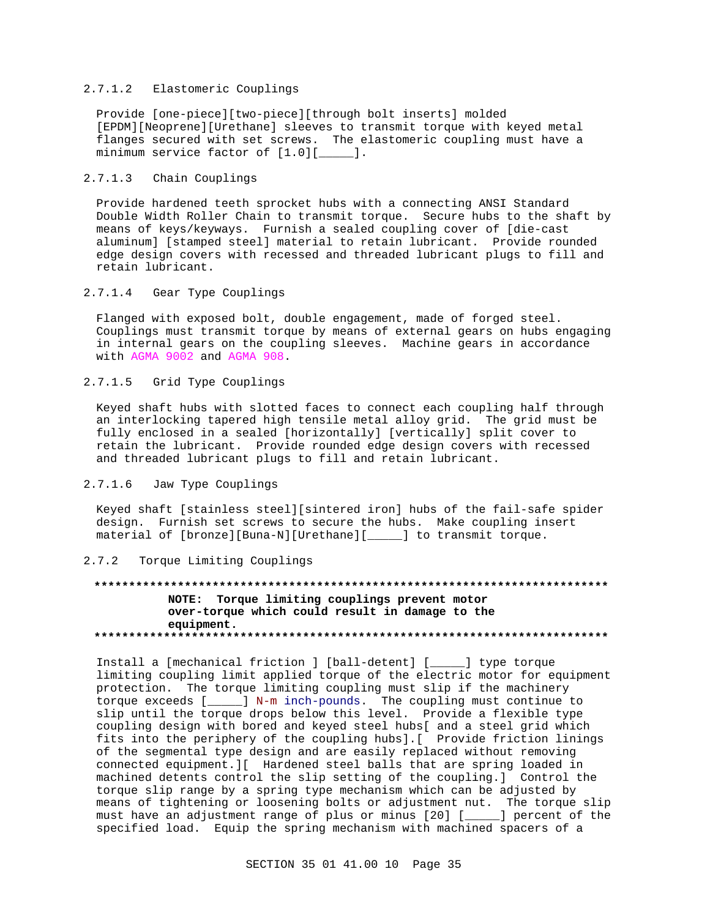#### 2.7.1.2 Elastomeric Couplings

Provide [one-piece][two-piece][through bolt inserts] molded [EPDM][Neoprene][Urethane] sleeves to transmit torque with keyed metal flanges secured with set screws. The elastomeric coupling must have a minimum service factor of [1.0][_____].

#### 2.7.1.3 Chain Couplings

Provide hardened teeth sprocket hubs with a connecting ANSI Standard Double Width Roller Chain to transmit torque. Secure hubs to the shaft by means of keys/keyways. Furnish a sealed coupling cover of [die-cast aluminum] [stamped steel] material to retain lubricant. Provide rounded edge design covers with recessed and threaded lubricant plugs to fill and retain lubricant.

#### 2.7.1.4 Gear Type Couplings

Flanged with exposed bolt, double engagement, made of forged steel. Couplings must transmit torque by means of external gears on hubs engaging in internal gears on the coupling sleeves. Machine gears in accordance with AGMA 9002 and AGMA 908.

#### 2.7.1.5 Grid Type Couplings

Keyed shaft hubs with slotted faces to connect each coupling half through an interlocking tapered high tensile metal alloy grid. The grid must be fully enclosed in a sealed [horizontally] [vertically] split cover to retain the lubricant. Provide rounded edge design covers with recessed and threaded lubricant plugs to fill and retain lubricant.

#### 2.7.1.6 Jaw Type Couplings

Keyed shaft [stainless steel][sintered iron] hubs of the fail-safe spider design. Furnish set screws to secure the hubs. Make coupling insert material of [bronze][Buna-N][Urethane][_____] to transmit torque.

### 2.7.2 Torque Limiting Couplings

**NOTE: Torque limiting couplings prevent motor over-torque which could result in damage to the equipment.**

Install a [mechanical friction ] [ball-detent] [_____] type torque limiting coupling limit applied torque of the electric motor for equipment protection. The torque limiting coupling must slip if the machinery torque exceeds [_____] N-m inch-pounds. The coupling must continue to slip until the torque drops below this level. Provide a flexible type coupling design with bored and keyed steel hubs[ and a steel grid which fits into the periphery of the coupling hubs].[ Provide friction linings of the segmental type design and are easily replaced without removing connected equipment.][ Hardened steel balls that are spring loaded in machined detents control the slip setting of the coupling.] Control the torque slip range by a spring type mechanism which can be adjusted by means of tightening or loosening bolts or adjustment nut. The torque slip must have an adjustment range of plus or minus [20] [_____] percent of the specified load. Equip the spring mechanism with machined spacers of a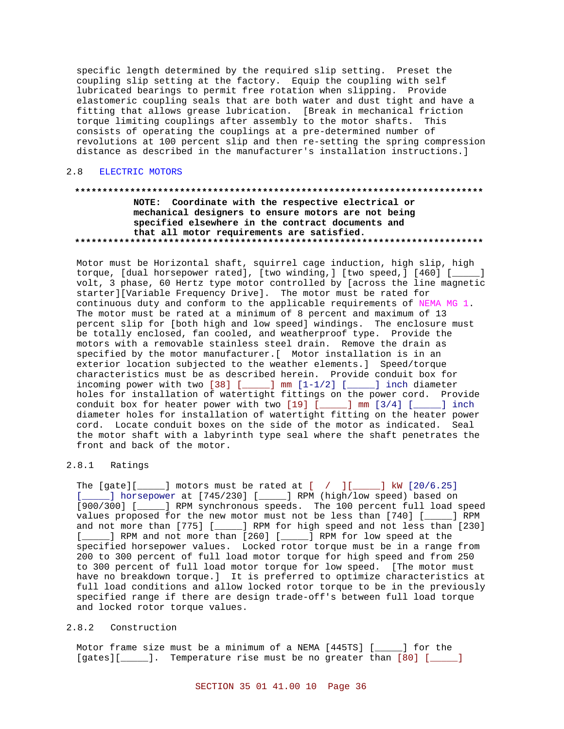specific length determined by the required slip setting. Preset the coupling slip setting at the factory. Equip the coupling with self lubricated bearings to permit free rotation when slipping. Provide elastomeric coupling seals that are both water and dust tight and have a fitting that allows grease lubrication. [Break in mechanical friction torque limiting couplings after assembly to the motor shafts. This consists of operating the couplings at a pre-determined number of revolutions at 100 percent slip and then re-setting the spring compression distance as described in the manufacturer's installation instructions.]

## 2.8 ELECTRIC MOTORS

**************************************************************************

**NOTE: Coordinate with the respective electrical or mechanical designers to ensure motors are not being specified elsewhere in the contract documents and that all motor requirements are satisfied.**

**************************************************************************

Motor must be Horizontal shaft, squirrel cage induction, high slip, high torque, [dual horsepower rated], [two winding,] [two speed,] [460] [_____] volt, 3 phase, 60 Hertz type motor controlled by [across the line magnetic starter][Variable Frequency Drive]. The motor must be rated for continuous duty and conform to the applicable requirements of NEMA MG 1. The motor must be rated at a minimum of 8 percent and maximum of 13 percent slip for [both high and low speed] windings. The enclosure must be totally enclosed, fan cooled, and weatherproof type. Provide the motors with a removable stainless steel drain. Remove the drain as specified by the motor manufacturer.[ Motor installation is in an exterior location subjected to the weather elements.] Speed/torque characteristics must be as described herein. Provide conduit box for incoming power with two [38] [_____] mm [1-1/2] [_____] inch diameter holes for installation of watertight fittings on the power cord. Provide conduit box for heater power with two [19] [_____] mm [3/4] [_____] inch diameter holes for installation of watertight fitting on the heater power cord. Locate conduit boxes on the side of the motor as indicated. Seal the motor shaft with a labyrinth type seal where the shaft penetrates the front and back of the motor.

### 2.8.1 Ratings

The [gate][_____] motors must be rated at [ / ][_____] kW [20/6.25] [_____] horsepower at [745/230] [_____] RPM (high/low speed) based on [900/300] [_____] RPM synchronous speeds. The 100 percent full load speed values proposed for the new motor must not be less than [740] [_____] RPM and not more than [775] [_____] RPM for high speed and not less than [230] [_____] RPM and not more than [260] [_____] RPM for low speed at the specified horsepower values. Locked rotor torque must be in a range from 200 to 300 percent of full load motor torque for high speed and from 250 to 300 percent of full load motor torque for low speed. [The motor must have no breakdown torque.] It is preferred to optimize characteristics at full load conditions and allow locked rotor torque to be in the previously specified range if there are design trade-off's between full load torque and locked rotor torque values.

### 2.8.2 Construction

Motor frame size must be a minimum of a NEMA [445TS] [_____] for the [gates][_____]. Temperature rise must be no greater than [80] [_____]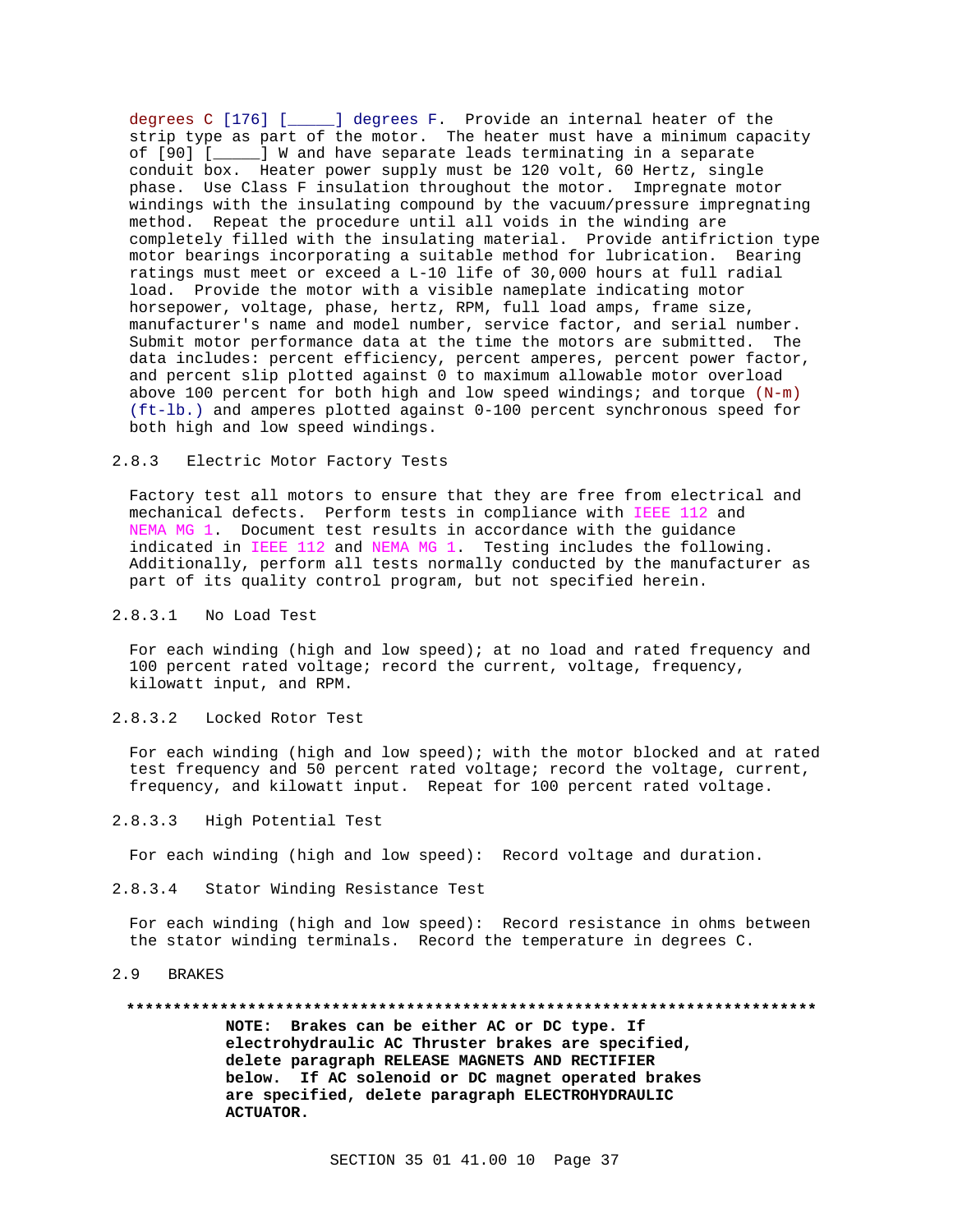degrees C [176] [_____] degrees F. Provide an internal heater of the strip type as part of the motor. The heater must have a minimum capacity of [90] [_____] W and have separate leads terminating in a separate conduit box. Heater power supply must be 120 volt, 60 Hertz, single phase. Use Class F insulation throughout the motor. Impregnate motor windings with the insulating compound by the vacuum/pressure impregnating method. Repeat the procedure until all voids in the winding are completely filled with the insulating material. Provide antifriction type motor bearings incorporating a suitable method for lubrication. Bearing ratings must meet or exceed a L-10 life of 30,000 hours at full radial load. Provide the motor with a visible nameplate indicating motor horsepower, voltage, phase, hertz, RPM, full load amps, frame size, manufacturer's name and model number, service factor, and serial number. Submit motor performance data at the time the motors are submitted. The data includes: percent efficiency, percent amperes, percent power factor, and percent slip plotted against 0 to maximum allowable motor overload above 100 percent for both high and low speed windings; and torque (N-m) (ft-lb.) and amperes plotted against 0-100 percent synchronous speed for both high and low speed windings.

### 2.8.3 Electric Motor Factory Tests

Factory test all motors to ensure that they are free from electrical and mechanical defects. Perform tests in compliance with IEEE 112 and NEMA MG 1. Document test results in accordance with the guidance indicated in IEEE 112 and NEMA MG 1. Testing includes the following. Additionally, perform all tests normally conducted by the manufacturer as part of its quality control program, but not specified herein.

#### 2.8.3.1 No Load Test

For each winding (high and low speed); at no load and rated frequency and 100 percent rated voltage; record the current, voltage, frequency, kilowatt input, and RPM.

#### 2.8.3.2 Locked Rotor Test

For each winding (high and low speed); with the motor blocked and at rated test frequency and 50 percent rated voltage; record the voltage, current, frequency, and kilowatt input. Repeat for 100 percent rated voltage.

#### 2.8.3.3 High Potential Test

For each winding (high and low speed): Record voltage and duration.

#### 2.8.3.4 Stator Winding Resistance Test

For each winding (high and low speed): Record resistance in ohms between the stator winding terminals. Record the temperature in degrees C.

## 2.9 BRAKES

**************************************************************************

**NOTE: Brakes can be either AC or DC type. If electrohydraulic AC Thruster brakes are specified, delete paragraph RELEASE MAGNETS AND RECTIFIER below. If AC solenoid or DC magnet operated brakes are specified, delete paragraph ELECTROHYDRAULIC ACTUATOR.**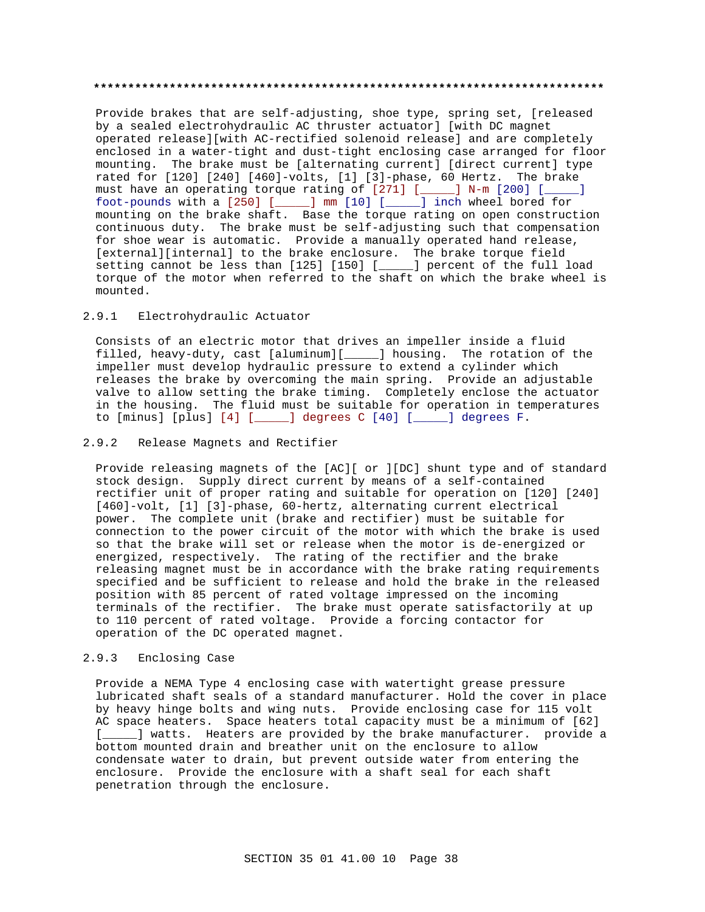**************************************************************************

Provide brakes that are self-adjusting, shoe type, spring set, [released by a sealed electrohydraulic AC thruster actuator] [with DC magnet operated release][with AC-rectified solenoid release] and are completely enclosed in a water-tight and dust-tight enclosing case arranged for floor mounting. The brake must be [alternating current] [direct current] type rated for [120] [240] [460]-volts, [1] [3]-phase, 60 Hertz. The brake must have an operating torque rating of [271] [_____] N-m [200] [_____] foot-pounds with a [250] [_____] mm [10] [_____] inch wheel bored for mounting on the brake shaft. Base the torque rating on open construction continuous duty. The brake must be self-adjusting such that compensation for shoe wear is automatic. Provide a manually operated hand release, [external][internal] to the brake enclosure. The brake torque field setting cannot be less than [125] [150] [_____] percent of the full load torque of the motor when referred to the shaft on which the brake wheel is mounted.

### 2.9.1 Electrohydraulic Actuator

Consists of an electric motor that drives an impeller inside a fluid filled, heavy-duty, cast [aluminum][_____] housing. The rotation of the impeller must develop hydraulic pressure to extend a cylinder which releases the brake by overcoming the main spring. Provide an adjustable valve to allow setting the brake timing. Completely enclose the actuator in the housing. The fluid must be suitable for operation in temperatures to [minus] [plus] [4] [_____] degrees C [40] [_____] degrees F.

### 2.9.2 Release Magnets and Rectifier

Provide releasing magnets of the [AC][ or ][DC] shunt type and of standard stock design. Supply direct current by means of a self-contained rectifier unit of proper rating and suitable for operation on [120] [240] [460]-volt, [1] [3]-phase, 60-hertz, alternating current electrical power. The complete unit (brake and rectifier) must be suitable for connection to the power circuit of the motor with which the brake is used so that the brake will set or release when the motor is de-energized or energized, respectively. The rating of the rectifier and the brake releasing magnet must be in accordance with the brake rating requirements specified and be sufficient to release and hold the brake in the released position with 85 percent of rated voltage impressed on the incoming terminals of the rectifier. The brake must operate satisfactorily at up to 110 percent of rated voltage. Provide a forcing contactor for operation of the DC operated magnet.

### 2.9.3 Enclosing Case

Provide a NEMA Type 4 enclosing case with watertight grease pressure lubricated shaft seals of a standard manufacturer. Hold the cover in place by heavy hinge bolts and wing nuts. Provide enclosing case for 115 volt AC space heaters. Space heaters total capacity must be a minimum of [62] [_____] watts. Heaters are provided by the brake manufacturer. provide a bottom mounted drain and breather unit on the enclosure to allow condensate water to drain, but prevent outside water from entering the enclosure. Provide the enclosure with a shaft seal for each shaft penetration through the enclosure.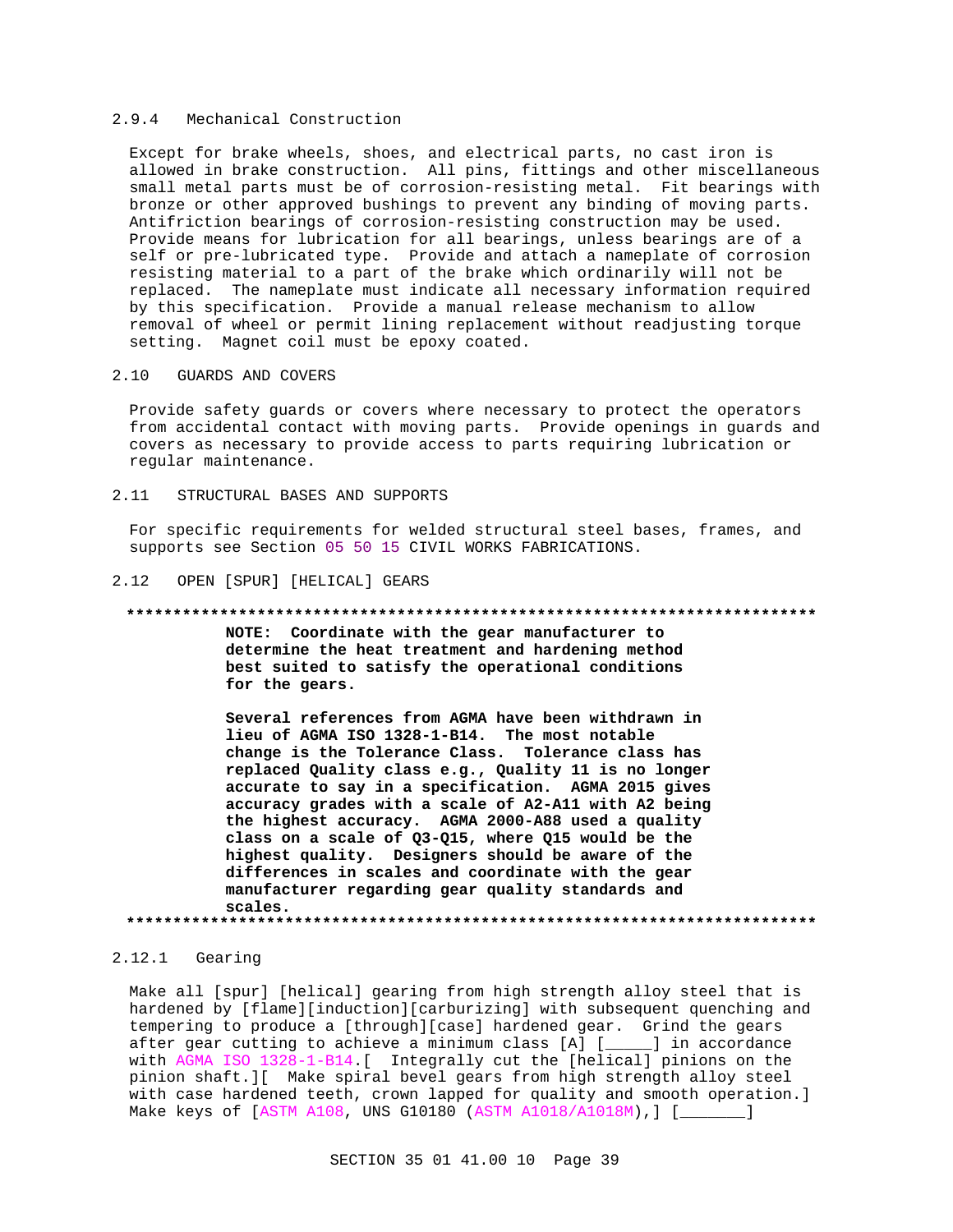#### 2.9.4 Mechanical Construction

Except for brake wheels, shoes, and electrical parts, no cast iron is allowed in brake construction. All pins, fittings and other miscellaneous small metal parts must be of corrosion-resisting metal. Fit bearings with bronze or other approved bushings to prevent any binding of moving parts. Antifriction bearings of corrosion-resisting construction may be used. Provide means for lubrication for all bearings, unless bearings are of a self or pre-lubricated type. Provide and attach a nameplate of corrosion resisting material to a part of the brake which ordinarily will not be replaced. The nameplate must indicate all necessary information required by this specification. Provide a manual release mechanism to allow removal of wheel or permit lining replacement without readjusting torque setting. Magnet coil must be epoxy coated.

## 2.10 GUARDS AND COVERS

Provide safety guards or covers where necessary to protect the operators from accidental contact with moving parts. Provide openings in guards and covers as necessary to provide access to parts requiring lubrication or regular maintenance.

## 2.11 STRUCTURAL BASES AND SUPPORTS

For specific requirements for welded structural steel bases, frames, and supports see Section 05 50 15 CIVIL WORKS FABRICATIONS.

## 2.12 OPEN [SPUR] [HELICAL] GEARS

**************************************************************************

**NOTE: Coordinate with the gear manufacturer to determine the heat treatment and hardening method best suited to satisfy the operational conditions for the gears.**

**Several references from AGMA have been withdrawn in lieu of AGMA ISO 1328-1-B14. The most notable change is the Tolerance Class. Tolerance class has replaced Quality class e.g., Quality 11 is no longer accurate to say in a specification. AGMA 2015 gives accuracy grades with a scale of A2-A11 with A2 being the highest accuracy. AGMA 2000-A88 used a quality class on a scale of Q3-Q15, where Q15 would be the highest quality. Designers should be aware of the differences in scales and coordinate with the gear manufacturer regarding gear quality standards and scales.**

**************************************************************************

### 2.12.1 Gearing

Make all [spur] [helical] gearing from high strength alloy steel that is hardened by [flame][induction][carburizing] with subsequent quenching and tempering to produce a [through][case] hardened gear. Grind the gears after gear cutting to achieve a minimum class [A] [_____] in accordance with AGMA ISO 1328-1-B14.[ Integrally cut the [helical] pinions on the pinion shaft.][ Make spiral bevel gears from high strength alloy steel with case hardened teeth, crown lapped for quality and smooth operation.] Make keys of [ASTM A108, UNS G10180 (ASTM A1018/A1018M),] [_______]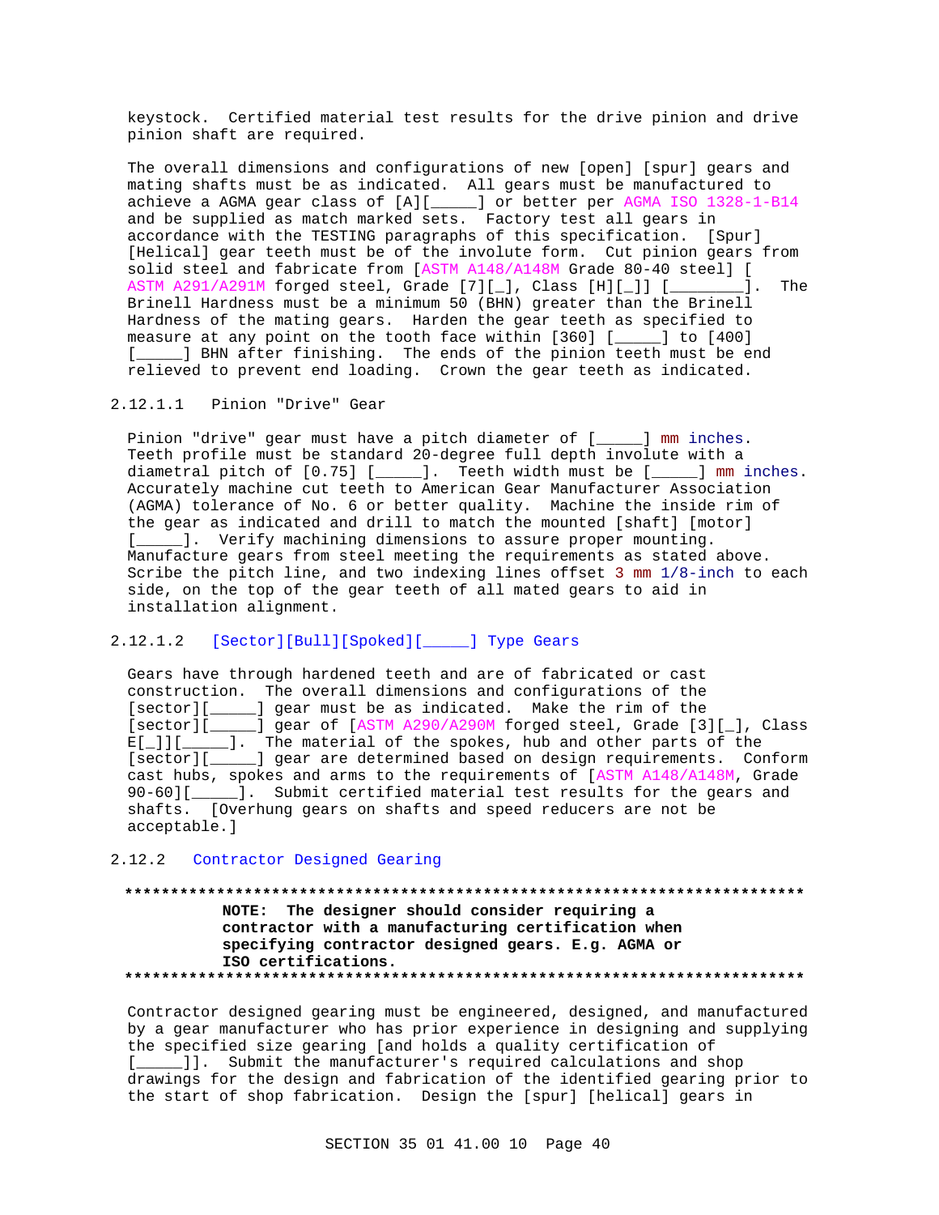keystock. Certified material test results for the drive pinion and drive pinion shaft are required.

The overall dimensions and configurations of new [open] [spur] gears and mating shafts must be as indicated. All gears must be manufactured to achieve a AGMA gear class of [A][_____] or better per AGMA ISO 1328-1-B14 and be supplied as match marked sets. Factory test all gears in accordance with the TESTING paragraphs of this specification. [Spur] [Helical] gear teeth must be of the involute form. Cut pinion gears from solid steel and fabricate from [ASTM A148/A148M Grade 80-40 steel] [ ASTM A291/A291M forged steel, Grade [7][_], Class [H][_]] [________]. The Brinell Hardness must be a minimum 50 (BHN) greater than the Brinell Hardness of the mating gears. Harden the gear teeth as specified to measure at any point on the tooth face within [360] [_____] to [400] [_____] BHN after finishing. The ends of the pinion teeth must be end relieved to prevent end loading. Crown the gear teeth as indicated.

#### 2.12.1.1 Pinion "Drive" Gear

Pinion "drive" gear must have a pitch diameter of [_____] mm inches. Teeth profile must be standard 20-degree full depth involute with a diametral pitch of [0.75] [_____]. Teeth width must be [_____] mm inches. Accurately machine cut teeth to American Gear Manufacturer Association (AGMA) tolerance of No. 6 or better quality. Machine the inside rim of the gear as indicated and drill to match the mounted [shaft] [motor] [_____]. Verify machining dimensions to assure proper mounting. Manufacture gears from steel meeting the requirements as stated above. Scribe the pitch line, and two indexing lines offset 3 mm 1/8-inch to each side, on the top of the gear teeth of all mated gears to aid in installation alignment.

#### 2.12.1.2 [Sector][Bull][Spoked][_____] Type Gears

Gears have through hardened teeth and are of fabricated or cast construction. The overall dimensions and configurations of the [sector][_____] gear must be as indicated. Make the rim of the [sector][_____] gear of [ASTM A290/A290M forged steel, Grade [3][_], Class E[_]][_____]. The material of the spokes, hub and other parts of the [sector][_____] gear are determined based on design requirements. Conform cast hubs, spokes and arms to the requirements of [ASTM A148/A148M, Grade 90-60][_____]. Submit certified material test results for the gears and shafts. [Overhung gears on shafts and speed reducers are not be acceptable.]

### 2.12.2 Contractor Designed Gearing

**************************************************************************

**NOTE: The designer should consider requiring a contractor with a manufacturing certification when specifying contractor designed gears. E.g. AGMA or ISO certifications.**

**************************************************************************

Contractor designed gearing must be engineered, designed, and manufactured by a gear manufacturer who has prior experience in designing and supplying the specified size gearing [and holds a quality certification of [_____]]. Submit the manufacturer's required calculations and shop drawings for the design and fabrication of the identified gearing prior to the start of shop fabrication. Design the [spur] [helical] gears in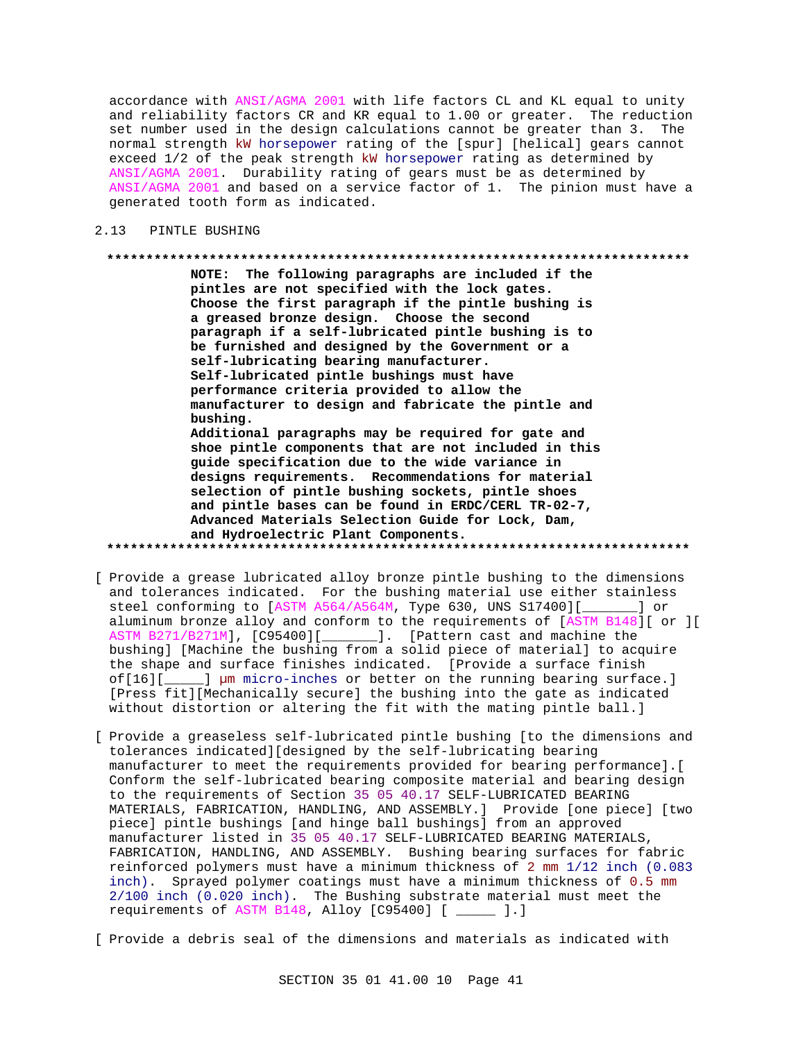accordance with ANSI/AGMA 2001 with life factors CL and KL equal to unity and reliability factors CR and KR equal to 1.00 or greater. The reduction set number used in the design calculations cannot be greater than 3. The normal strength kW horsepower rating of the [spur] [helical] gears cannot exceed 1/2 of the peak strength kW horsepower rating as determined by ANSI/AGMA 2001. Durability rating of gears must be as determined by ANSI/AGMA 2001 and based on a service factor of 1. The pinion must have a generated tooth form as indicated.

## 2.13 PINTLE BUSHING

**************************************************************************

**NOTE: The following paragraphs are included if the pintles are not specified with the lock gates. Choose the first paragraph if the pintle bushing is a greased bronze design. Choose the second paragraph if a self-lubricated pintle bushing is to be furnished and designed by the Government or a self-lubricating bearing manufacturer. Self-lubricated pintle bushings must have performance criteria provided to allow the manufacturer to design and fabricate the pintle and bushing.**
**Additional paragraphs may be required for gate and shoe pintle components that are not included in this guide specification due to the wide variance in designs requirements. Recommendations for material selection of pintle bushing sockets, pintle shoes and pintle bases can be found in ERDC/CERL TR-02-7, Advanced Materials Selection Guide for Lock, Dam, and Hydroelectric Plant Components.**

**************************************************************************

[ Provide a grease lubricated alloy bronze pintle bushing to the dimensions and tolerances indicated. For the bushing material use either stainless steel conforming to [ASTM A564/A564M, Type 630, UNS S17400][_______] or aluminum bronze alloy and conform to the requirements of [ASTM B148][ or ][ ASTM B271/B271M], [C95400][_______]. [Pattern cast and machine the bushing] [Machine the bushing from a solid piece of material] to acquire the shape and surface finishes indicated. [Provide a surface finish of[16][_____] µm micro-inches or better on the running bearing surface.] [Press fit][Mechanically secure] the bushing into the gate as indicated without distortion or altering the fit with the mating pintle ball.]

[ Provide a greaseless self-lubricated pintle bushing [to the dimensions and tolerances indicated][designed by the self-lubricating bearing manufacturer to meet the requirements provided for bearing performance].[ Conform the self-lubricated bearing composite material and bearing design to the requirements of Section 35 05 40.17 SELF-LUBRICATED BEARING MATERIALS, FABRICATION, HANDLING, AND ASSEMBLY.] Provide [one piece] [two piece] pintle bushings [and hinge ball bushings] from an approved manufacturer listed in 35 05 40.17 SELF-LUBRICATED BEARING MATERIALS, FABRICATION, HANDLING, AND ASSEMBLY. Bushing bearing surfaces for fabric reinforced polymers must have a minimum thickness of 2 mm 1/12 inch (0.083 inch). Sprayed polymer coatings must have a minimum thickness of 0.5 mm 2/100 inch (0.020 inch). The Bushing substrate material must meet the requirements of ASTM B148, Alloy [C95400] [ _____ ].]

[ Provide a debris seal of the dimensions and materials as indicated with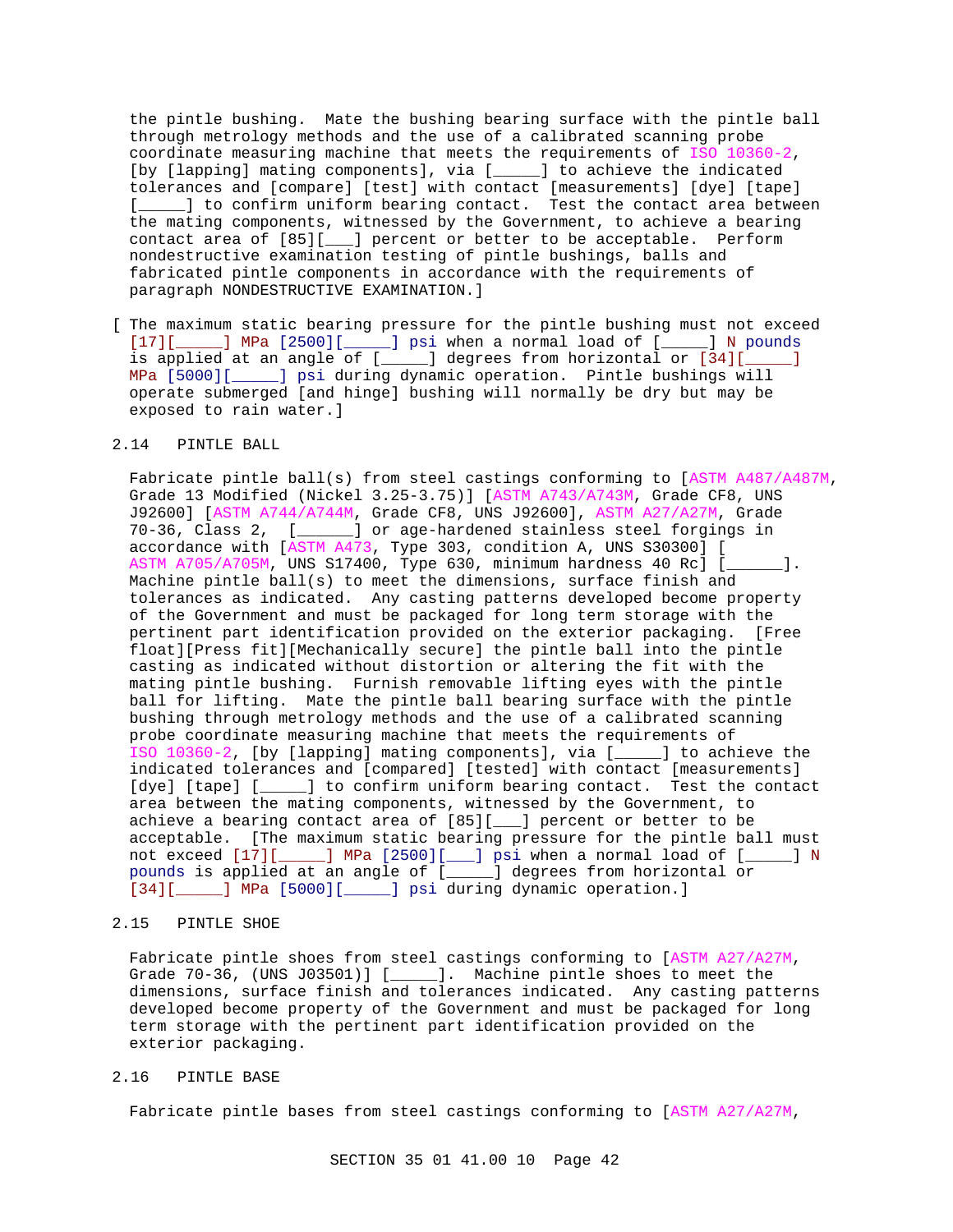the pintle bushing. Mate the bushing bearing surface with the pintle ball through metrology methods and the use of a calibrated scanning probe coordinate measuring machine that meets the requirements of ISO 10360-2, [by [lapping] mating components], via [_____] to achieve the indicated tolerances and [compare] [test] with contact [measurements] [dye] [tape] [_____] to confirm uniform bearing contact. Test the contact area between the mating components, witnessed by the Government, to achieve a bearing contact area of [85][___] percent or better to be acceptable. Perform nondestructive examination testing of pintle bushings, balls and fabricated pintle components in accordance with the requirements of paragraph NONDESTRUCTIVE EXAMINATION.]

[ The maximum static bearing pressure for the pintle bushing must not exceed [17][_____] MPa [2500][_____] psi when a normal load of [_____] N pounds is applied at an angle of [_____] degrees from horizontal or [34][_____] MPa [5000][_____] psi during dynamic operation. Pintle bushings will operate submerged [and hinge] bushing will normally be dry but may be exposed to rain water.]

## 2.14 PINTLE BALL

Fabricate pintle ball(s) from steel castings conforming to [ASTM A487/A487M, Grade 13 Modified (Nickel 3.25-3.75)] [ASTM A743/A743M, Grade CF8, UNS J92600] [ASTM A744/A744M, Grade CF8, UNS J92600], ASTM A27/A27M, Grade 70-36, Class 2, [______] or age-hardened stainless steel forgings in accordance with [ASTM A473, Type 303, condition A, UNS S30300] [ ASTM A705/A705M, UNS S17400, Type 630, minimum hardness 40 Rc] [______]. Machine pintle ball(s) to meet the dimensions, surface finish and tolerances as indicated. Any casting patterns developed become property of the Government and must be packaged for long term storage with the pertinent part identification provided on the exterior packaging. [Free float][Press fit][Mechanically secure] the pintle ball into the pintle casting as indicated without distortion or altering the fit with the mating pintle bushing. Furnish removable lifting eyes with the pintle ball for lifting. Mate the pintle ball bearing surface with the pintle bushing through metrology methods and the use of a calibrated scanning probe coordinate measuring machine that meets the requirements of ISO 10360-2, [by [lapping] mating components], via [_____] to achieve the indicated tolerances and [compared] [tested] with contact [measurements] [dye] [tape] [_____] to confirm uniform bearing contact. Test the contact area between the mating components, witnessed by the Government, to achieve a bearing contact area of [85][___] percent or better to be acceptable. [The maximum static bearing pressure for the pintle ball must not exceed [17][_____] MPa [2500][___] psi when a normal load of [_____] N pounds is applied at an angle of [_____] degrees from horizontal or [34][_____] MPa [5000][_____] psi during dynamic operation.]

## 2.15 PINTLE SHOE

Fabricate pintle shoes from steel castings conforming to [ASTM A27/A27M, Grade 70-36, (UNS J03501)] [_____]. Machine pintle shoes to meet the dimensions, surface finish and tolerances indicated. Any casting patterns developed become property of the Government and must be packaged for long term storage with the pertinent part identification provided on the exterior packaging.

## 2.16 PINTLE BASE

Fabricate pintle bases from steel castings conforming to [ASTM A27/A27M,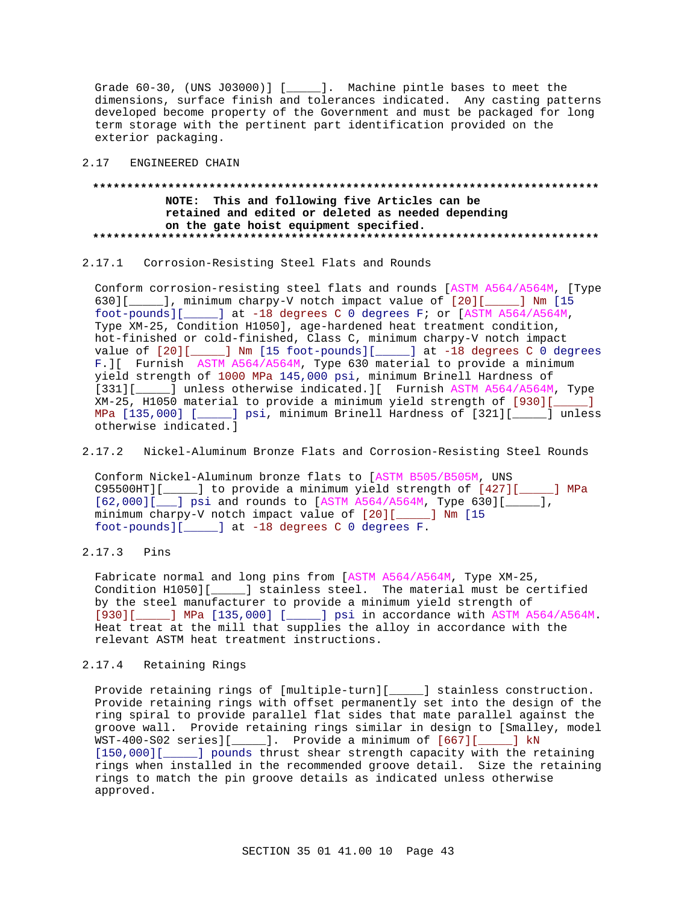Grade 60-30, (UNS J03000)] [_____]. Machine pintle bases to meet the dimensions, surface finish and tolerances indicated. Any casting patterns developed become property of the Government and must be packaged for long term storage with the pertinent part identification provided on the exterior packaging.

## 2.17 ENGINEERED CHAIN

**NOTE: This and following five Articles can be retained and edited or deleted as needed depending on the gate hoist equipment specified.**

### 2.17.1 Corrosion-Resisting Steel Flats and Rounds

Conform corrosion-resisting steel flats and rounds [ASTM A564/A564M, [Type 630][_____], minimum charpy-V notch impact value of [20][_____] Nm [15 foot-pounds][_____] at -18 degrees C 0 degrees F; or [ASTM A564/A564M, Type XM-25, Condition H1050], age-hardened heat treatment condition, hot-finished or cold-finished, Class C, minimum charpy-V notch impact value of [20][_____] Nm [15 foot-pounds][_____] at -18 degrees C 0 degrees F.][ Furnish ASTM A564/A564M, Type 630 material to provide a minimum yield strength of 1000 MPa 145,000 psi, minimum Brinell Hardness of [331][_____] unless otherwise indicated.][ Furnish ASTM A564/A564M, Type XM-25, H1050 material to provide a minimum yield strength of [930][_____] MPa [135,000] [_____] psi, minimum Brinell Hardness of [321][_____] unless otherwise indicated.]

### 2.17.2 Nickel-Aluminum Bronze Flats and Corrosion-Resisting Steel Rounds

Conform Nickel-Aluminum bronze flats to [ASTM B505/B505M, UNS C95500HT][_____] to provide a minimum yield strength of [427][_____] MPa [62,000][___] psi and rounds to [ASTM A564/A564M, Type 630][_____], minimum charpy-V notch impact value of [20][_____] Nm [15 foot-pounds][_____] at -18 degrees C 0 degrees F.

### 2.17.3 Pins

Fabricate normal and long pins from [ASTM A564/A564M, Type XM-25, Condition H1050][_____] stainless steel. The material must be certified by the steel manufacturer to provide a minimum yield strength of [930][_____] MPa [135,000] [_____] psi in accordance with ASTM A564/A564M. Heat treat at the mill that supplies the alloy in accordance with the relevant ASTM heat treatment instructions.

### 2.17.4 Retaining Rings

Provide retaining rings of [multiple-turn][_____] stainless construction. Provide retaining rings with offset permanently set into the design of the ring spiral to provide parallel flat sides that mate parallel against the groove wall. Provide retaining rings similar in design to [Smalley, model WST-400-S02 series][_____]. Provide a minimum of [667][_____] kN [150,000][_____] pounds thrust shear strength capacity with the retaining rings when installed in the recommended groove detail. Size the retaining rings to match the pin groove details as indicated unless otherwise approved.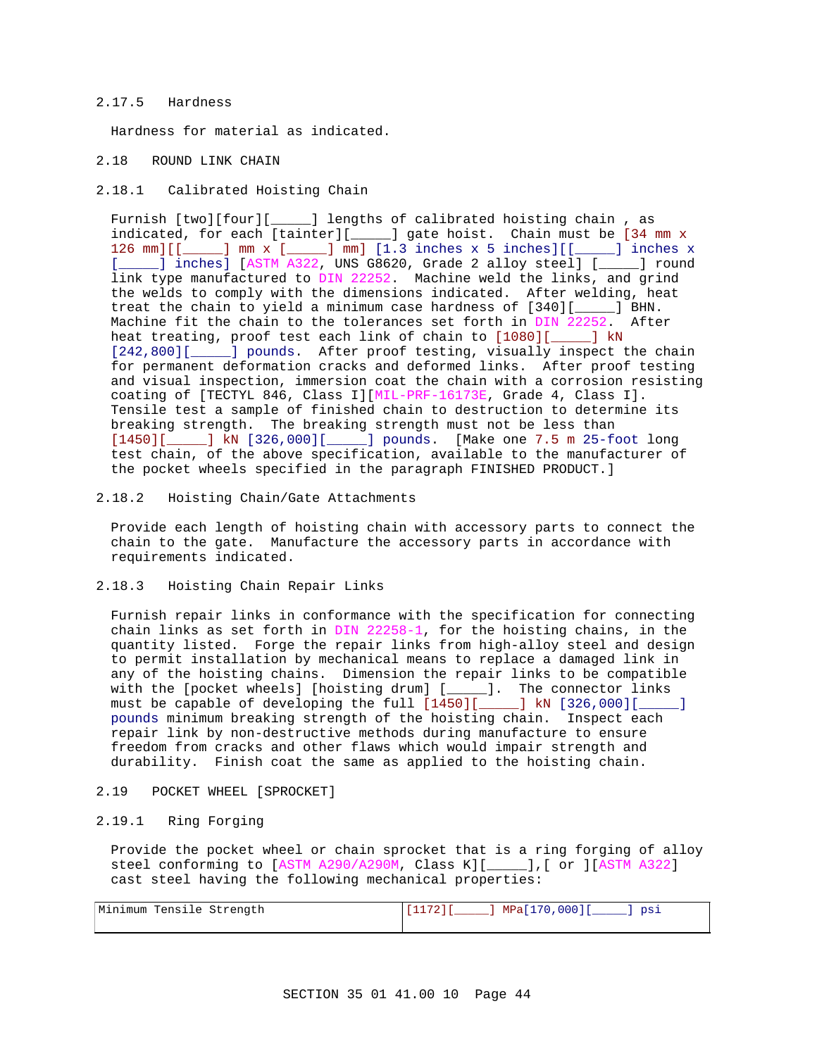#### 2.17.5 Hardness

Hardness for material as indicated.

## 2.18 ROUND LINK CHAIN

### 2.18.1 Calibrated Hoisting Chain

Furnish [two][four][_____] lengths of calibrated hoisting chain , as indicated, for each [tainter][_____] gate hoist. Chain must be [34 mm x 126 mm][[_____] mm x [_____] mm] [1.3 inches x 5 inches][[_____] inches x [_____] inches] [ASTM A322, UNS G8620, Grade 2 alloy steel] [_____] round link type manufactured to DIN 22252. Machine weld the links, and grind the welds to comply with the dimensions indicated. After welding, heat treat the chain to yield a minimum case hardness of [340][_____] BHN. Machine fit the chain to the tolerances set forth in DIN 22252. After heat treating, proof test each link of chain to [1080][_____] kN [242,800][_____] pounds. After proof testing, visually inspect the chain for permanent deformation cracks and deformed links. After proof testing and visual inspection, immersion coat the chain with a corrosion resisting coating of [TECTYL 846, Class I][MIL-PRF-16173E, Grade 4, Class I]. Tensile test a sample of finished chain to destruction to determine its breaking strength. The breaking strength must not be less than [1450][_____] kN [326,000][_____] pounds. [Make one 7.5 m 25-foot long test chain, of the above specification, available to the manufacturer of the pocket wheels specified in the paragraph FINISHED PRODUCT.]

### 2.18.2 Hoisting Chain/Gate Attachments

Provide each length of hoisting chain with accessory parts to connect the chain to the gate. Manufacture the accessory parts in accordance with requirements indicated.

### 2.18.3 Hoisting Chain Repair Links

Furnish repair links in conformance with the specification for connecting chain links as set forth in DIN 22258-1, for the hoisting chains, in the quantity listed. Forge the repair links from high-alloy steel and design to permit installation by mechanical means to replace a damaged link in any of the hoisting chains. Dimension the repair links to be compatible with the [pocket wheels] [hoisting drum] [_____]. The connector links must be capable of developing the full [1450][_____] kN [326,000][_____] pounds minimum breaking strength of the hoisting chain. Inspect each repair link by non-destructive methods during manufacture to ensure freedom from cracks and other flaws which would impair strength and durability. Finish coat the same as applied to the hoisting chain.

## 2.19 POCKET WHEEL [SPROCKET]

### 2.19.1 Ring Forging

Provide the pocket wheel or chain sprocket that is a ring forging of alloy steel conforming to [ASTM A290/A290M, Class K][_____],[ or ][ASTM A322] cast steel having the following mechanical properties:

| | |
|---|---|
| Minimum Tensile Strength | [1172][_____] MPa[170,000][_____] psi |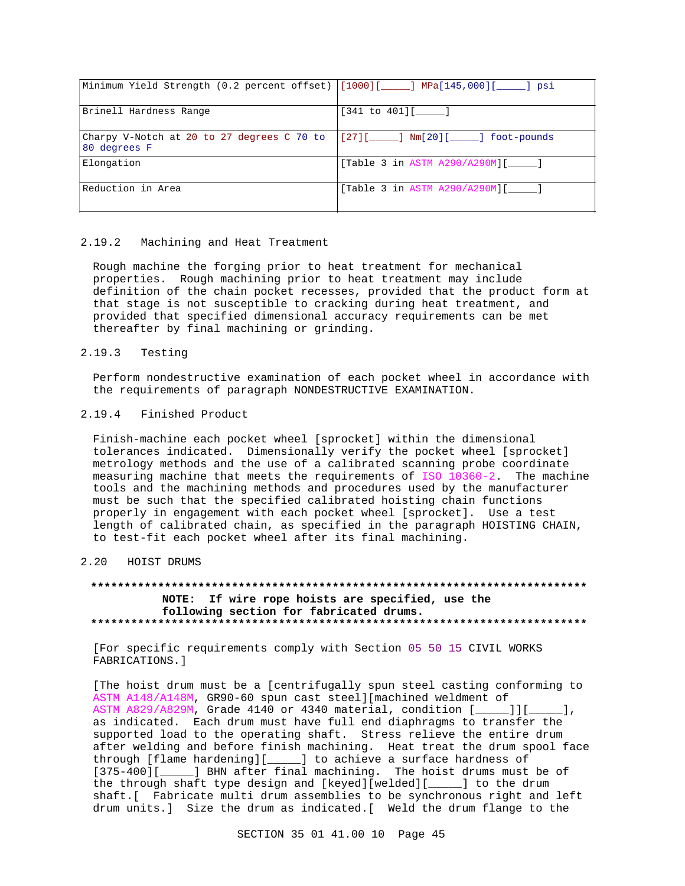| | |
|---|---|
| Minimum Yield Strength (0.2 percent offset) | [1000][_____] MPa[145,000][_____] psi |
| Brinell Hardness Range | [341 to 401][_____] |
| Charpy V-Notch at 20 to 27 degrees C 70 to 80 degrees F | [27][_____] Nm[20][_____] foot-pounds |
| Elongation | [Table 3 in ASTM A290/A290M][_____] |
| Reduction in Area | [Table 3 in ASTM A290/A290M][_____] |

### 2.19.2 Machining and Heat Treatment

Rough machine the forging prior to heat treatment for mechanical properties. Rough machining prior to heat treatment may include definition of the chain pocket recesses, provided that the product form at that stage is not susceptible to cracking during heat treatment, and provided that specified dimensional accuracy requirements can be met thereafter by final machining or grinding.

### 2.19.3 Testing

Perform nondestructive examination of each pocket wheel in accordance with the requirements of paragraph NONDESTRUCTIVE EXAMINATION.

### 2.19.4 Finished Product

Finish-machine each pocket wheel [sprocket] within the dimensional tolerances indicated. Dimensionally verify the pocket wheel [sprocket] metrology methods and the use of a calibrated scanning probe coordinate measuring machine that meets the requirements of ISO 10360-2. The machine tools and the machining methods and procedures used by the manufacturer must be such that the specified calibrated hoisting chain functions properly in engagement with each pocket wheel [sprocket]. Use a test length of calibrated chain, as specified in the paragraph HOISTING CHAIN, to test-fit each pocket wheel after its final machining.

## 2.20 HOIST DRUMS

**************************************************************************
**NOTE: If wire rope hoists are specified, use the following section for fabricated drums.**
**************************************************************************

[For specific requirements comply with Section 05 50 15 CIVIL WORKS FABRICATIONS.]

[The hoist drum must be a [centrifugally spun steel casting conforming to ASTM A148/A148M, GR90-60 spun cast steel][machined weldment of ASTM A829/A829M, Grade 4140 or 4340 material, condition [_____]][_____], as indicated. Each drum must have full end diaphragms to transfer the supported load to the operating shaft. Stress relieve the entire drum after welding and before finish machining. Heat treat the drum spool face through [flame hardening][_____] to achieve a surface hardness of [375-400][_____] BHN after final machining. The hoist drums must be of the through shaft type design and [keyed][welded][_____] to the drum shaft.[ Fabricate multi drum assemblies to be synchronous right and left drum units.] Size the drum as indicated.[ Weld the drum flange to the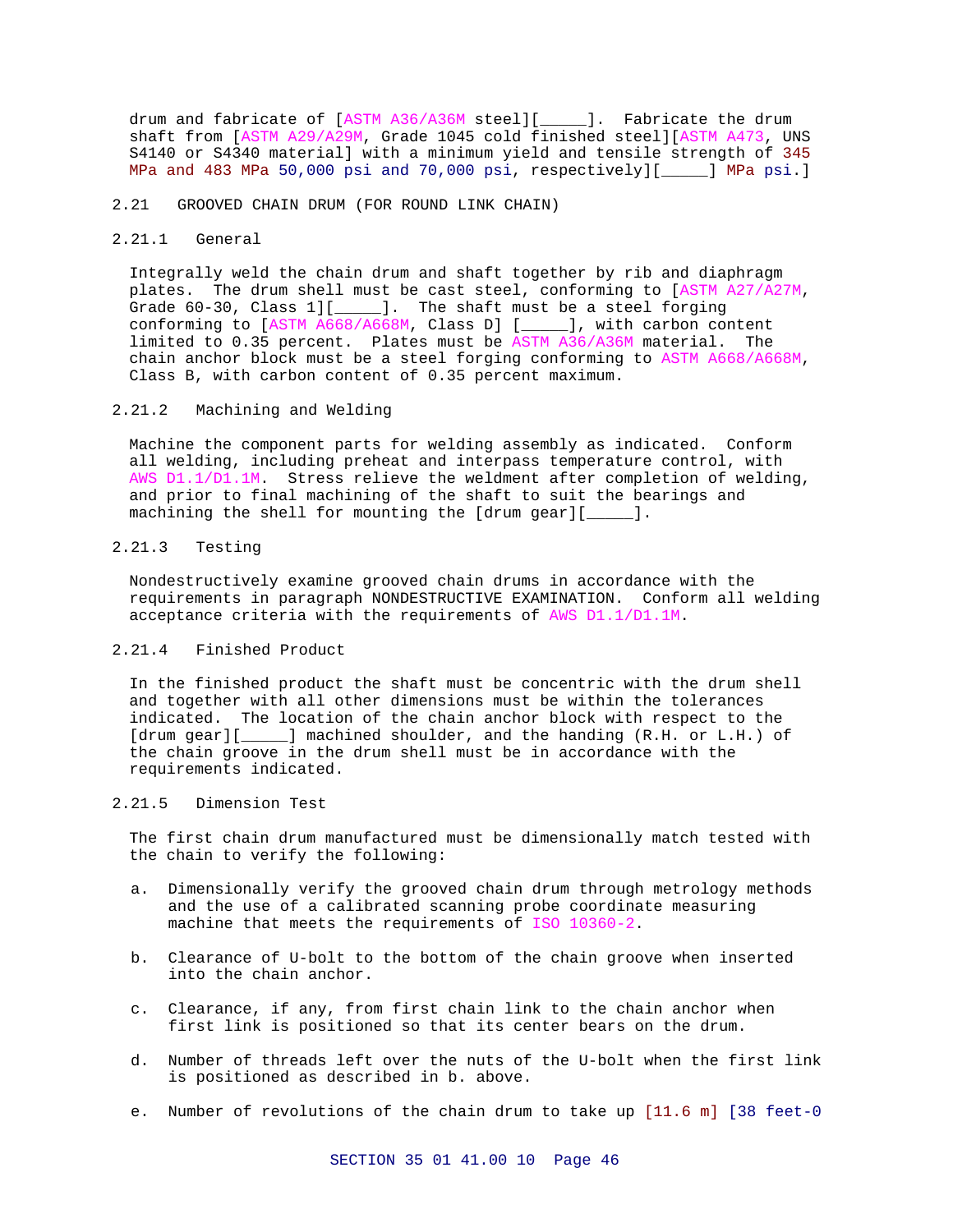drum and fabricate of [ASTM A36/A36M steel][_____]. Fabricate the drum shaft from [ASTM A29/A29M, Grade 1045 cold finished steel][ASTM A473, UNS S4140 or S4340 material] with a minimum yield and tensile strength of 345 MPa and 483 MPa 50,000 psi and 70,000 psi, respectively][_____] MPa psi.]

## 2.21 GROOVED CHAIN DRUM (FOR ROUND LINK CHAIN)

### 2.21.1 General

Integrally weld the chain drum and shaft together by rib and diaphragm plates. The drum shell must be cast steel, conforming to [ASTM A27/A27M, Grade 60-30, Class 1][_____]. The shaft must be a steel forging conforming to [ASTM A668/A668M, Class D] [_____], with carbon content limited to 0.35 percent. Plates must be ASTM A36/A36M material. The chain anchor block must be a steel forging conforming to ASTM A668/A668M, Class B, with carbon content of 0.35 percent maximum.

### 2.21.2 Machining and Welding

Machine the component parts for welding assembly as indicated. Conform all welding, including preheat and interpass temperature control, with AWS D1.1/D1.1M. Stress relieve the weldment after completion of welding, and prior to final machining of the shaft to suit the bearings and machining the shell for mounting the [drum gear][_____].

### 2.21.3 Testing

Nondestructively examine grooved chain drums in accordance with the requirements in paragraph NONDESTRUCTIVE EXAMINATION. Conform all welding acceptance criteria with the requirements of AWS D1.1/D1.1M.

### 2.21.4 Finished Product

In the finished product the shaft must be concentric with the drum shell and together with all other dimensions must be within the tolerances indicated. The location of the chain anchor block with respect to the [drum gear][_____] machined shoulder, and the handing (R.H. or L.H.) of the chain groove in the drum shell must be in accordance with the requirements indicated.

### 2.21.5 Dimension Test

The first chain drum manufactured must be dimensionally match tested with the chain to verify the following:

a. Dimensionally verify the grooved chain drum through metrology methods and the use of a calibrated scanning probe coordinate measuring machine that meets the requirements of ISO 10360-2.

b. Clearance of U-bolt to the bottom of the chain groove when inserted into the chain anchor.

c. Clearance, if any, from first chain link to the chain anchor when first link is positioned so that its center bears on the drum.

d. Number of threads left over the nuts of the U-bolt when the first link is positioned as described in b. above.

e. Number of revolutions of the chain drum to take up [11.6 m] [38 feet-0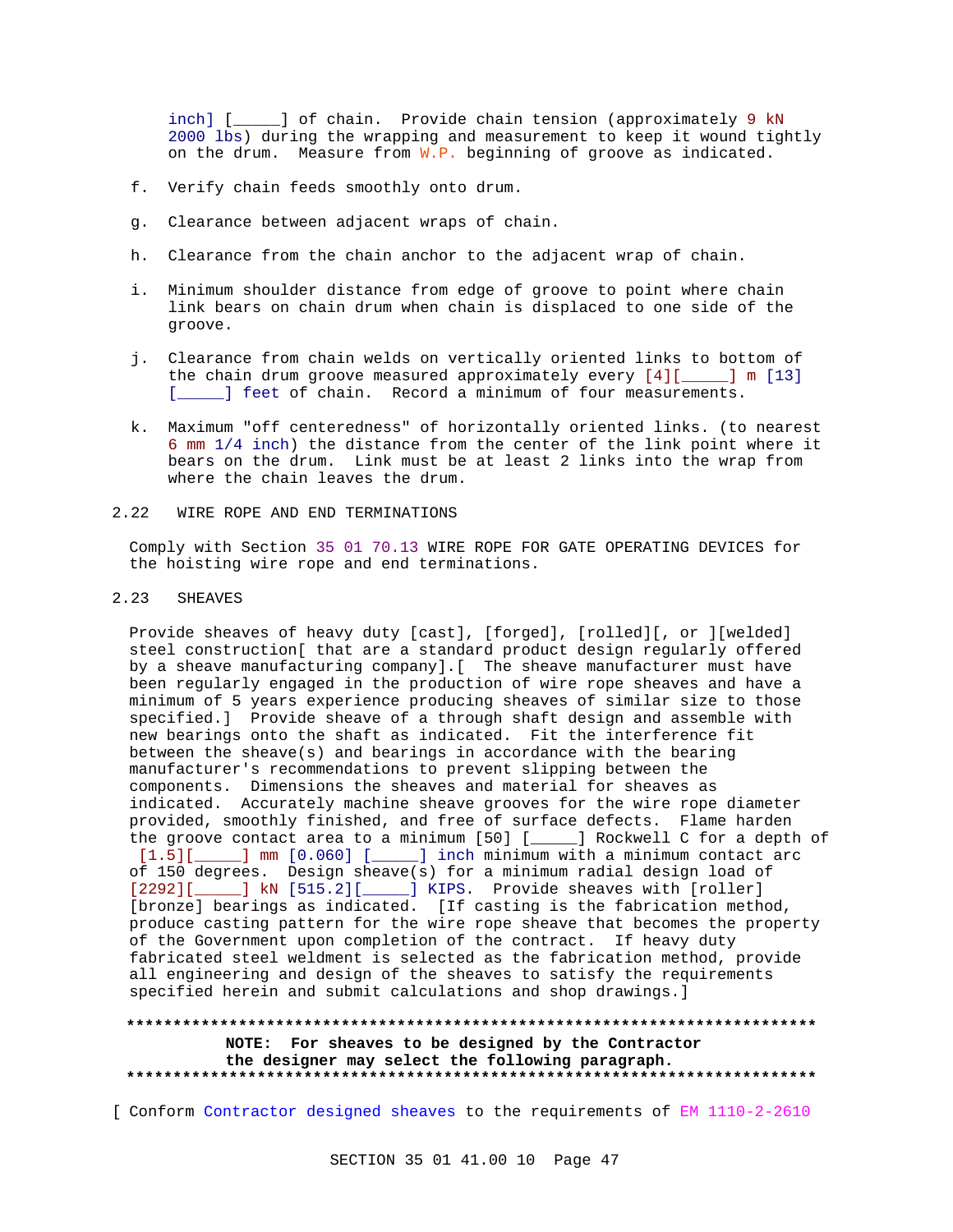inch] [_____] of chain. Provide chain tension (approximately 9 kN 2000 lbs) during the wrapping and measurement to keep it wound tightly on the drum. Measure from W.P. beginning of groove as indicated.

f. Verify chain feeds smoothly onto drum.

g. Clearance between adjacent wraps of chain.

h. Clearance from the chain anchor to the adjacent wrap of chain.

i. Minimum shoulder distance from edge of groove to point where chain link bears on chain drum when chain is displaced to one side of the groove.

j. Clearance from chain welds on vertically oriented links to bottom of the chain drum groove measured approximately every [4][_____] m [13] [_____] feet of chain. Record a minimum of four measurements.

k. Maximum "off centeredness" of horizontally oriented links. (to nearest 6 mm 1/4 inch) the distance from the center of the link point where it bears on the drum. Link must be at least 2 links into the wrap from where the chain leaves the drum.

## 2.22 WIRE ROPE AND END TERMINATIONS

Comply with Section 35 01 70.13 WIRE ROPE FOR GATE OPERATING DEVICES for the hoisting wire rope and end terminations.

## 2.23 SHEAVES

Provide sheaves of heavy duty [cast], [forged], [rolled][, or ][welded] steel construction[ that are a standard product design regularly offered by a sheave manufacturing company].[ The sheave manufacturer must have been regularly engaged in the production of wire rope sheaves and have a minimum of 5 years experience producing sheaves of similar size to those specified.] Provide sheave of a through shaft design and assemble with new bearings onto the shaft as indicated. Fit the interference fit between the sheave(s) and bearings in accordance with the bearing manufacturer's recommendations to prevent slipping between the components. Dimensions the sheaves and material for sheaves as indicated. Accurately machine sheave grooves for the wire rope diameter provided, smoothly finished, and free of surface defects. Flame harden the groove contact area to a minimum [50] [_____] Rockwell C for a depth of [1.5][_____] mm [0.060] [_____] inch minimum with a minimum contact arc of 150 degrees. Design sheave(s) for a minimum radial design load of [2292][_____] kN [515.2][_____] KIPS. Provide sheaves with [roller] [bronze] bearings as indicated. [If casting is the fabrication method, produce casting pattern for the wire rope sheave that becomes the property of the Government upon completion of the contract. If heavy duty fabricated steel weldment is selected as the fabrication method, provide all engineering and design of the sheaves to satisfy the requirements specified herein and submit calculations and shop drawings.]

**************************************************************************

**NOTE: For sheaves to be designed by the Contractor the designer may select the following paragraph.**

**************************************************************************

[ Conform Contractor designed sheaves to the requirements of EM 1110-2-2610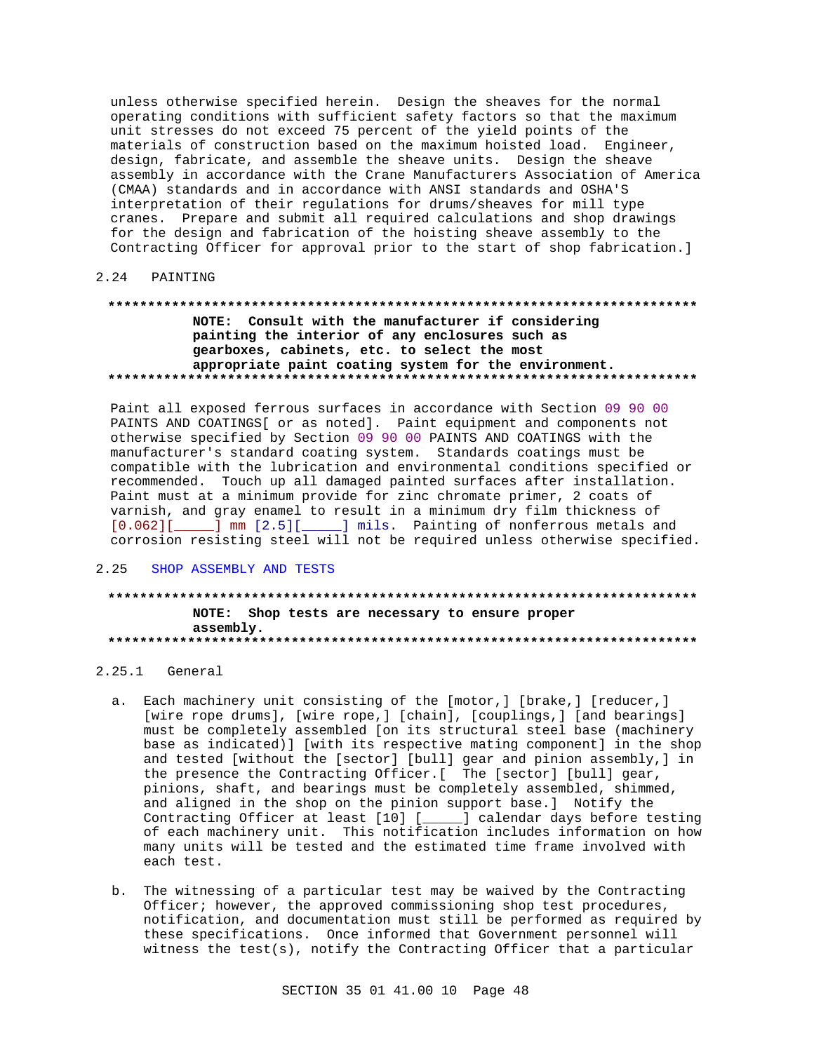unless otherwise specified herein. Design the sheaves for the normal operating conditions with sufficient safety factors so that the maximum unit stresses do not exceed 75 percent of the yield points of the materials of construction based on the maximum hoisted load. Engineer, design, fabricate, and assemble the sheave units. Design the sheave assembly in accordance with the Crane Manufacturers Association of America (CMAA) standards and in accordance with ANSI standards and OSHA'S interpretation of their regulations for drums/sheaves for mill type cranes. Prepare and submit all required calculations and shop drawings for the design and fabrication of the hoisting sheave assembly to the Contracting Officer for approval prior to the start of shop fabrication.]

## 2.24 PAINTING

**************************************************************************

**NOTE: Consult with the manufacturer if considering painting the interior of any enclosures such as gearboxes, cabinets, etc. to select the most appropriate paint coating system for the environment.**

**************************************************************************

Paint all exposed ferrous surfaces in accordance with Section 09 90 00 PAINTS AND COATINGS[ or as noted]. Paint equipment and components not otherwise specified by Section 09 90 00 PAINTS AND COATINGS with the manufacturer's standard coating system. Standards coatings must be compatible with the lubrication and environmental conditions specified or recommended. Touch up all damaged painted surfaces after installation. Paint must at a minimum provide for zinc chromate primer, 2 coats of varnish, and gray enamel to result in a minimum dry film thickness of [0.062][_____] mm [2.5][_____] mils. Painting of nonferrous metals and corrosion resisting steel will not be required unless otherwise specified.

## 2.25 SHOP ASSEMBLY AND TESTS

**************************************************************************

**NOTE: Shop tests are necessary to ensure proper assembly.**

**************************************************************************

### 2.25.1 General

a. Each machinery unit consisting of the [motor,] [brake,] [reducer,] [wire rope drums], [wire rope,] [chain], [couplings,] [and bearings] must be completely assembled [on its structural steel base (machinery base as indicated)] [with its respective mating component] in the shop and tested [without the [sector] [bull] gear and pinion assembly,] in the presence the Contracting Officer.[ The [sector] [bull] gear, pinions, shaft, and bearings must be completely assembled, shimmed, and aligned in the shop on the pinion support base.] Notify the Contracting Officer at least [10] [_____] calendar days before testing of each machinery unit. This notification includes information on how many units will be tested and the estimated time frame involved with each test.

b. The witnessing of a particular test may be waived by the Contracting Officer; however, the approved commissioning shop test procedures, notification, and documentation must still be performed as required by these specifications. Once informed that Government personnel will witness the test(s), notify the Contracting Officer that a particular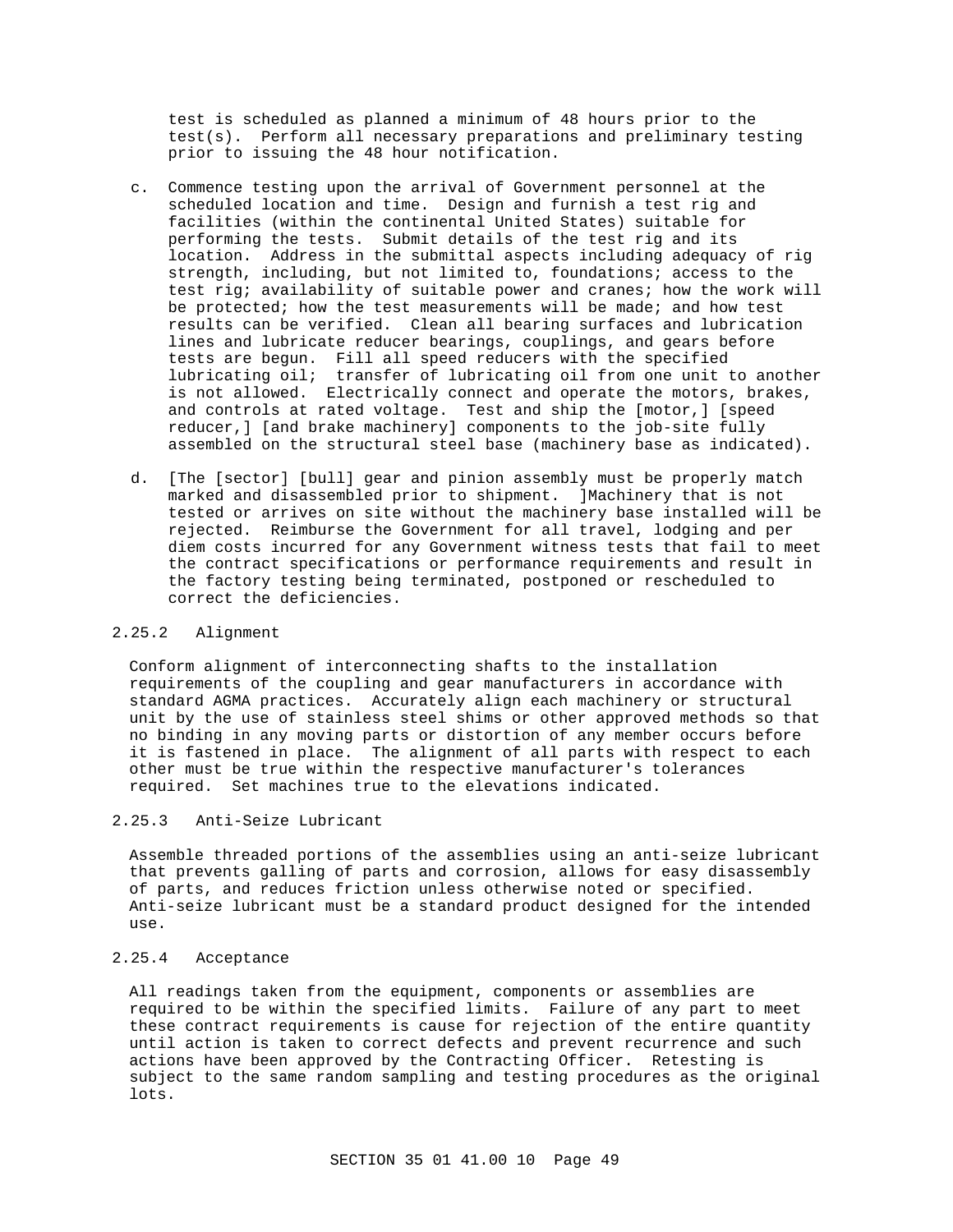test is scheduled as planned a minimum of 48 hours prior to the test(s). Perform all necessary preparations and preliminary testing prior to issuing the 48 hour notification.

c. Commence testing upon the arrival of Government personnel at the scheduled location and time. Design and furnish a test rig and facilities (within the continental United States) suitable for performing the tests. Submit details of the test rig and its location. Address in the submittal aspects including adequacy of rig strength, including, but not limited to, foundations; access to the test rig; availability of suitable power and cranes; how the work will be protected; how the test measurements will be made; and how test results can be verified. Clean all bearing surfaces and lubrication lines and lubricate reducer bearings, couplings, and gears before tests are begun. Fill all speed reducers with the specified lubricating oil; transfer of lubricating oil from one unit to another is not allowed. Electrically connect and operate the motors, brakes, and controls at rated voltage. Test and ship the [motor,] [speed reducer,] [and brake machinery] components to the job-site fully assembled on the structural steel base (machinery base as indicated).

d. [The [sector] [bull] gear and pinion assembly must be properly match marked and disassembled prior to shipment. ]Machinery that is not tested or arrives on site without the machinery base installed will be rejected. Reimburse the Government for all travel, lodging and per diem costs incurred for any Government witness tests that fail to meet the contract specifications or performance requirements and result in the factory testing being terminated, postponed or rescheduled to correct the deficiencies.

### 2.25.2 Alignment

Conform alignment of interconnecting shafts to the installation requirements of the coupling and gear manufacturers in accordance with standard AGMA practices. Accurately align each machinery or structural unit by the use of stainless steel shims or other approved methods so that no binding in any moving parts or distortion of any member occurs before it is fastened in place. The alignment of all parts with respect to each other must be true within the respective manufacturer's tolerances required. Set machines true to the elevations indicated.

### 2.25.3 Anti-Seize Lubricant

Assemble threaded portions of the assemblies using an anti-seize lubricant that prevents galling of parts and corrosion, allows for easy disassembly of parts, and reduces friction unless otherwise noted or specified. Anti-seize lubricant must be a standard product designed for the intended use.

### 2.25.4 Acceptance

All readings taken from the equipment, components or assemblies are required to be within the specified limits. Failure of any part to meet these contract requirements is cause for rejection of the entire quantity until action is taken to correct defects and prevent recurrence and such actions have been approved by the Contracting Officer. Retesting is subject to the same random sampling and testing procedures as the original lots.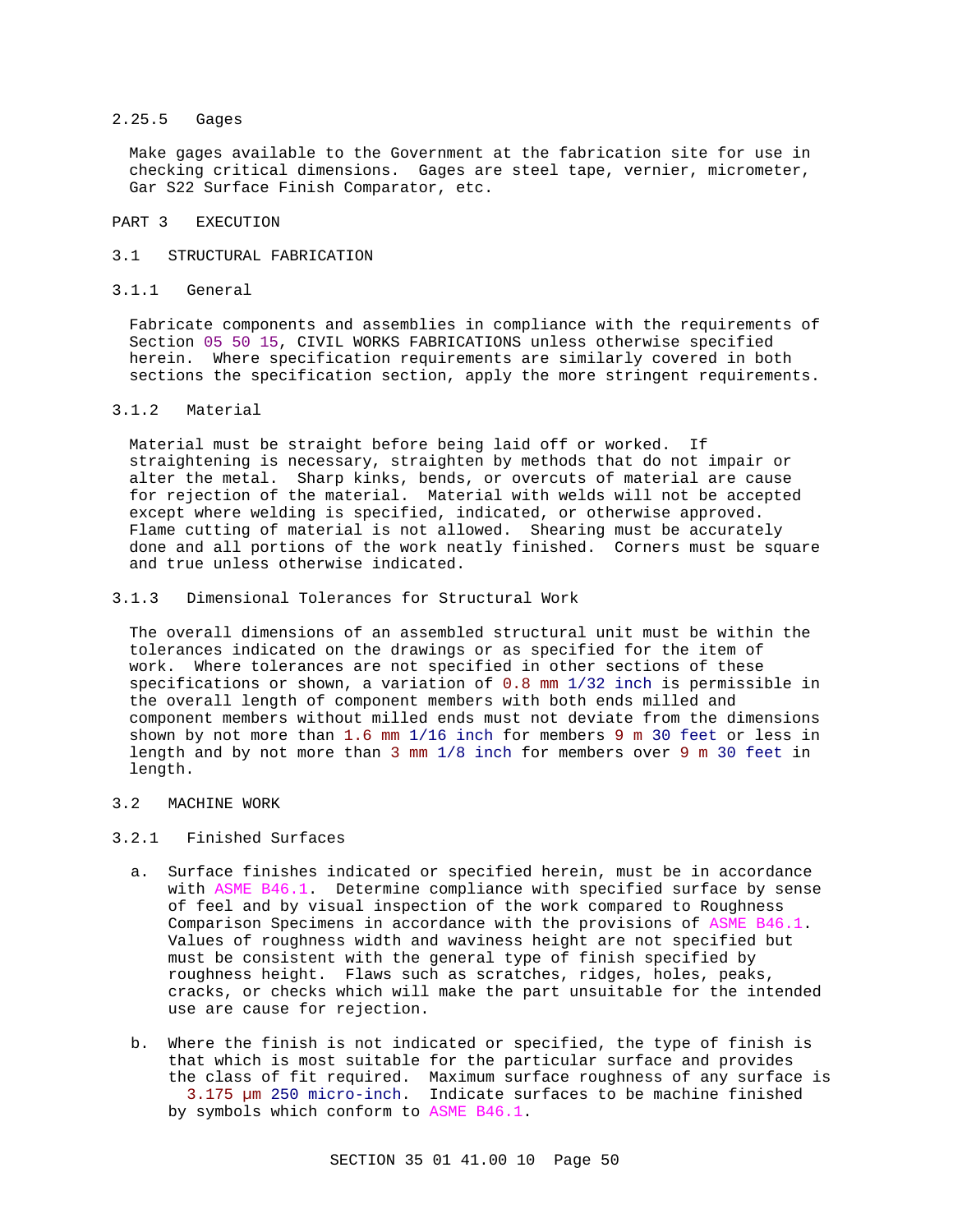#### 2.25.5 Gages

Make gages available to the Government at the fabrication site for use in checking critical dimensions. Gages are steel tape, vernier, micrometer, Gar S22 Surface Finish Comparator, etc.

## PART 3 EXECUTION

### 3.1 STRUCTURAL FABRICATION

#### 3.1.1 General

Fabricate components and assemblies in compliance with the requirements of Section 05 50 15, CIVIL WORKS FABRICATIONS unless otherwise specified herein. Where specification requirements are similarly covered in both sections the specification section, apply the more stringent requirements.

#### 3.1.2 Material

Material must be straight before being laid off or worked. If straightening is necessary, straighten by methods that do not impair or alter the metal. Sharp kinks, bends, or overcuts of material are cause for rejection of the material. Material with welds will not be accepted except where welding is specified, indicated, or otherwise approved. Flame cutting of material is not allowed. Shearing must be accurately done and all portions of the work neatly finished. Corners must be square and true unless otherwise indicated.

#### 3.1.3 Dimensional Tolerances for Structural Work

The overall dimensions of an assembled structural unit must be within the tolerances indicated on the drawings or as specified for the item of work. Where tolerances are not specified in other sections of these specifications or shown, a variation of 0.8 mm 1/32 inch is permissible in the overall length of component members with both ends milled and component members without milled ends must not deviate from the dimensions shown by not more than 1.6 mm 1/16 inch for members 9 m 30 feet or less in length and by not more than 3 mm 1/8 inch for members over 9 m 30 feet in length.

### 3.2 MACHINE WORK

#### 3.2.1 Finished Surfaces

a. Surface finishes indicated or specified herein, must be in accordance with ASME B46.1. Determine compliance with specified surface by sense of feel and by visual inspection of the work compared to Roughness Comparison Specimens in accordance with the provisions of ASME B46.1. Values of roughness width and waviness height are not specified but must be consistent with the general type of finish specified by roughness height. Flaws such as scratches, ridges, holes, peaks, cracks, or checks which will make the part unsuitable for the intended use are cause for rejection.

b. Where the finish is not indicated or specified, the type of finish is that which is most suitable for the particular surface and provides the class of fit required. Maximum surface roughness of any surface is 3.175 μm 250 micro-inch. Indicate surfaces to be machine finished by symbols which conform to ASME B46.1.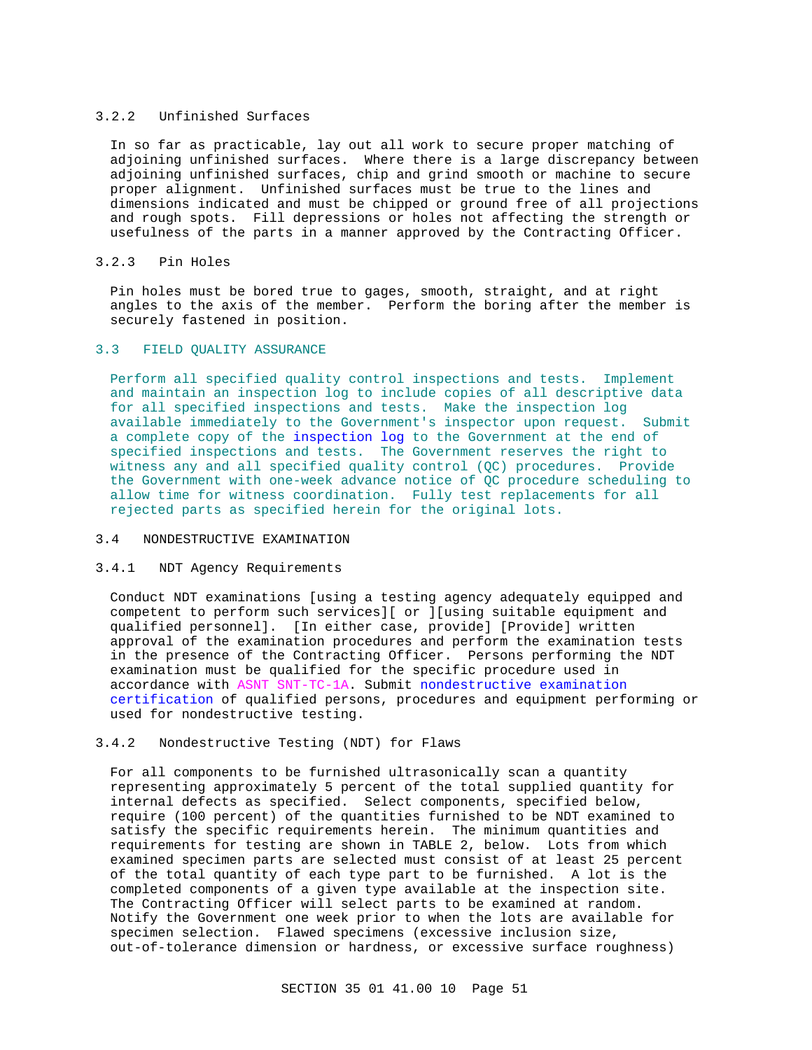### 3.2.2 Unfinished Surfaces

In so far as practicable, lay out all work to secure proper matching of adjoining unfinished surfaces. Where there is a large discrepancy between adjoining unfinished surfaces, chip and grind smooth or machine to secure proper alignment. Unfinished surfaces must be true to the lines and dimensions indicated and must be chipped or ground free of all projections and rough spots. Fill depressions or holes not affecting the strength or usefulness of the parts in a manner approved by the Contracting Officer.

### 3.2.3 Pin Holes

Pin holes must be bored true to gages, smooth, straight, and at right angles to the axis of the member. Perform the boring after the member is securely fastened in position.

## 3.3 FIELD QUALITY ASSURANCE

Perform all specified quality control inspections and tests. Implement and maintain an inspection log to include copies of all descriptive data for all specified inspections and tests. Make the inspection log available immediately to the Government's inspector upon request. Submit a complete copy of the inspection log to the Government at the end of specified inspections and tests. The Government reserves the right to witness any and all specified quality control (QC) procedures. Provide the Government with one-week advance notice of QC procedure scheduling to allow time for witness coordination. Fully test replacements for all rejected parts as specified herein for the original lots.

## 3.4 NONDESTRUCTIVE EXAMINATION

### 3.4.1 NDT Agency Requirements

Conduct NDT examinations [using a testing agency adequately equipped and competent to perform such services][ or ][using suitable equipment and qualified personnel]. [In either case, provide] [Provide] written approval of the examination procedures and perform the examination tests in the presence of the Contracting Officer. Persons performing the NDT examination must be qualified for the specific procedure used in accordance with ASNT SNT-TC-1A. Submit nondestructive examination certification of qualified persons, procedures and equipment performing or used for nondestructive testing.

### 3.4.2 Nondestructive Testing (NDT) for Flaws

For all components to be furnished ultrasonically scan a quantity representing approximately 5 percent of the total supplied quantity for internal defects as specified. Select components, specified below, require (100 percent) of the quantities furnished to be NDT examined to satisfy the specific requirements herein. The minimum quantities and requirements for testing are shown in TABLE 2, below. Lots from which examined specimen parts are selected must consist of at least 25 percent of the total quantity of each type part to be furnished. A lot is the completed components of a given type available at the inspection site. The Contracting Officer will select parts to be examined at random. Notify the Government one week prior to when the lots are available for specimen selection. Flawed specimens (excessive inclusion size, out-of-tolerance dimension or hardness, or excessive surface roughness)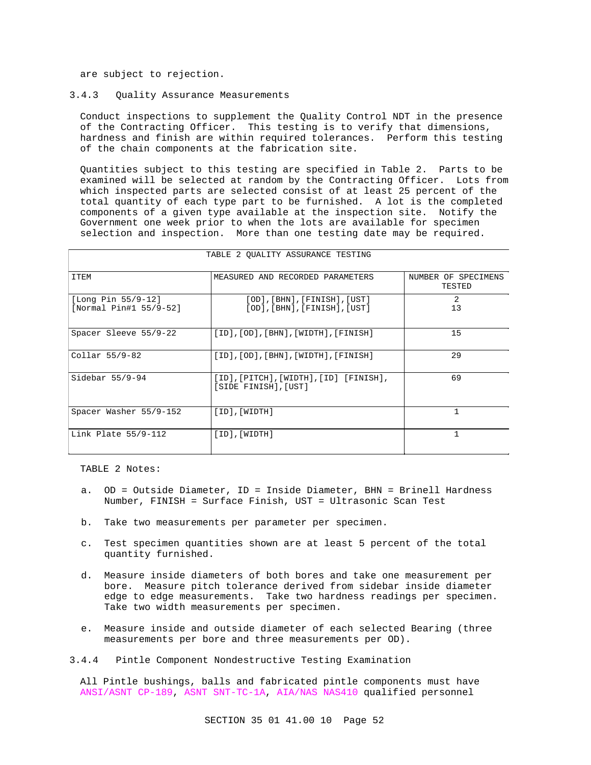are subject to rejection.

### 3.4.3 Quality Assurance Measurements

Conduct inspections to supplement the Quality Control NDT in the presence of the Contracting Officer. This testing is to verify that dimensions, hardness and finish are within required tolerances. Perform this testing of the chain components at the fabrication site.

Quantities subject to this testing are specified in Table 2. Parts to be examined will be selected at random by the Contracting Officer. Lots from which inspected parts are selected consist of at least 25 percent of the total quantity of each type part to be furnished. A lot is the completed components of a given type available at the inspection site. Notify the Government one week prior to when the lots are available for specimen selection and inspection. More than one testing date may be required.

TABLE 2 QUALITY ASSURANCE TESTING

| ITEM | MEASURED AND RECORDED PARAMETERS | NUMBER OF SPECIMENS TESTED |
|---|---|---|
| [Long Pin 55/9-12]<br>[Normal Pin#1 55/9-52] | [OD],[BHN],[FINISH],[UST]<br>[OD],[BHN],[FINISH],[UST] | 2<br>13 |
| Spacer Sleeve 55/9-22 | [ID],[OD],[BHN],[WIDTH],[FINISH] | 15 |
| Collar 55/9-82 | [ID],[OD],[BHN],[WIDTH],[FINISH] | 29 |
| Sidebar 55/9-94 | [ID],[PITCH],[WIDTH],[ID] [FINISH],[SIDE FINISH],[UST] | 69 |
| Spacer Washer 55/9-152 | [ID],[WIDTH] | 1 |
| Link Plate 55/9-112 | [ID],[WIDTH] | 1 |

TABLE 2 Notes:

a. OD = Outside Diameter, ID = Inside Diameter, BHN = Brinell Hardness Number, FINISH = Surface Finish, UST = Ultrasonic Scan Test

b. Take two measurements per parameter per specimen.

c. Test specimen quantities shown are at least 5 percent of the total quantity furnished.

d. Measure inside diameters of both bores and take one measurement per bore. Measure pitch tolerance derived from sidebar inside diameter edge to edge measurements. Take two hardness readings per specimen. Take two width measurements per specimen.

e. Measure inside and outside diameter of each selected Bearing (three measurements per bore and three measurements per OD).

### 3.4.4 Pintle Component Nondestructive Testing Examination

All Pintle bushings, balls and fabricated pintle components must have ANSI/ASNT CP-189, ASNT SNT-TC-1A, AIA/NAS NAS410 qualified personnel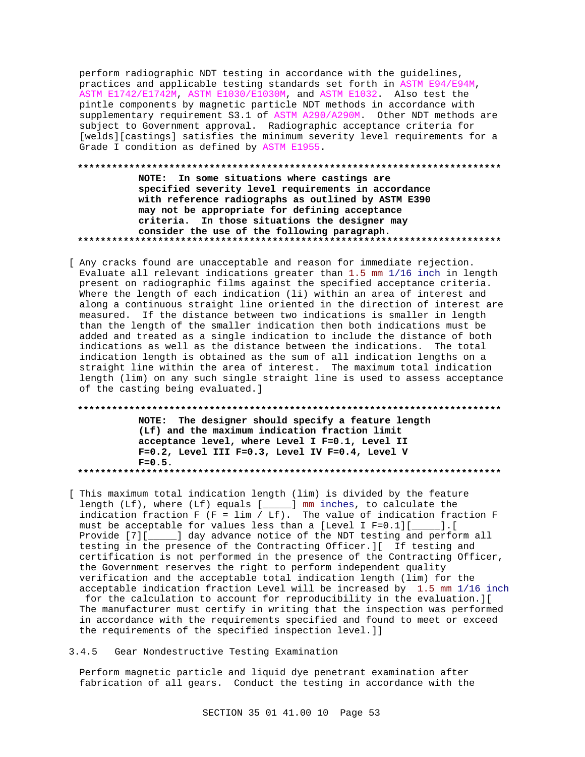perform radiographic NDT testing in accordance with the guidelines, practices and applicable testing standards set forth in ASTM E94/E94M, ASTM E1742/E1742M, ASTM E1030/E1030M, and ASTM E1032. Also test the pintle components by magnetic particle NDT methods in accordance with supplementary requirement S3.1 of ASTM A290/A290M. Other NDT methods are subject to Government approval. Radiographic acceptance criteria for [welds][castings] satisfies the minimum severity level requirements for a Grade I condition as defined by ASTM E1955.

**************************************************************************

**NOTE: In some situations where castings are specified severity level requirements in accordance with reference radiographs as outlined by ASTM E390 may not be appropriate for defining acceptance criteria. In those situations the designer may consider the use of the following paragraph.**

**************************************************************************

[ Any cracks found are unacceptable and reason for immediate rejection. Evaluate all relevant indications greater than 1.5 mm 1/16 inch in length present on radiographic films against the specified acceptance criteria. Where the length of each indication (li) within an area of interest and along a continuous straight line oriented in the direction of interest are measured. If the distance between two indications is smaller in length than the length of the smaller indication then both indications must be added and treated as a single indication to include the distance of both indications as well as the distance between the indications. The total indication length is obtained as the sum of all indication lengths on a straight line within the area of interest. The maximum total indication length (lim) on any such single straight line is used to assess acceptance of the casting being evaluated.]

**************************************************************************

**NOTE: The designer should specify a feature length (Lf) and the maximum indication fraction limit acceptance level, where Level I F=0.1, Level II F=0.2, Level III F=0.3, Level IV F=0.4, Level V F=0.5.**

**************************************************************************

[ This maximum total indication length (lim) is divided by the feature length (Lf), where (Lf) equals [_____] mm inches, to calculate the indication fraction F (F = lim / Lf). The value of indication fraction F must be acceptable for values less than a [Level I F=0.1][_____].[ Provide [7][_____] day advance notice of the NDT testing and perform all testing in the presence of the Contracting Officer.][ If testing and certification is not performed in the presence of the Contracting Officer, the Government reserves the right to perform independent quality verification and the acceptable total indication length (lim) for the acceptable indication fraction Level will be increased by 1.5 mm 1/16 inch for the calculation to account for reproducibility in the evaluation.][ The manufacturer must certify in writing that the inspection was performed in accordance with the requirements specified and found to meet or exceed the requirements of the specified inspection level.]]

3.4.5 Gear Nondestructive Testing Examination

Perform magnetic particle and liquid dye penetrant examination after fabrication of all gears. Conduct the testing in accordance with the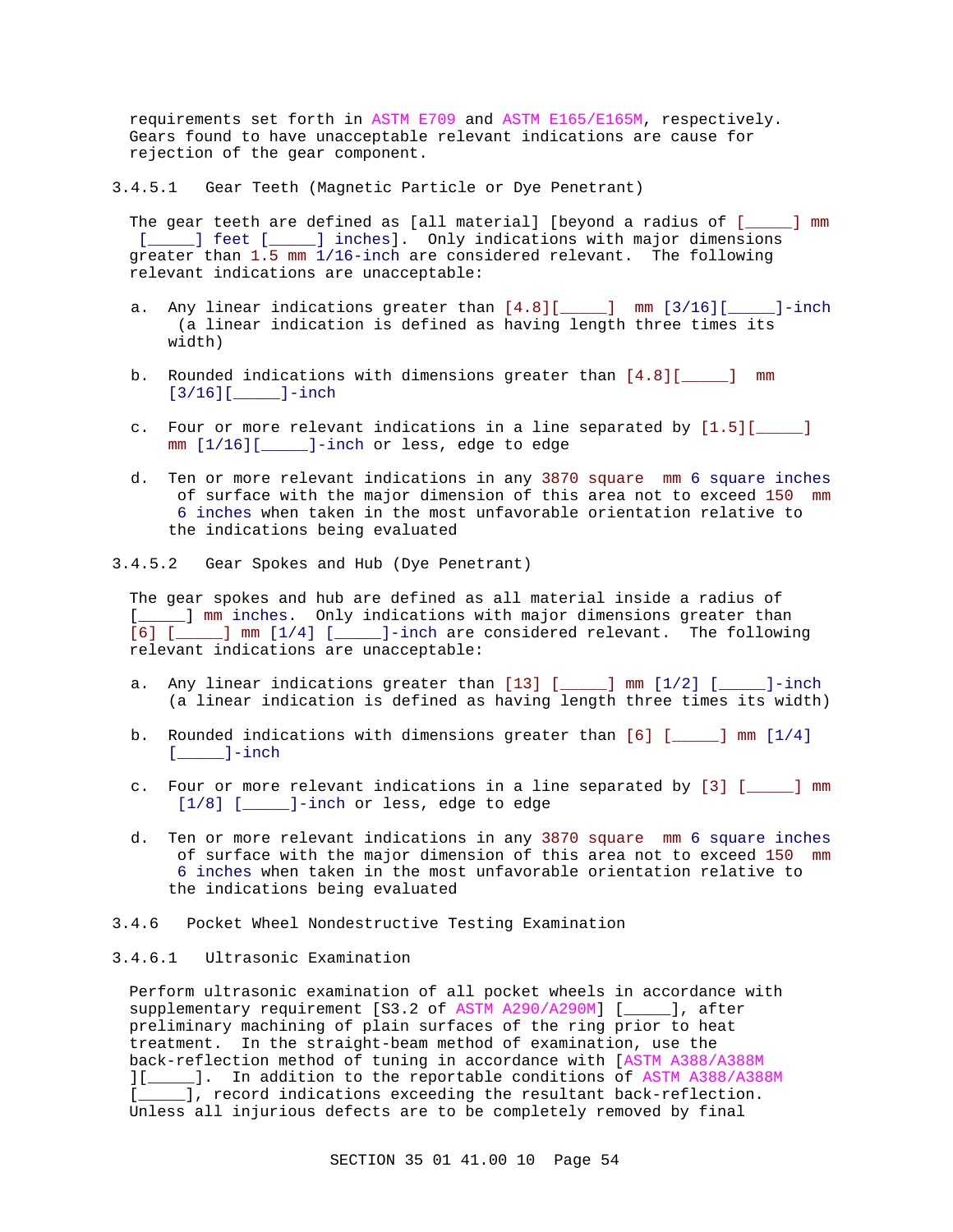requirements set forth in ASTM E709 and ASTM E165/E165M, respectively. Gears found to have unacceptable relevant indications are cause for rejection of the gear component.

#### 3.4.5.1 Gear Teeth (Magnetic Particle or Dye Penetrant)

The gear teeth are defined as [all material] [beyond a radius of [_____] mm [_____] feet [_____] inches]. Only indications with major dimensions greater than 1.5 mm 1/16-inch are considered relevant. The following relevant indications are unacceptable:

a. Any linear indications greater than [4.8][_____] mm [3/16][_____]-inch (a linear indication is defined as having length three times its width)

b. Rounded indications with dimensions greater than [4.8][_____] mm [3/16][_____]-inch

c. Four or more relevant indications in a line separated by [1.5][_____] mm [1/16][_____]-inch or less, edge to edge

d. Ten or more relevant indications in any 3870 square mm 6 square inches of surface with the major dimension of this area not to exceed 150 mm 6 inches when taken in the most unfavorable orientation relative to the indications being evaluated

#### 3.4.5.2 Gear Spokes and Hub (Dye Penetrant)

The gear spokes and hub are defined as all material inside a radius of [_____] mm inches. Only indications with major dimensions greater than [6] [_____] mm [1/4] [_____]-inch are considered relevant. The following relevant indications are unacceptable:

a. Any linear indications greater than [13] [_____] mm [1/2] [_____]-inch (a linear indication is defined as having length three times its width)

b. Rounded indications with dimensions greater than [6] [_____] mm [1/4] [_____]-inch

c. Four or more relevant indications in a line separated by [3] [_____] mm [1/8] [_____]-inch or less, edge to edge

d. Ten or more relevant indications in any 3870 square mm 6 square inches of surface with the major dimension of this area not to exceed 150 mm 6 inches when taken in the most unfavorable orientation relative to the indications being evaluated

### 3.4.6 Pocket Wheel Nondestructive Testing Examination

#### 3.4.6.1 Ultrasonic Examination

Perform ultrasonic examination of all pocket wheels in accordance with supplementary requirement [S3.2 of ASTM A290/A290M] [_____], after preliminary machining of plain surfaces of the ring prior to heat treatment. In the straight-beam method of examination, use the back-reflection method of tuning in accordance with [ASTM A388/A388M ][_____]. In addition to the reportable conditions of ASTM A388/A388M [_____], record indications exceeding the resultant back-reflection. Unless all injurious defects are to be completely removed by final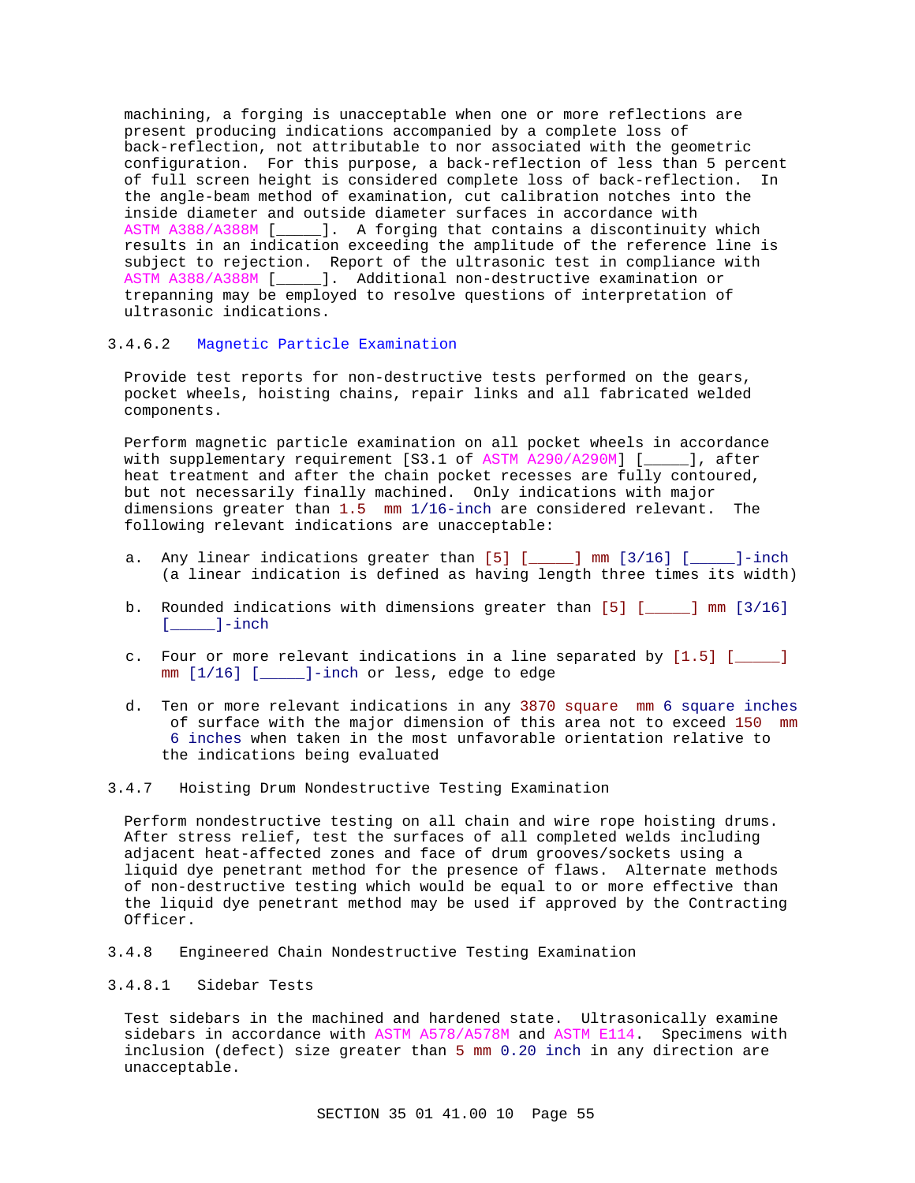machining, a forging is unacceptable when one or more reflections are present producing indications accompanied by a complete loss of back-reflection, not attributable to nor associated with the geometric configuration. For this purpose, a back-reflection of less than 5 percent of full screen height is considered complete loss of back-reflection. In the angle-beam method of examination, cut calibration notches into the inside diameter and outside diameter surfaces in accordance with ASTM A388/A388M [_____]. A forging that contains a discontinuity which results in an indication exceeding the amplitude of the reference line is subject to rejection. Report of the ultrasonic test in compliance with ASTM A388/A388M [_____]. Additional non-destructive examination or trepanning may be employed to resolve questions of interpretation of ultrasonic indications.

#### 3.4.6.2 Magnetic Particle Examination

Provide test reports for non-destructive tests performed on the gears, pocket wheels, hoisting chains, repair links and all fabricated welded components.

Perform magnetic particle examination on all pocket wheels in accordance with supplementary requirement [S3.1 of ASTM A290/A290M] [_____], after heat treatment and after the chain pocket recesses are fully contoured, but not necessarily finally machined. Only indications with major dimensions greater than 1.5 mm 1/16-inch are considered relevant. The following relevant indications are unacceptable:

a. Any linear indications greater than [5] [_____] mm [3/16] [_____]-inch (a linear indication is defined as having length three times its width)

b. Rounded indications with dimensions greater than [5] [_____] mm [3/16] [_____]-inch

c. Four or more relevant indications in a line separated by [1.5] [_____] mm [1/16] [_____]-inch or less, edge to edge

d. Ten or more relevant indications in any 3870 square mm 6 square inches of surface with the major dimension of this area not to exceed 150 mm 6 inches when taken in the most unfavorable orientation relative to the indications being evaluated

### 3.4.7 Hoisting Drum Nondestructive Testing Examination

Perform nondestructive testing on all chain and wire rope hoisting drums. After stress relief, test the surfaces of all completed welds including adjacent heat-affected zones and face of drum grooves/sockets using a liquid dye penetrant method for the presence of flaws. Alternate methods of non-destructive testing which would be equal to or more effective than the liquid dye penetrant method may be used if approved by the Contracting Officer.

### 3.4.8 Engineered Chain Nondestructive Testing Examination

#### 3.4.8.1 Sidebar Tests

Test sidebars in the machined and hardened state. Ultrasonically examine sidebars in accordance with ASTM A578/A578M and ASTM E114. Specimens with inclusion (defect) size greater than 5 mm 0.20 inch in any direction are unacceptable.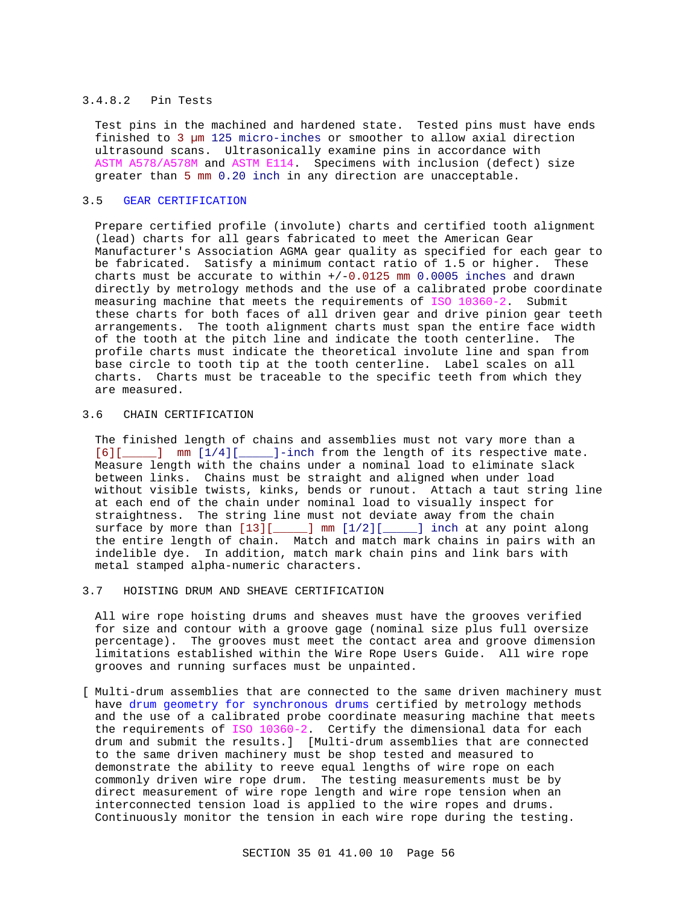#### 3.4.8.2 Pin Tests

Test pins in the machined and hardened state. Tested pins must have ends finished to 3 μm 125 micro-inches or smoother to allow axial direction ultrasound scans. Ultrasonically examine pins in accordance with ASTM A578/A578M and ASTM E114. Specimens with inclusion (defect) size greater than 5 mm 0.20 inch in any direction are unacceptable.

## 3.5 GEAR CERTIFICATION

Prepare certified profile (involute) charts and certified tooth alignment (lead) charts for all gears fabricated to meet the American Gear Manufacturer's Association AGMA gear quality as specified for each gear to be fabricated. Satisfy a minimum contact ratio of 1.5 or higher. These charts must be accurate to within +/-0.0125 mm 0.0005 inches and drawn directly by metrology methods and the use of a calibrated probe coordinate measuring machine that meets the requirements of ISO 10360-2. Submit these charts for both faces of all driven gear and drive pinion gear teeth arrangements. The tooth alignment charts must span the entire face width of the tooth at the pitch line and indicate the tooth centerline. The profile charts must indicate the theoretical involute line and span from base circle to tooth tip at the tooth centerline. Label scales on all charts. Charts must be traceable to the specific teeth from which they are measured.

## 3.6 CHAIN CERTIFICATION

The finished length of chains and assemblies must not vary more than a [6][_____] mm [1/4][_____]-inch from the length of its respective mate. Measure length with the chains under a nominal load to eliminate slack between links. Chains must be straight and aligned when under load without visible twists, kinks, bends or runout. Attach a taut string line at each end of the chain under nominal load to visually inspect for straightness. The string line must not deviate away from the chain surface by more than [13][_____] mm [1/2][_____] inch at any point along the entire length of chain. Match and match mark chains in pairs with an indelible dye. In addition, match mark chain pins and link bars with metal stamped alpha-numeric characters.

## 3.7 HOISTING DRUM AND SHEAVE CERTIFICATION

All wire rope hoisting drums and sheaves must have the grooves verified for size and contour with a groove gage (nominal size plus full oversize percentage). The grooves must meet the contact area and groove dimension limitations established within the Wire Rope Users Guide. All wire rope grooves and running surfaces must be unpainted.

[ Multi-drum assemblies that are connected to the same driven machinery must have drum geometry for synchronous drums certified by metrology methods and the use of a calibrated probe coordinate measuring machine that meets the requirements of ISO 10360-2. Certify the dimensional data for each drum and submit the results.] [Multi-drum assemblies that are connected to the same driven machinery must be shop tested and measured to demonstrate the ability to reeve equal lengths of wire rope on each commonly driven wire rope drum. The testing measurements must be by direct measurement of wire rope length and wire rope tension when an interconnected tension load is applied to the wire ropes and drums. Continuously monitor the tension in each wire rope during the testing.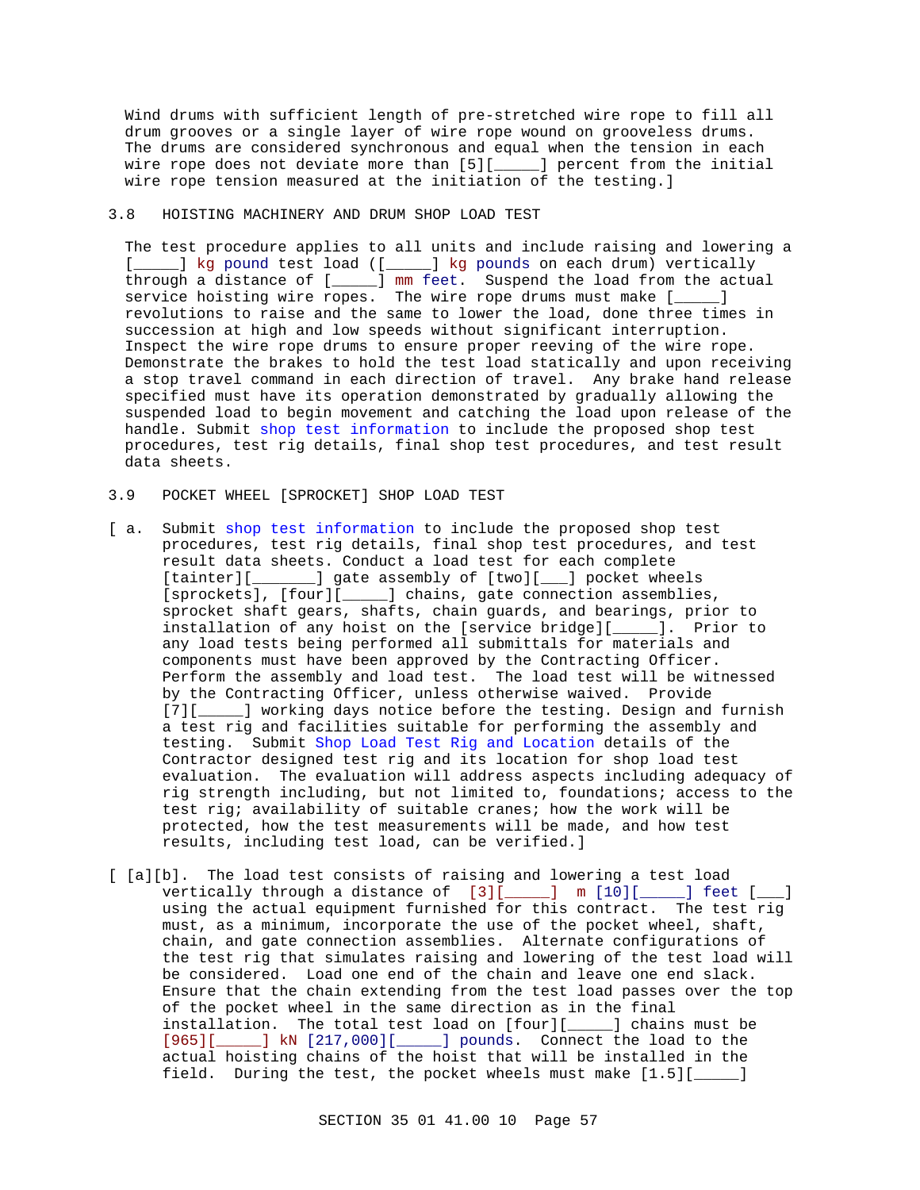Wind drums with sufficient length of pre-stretched wire rope to fill all drum grooves or a single layer of wire rope wound on grooveless drums. The drums are considered synchronous and equal when the tension in each wire rope does not deviate more than [5][_____] percent from the initial wire rope tension measured at the initiation of the testing.]

## 3.8 HOISTING MACHINERY AND DRUM SHOP LOAD TEST

The test procedure applies to all units and include raising and lowering a [_____] kg pound test load ([_____] kg pounds on each drum) vertically through a distance of [_____] mm feet. Suspend the load from the actual service hoisting wire ropes. The wire rope drums must make [_____] revolutions to raise and the same to lower the load, done three times in succession at high and low speeds without significant interruption. Inspect the wire rope drums to ensure proper reeving of the wire rope. Demonstrate the brakes to hold the test load statically and upon receiving a stop travel command in each direction of travel. Any brake hand release specified must have its operation demonstrated by gradually allowing the suspended load to begin movement and catching the load upon release of the handle. Submit shop test information to include the proposed shop test procedures, test rig details, final shop test procedures, and test result data sheets.

## 3.9 POCKET WHEEL [SPROCKET] SHOP LOAD TEST

[ a. Submit shop test information to include the proposed shop test procedures, test rig details, final shop test procedures, and test result data sheets. Conduct a load test for each complete [tainter][_______] gate assembly of [two][___] pocket wheels [sprockets], [four][_____] chains, gate connection assemblies, sprocket shaft gears, shafts, chain guards, and bearings, prior to installation of any hoist on the [service bridge][_____]. Prior to any load tests being performed all submittals for materials and components must have been approved by the Contracting Officer. Perform the assembly and load test. The load test will be witnessed by the Contracting Officer, unless otherwise waived. Provide [7][_____] working days notice before the testing. Design and furnish a test rig and facilities suitable for performing the assembly and testing. Submit Shop Load Test Rig and Location details of the Contractor designed test rig and its location for shop load test evaluation. The evaluation will address aspects including adequacy of rig strength including, but not limited to, foundations; access to the test rig; availability of suitable cranes; how the work will be protected, how the test measurements will be made, and how test results, including test load, can be verified.]

[ [a][b]. The load test consists of raising and lowering a test load vertically through a distance of [3][_____] m [10][_____] feet [___] using the actual equipment furnished for this contract. The test rig must, as a minimum, incorporate the use of the pocket wheel, shaft, chain, and gate connection assemblies. Alternate configurations of the test rig that simulates raising and lowering of the test load will be considered. Load one end of the chain and leave one end slack. Ensure that the chain extending from the test load passes over the top of the pocket wheel in the same direction as in the final installation. The total test load on [four][_____] chains must be [965][_____] kN [217,000][_____] pounds. Connect the load to the actual hoisting chains of the hoist that will be installed in the field. During the test, the pocket wheels must make [1.5][_____]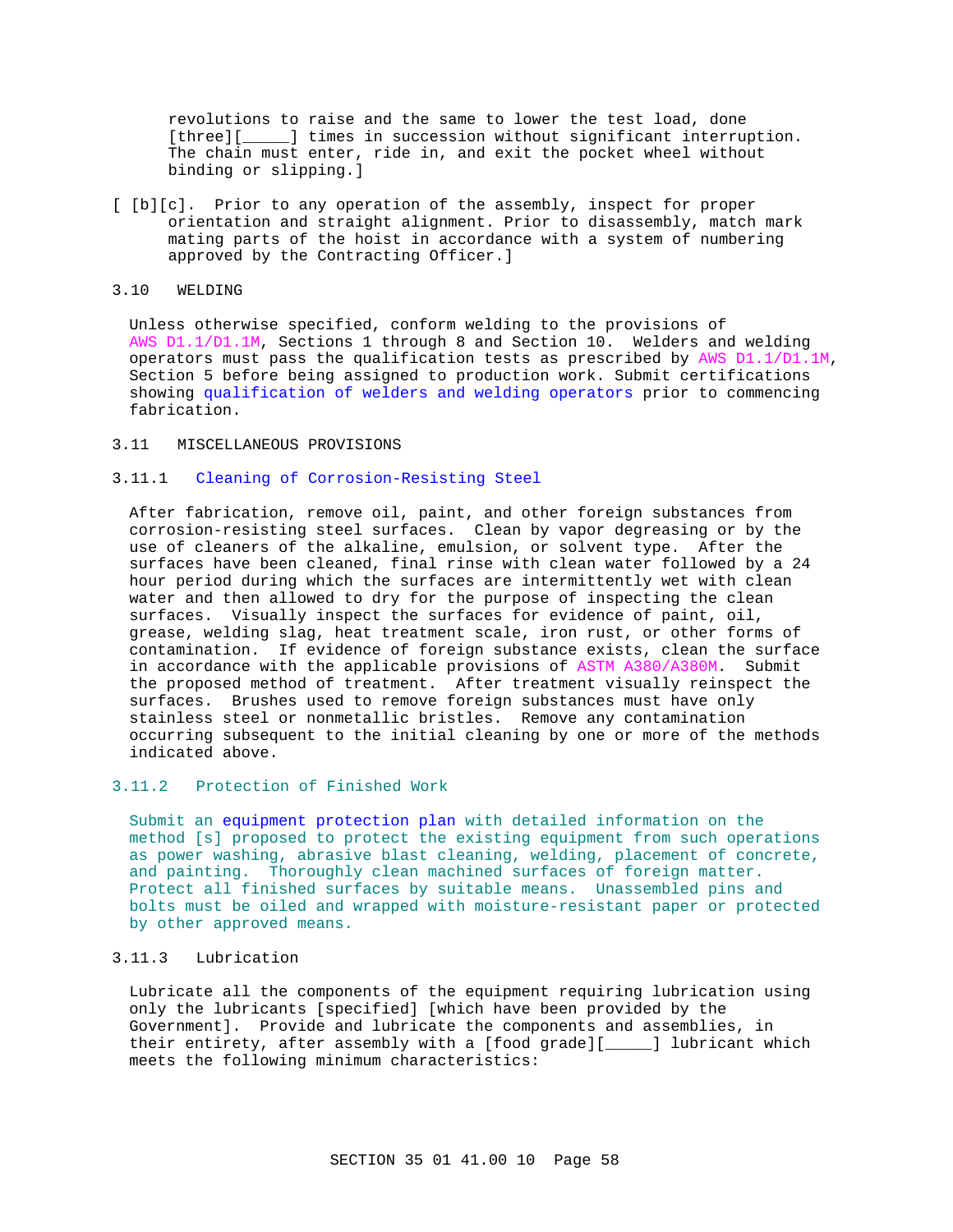revolutions to raise and the same to lower the test load, done [three][_____] times in succession without significant interruption. The chain must enter, ride in, and exit the pocket wheel without binding or slipping.]

[ [b][c]. Prior to any operation of the assembly, inspect for proper orientation and straight alignment. Prior to disassembly, match mark mating parts of the hoist in accordance with a system of numbering approved by the Contracting Officer.]

## 3.10 WELDING

Unless otherwise specified, conform welding to the provisions of AWS D1.1/D1.1M, Sections 1 through 8 and Section 10. Welders and welding operators must pass the qualification tests as prescribed by AWS D1.1/D1.1M, Section 5 before being assigned to production work. Submit certifications showing qualification of welders and welding operators prior to commencing fabrication.

## 3.11 MISCELLANEOUS PROVISIONS

### 3.11.1 Cleaning of Corrosion-Resisting Steel

After fabrication, remove oil, paint, and other foreign substances from corrosion-resisting steel surfaces. Clean by vapor degreasing or by the use of cleaners of the alkaline, emulsion, or solvent type. After the surfaces have been cleaned, final rinse with clean water followed by a 24 hour period during which the surfaces are intermittently wet with clean water and then allowed to dry for the purpose of inspecting the clean surfaces. Visually inspect the surfaces for evidence of paint, oil, grease, welding slag, heat treatment scale, iron rust, or other forms of contamination. If evidence of foreign substance exists, clean the surface in accordance with the applicable provisions of ASTM A380/A380M. Submit the proposed method of treatment. After treatment visually reinspect the surfaces. Brushes used to remove foreign substances must have only stainless steel or nonmetallic bristles. Remove any contamination occurring subsequent to the initial cleaning by one or more of the methods indicated above.

### 3.11.2 Protection of Finished Work

Submit an equipment protection plan with detailed information on the method [s] proposed to protect the existing equipment from such operations as power washing, abrasive blast cleaning, welding, placement of concrete, and painting. Thoroughly clean machined surfaces of foreign matter. Protect all finished surfaces by suitable means. Unassembled pins and bolts must be oiled and wrapped with moisture-resistant paper or protected by other approved means.

### 3.11.3 Lubrication

Lubricate all the components of the equipment requiring lubrication using only the lubricants [specified] [which have been provided by the Government]. Provide and lubricate the components and assemblies, in their entirety, after assembly with a [food grade][_____] lubricant which meets the following minimum characteristics: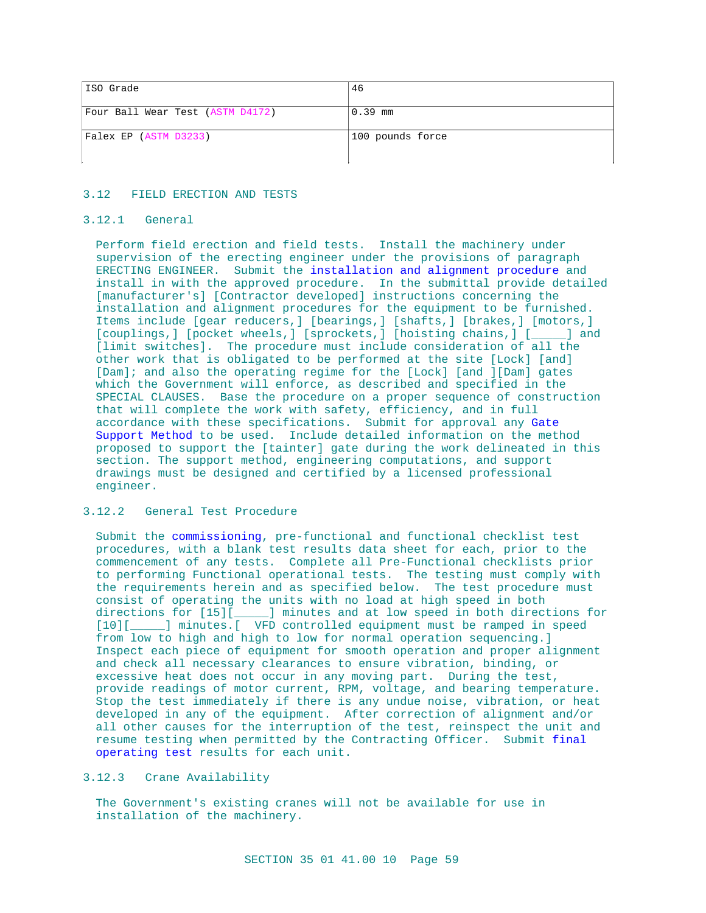| ISO Grade | 46 |
|---|---|
| Four Ball Wear Test (ASTM D4172) | 0.39 mm |
| Falex EP (ASTM D3233) | 100 pounds force |

## 3.12 FIELD ERECTION AND TESTS

### 3.12.1 General

Perform field erection and field tests. Install the machinery under supervision of the erecting engineer under the provisions of paragraph ERECTING ENGINEER. Submit the installation and alignment procedure and install in with the approved procedure. In the submittal provide detailed [manufacturer's] [Contractor developed] instructions concerning the installation and alignment procedures for the equipment to be furnished. Items include [gear reducers,] [bearings,] [shafts,] [brakes,] [motors,] [couplings,] [pocket wheels,] [sprockets,] [hoisting chains,] [_____] and [limit switches]. The procedure must include consideration of all the other work that is obligated to be performed at the site [Lock] [and] [Dam]; and also the operating regime for the [Lock] [and ][Dam] gates which the Government will enforce, as described and specified in the SPECIAL CLAUSES. Base the procedure on a proper sequence of construction that will complete the work with safety, efficiency, and in full accordance with these specifications. Submit for approval any Gate Support Method to be used. Include detailed information on the method proposed to support the [tainter] gate during the work delineated in this section. The support method, engineering computations, and support drawings must be designed and certified by a licensed professional engineer.

### 3.12.2 General Test Procedure

Submit the commissioning, pre-functional and functional checklist test procedures, with a blank test results data sheet for each, prior to the commencement of any tests. Complete all Pre-Functional checklists prior to performing Functional operational tests. The testing must comply with the requirements herein and as specified below. The test procedure must consist of operating the units with no load at high speed in both directions for [15][_____] minutes and at low speed in both directions for [10][_____] minutes.[ VFD controlled equipment must be ramped in speed from low to high and high to low for normal operation sequencing.] Inspect each piece of equipment for smooth operation and proper alignment and check all necessary clearances to ensure vibration, binding, or excessive heat does not occur in any moving part. During the test, provide readings of motor current, RPM, voltage, and bearing temperature. Stop the test immediately if there is any undue noise, vibration, or heat developed in any of the equipment. After correction of alignment and/or all other causes for the interruption of the test, reinspect the unit and resume testing when permitted by the Contracting Officer. Submit final operating test results for each unit.

### 3.12.3 Crane Availability

The Government's existing cranes will not be available for use in installation of the machinery.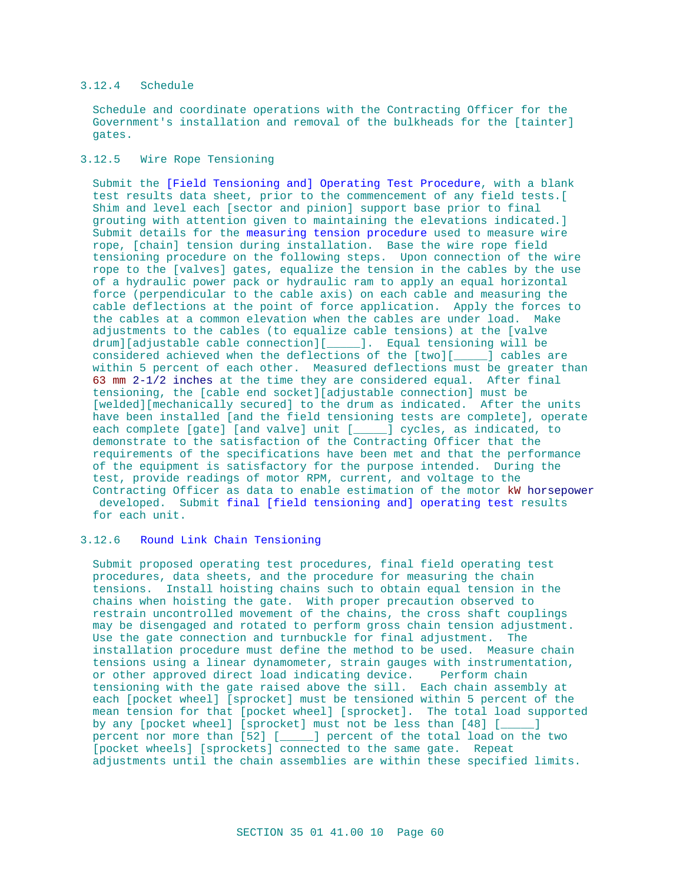### 3.12.4 Schedule

Schedule and coordinate operations with the Contracting Officer for the Government's installation and removal of the bulkheads for the [tainter] gates.

### 3.12.5 Wire Rope Tensioning

Submit the [Field Tensioning and] Operating Test Procedure, with a blank test results data sheet, prior to the commencement of any field tests.[ Shim and level each [sector and pinion] support base prior to final grouting with attention given to maintaining the elevations indicated.] Submit details for the measuring tension procedure used to measure wire rope, [chain] tension during installation. Base the wire rope field tensioning procedure on the following steps. Upon connection of the wire rope to the [valves] gates, equalize the tension in the cables by the use of a hydraulic power pack or hydraulic ram to apply an equal horizontal force (perpendicular to the cable axis) on each cable and measuring the cable deflections at the point of force application. Apply the forces to the cables at a common elevation when the cables are under load. Make adjustments to the cables (to equalize cable tensions) at the [valve drum][adjustable cable connection][_____]. Equal tensioning will be considered achieved when the deflections of the [two][_____] cables are within 5 percent of each other. Measured deflections must be greater than 63 mm 2-1/2 inches at the time they are considered equal. After final tensioning, the [cable end socket][adjustable connection] must be [welded][mechanically secured] to the drum as indicated. After the units have been installed [and the field tensioning tests are complete], operate each complete [gate] [and valve] unit [_____] cycles, as indicated, to demonstrate to the satisfaction of the Contracting Officer that the requirements of the specifications have been met and that the performance of the equipment is satisfactory for the purpose intended. During the test, provide readings of motor RPM, current, and voltage to the Contracting Officer as data to enable estimation of the motor kW horsepower developed. Submit final [field tensioning and] operating test results for each unit.

### 3.12.6 Round Link Chain Tensioning

Submit proposed operating test procedures, final field operating test procedures, data sheets, and the procedure for measuring the chain tensions. Install hoisting chains such to obtain equal tension in the chains when hoisting the gate. With proper precaution observed to restrain uncontrolled movement of the chains, the cross shaft couplings may be disengaged and rotated to perform gross chain tension adjustment. Use the gate connection and turnbuckle for final adjustment. The installation procedure must define the method to be used. Measure chain tensions using a linear dynamometer, strain gauges with instrumentation, or other approved direct load indicating device. Perform chain tensioning with the gate raised above the sill. Each chain assembly at each [pocket wheel] [sprocket] must be tensioned within 5 percent of the mean tension for that [pocket wheel] [sprocket]. The total load supported by any [pocket wheel] [sprocket] must not be less than [48] [_____] percent nor more than [52] [_____] percent of the total load on the two [pocket wheels] [sprockets] connected to the same gate. Repeat adjustments until the chain assemblies are within these specified limits.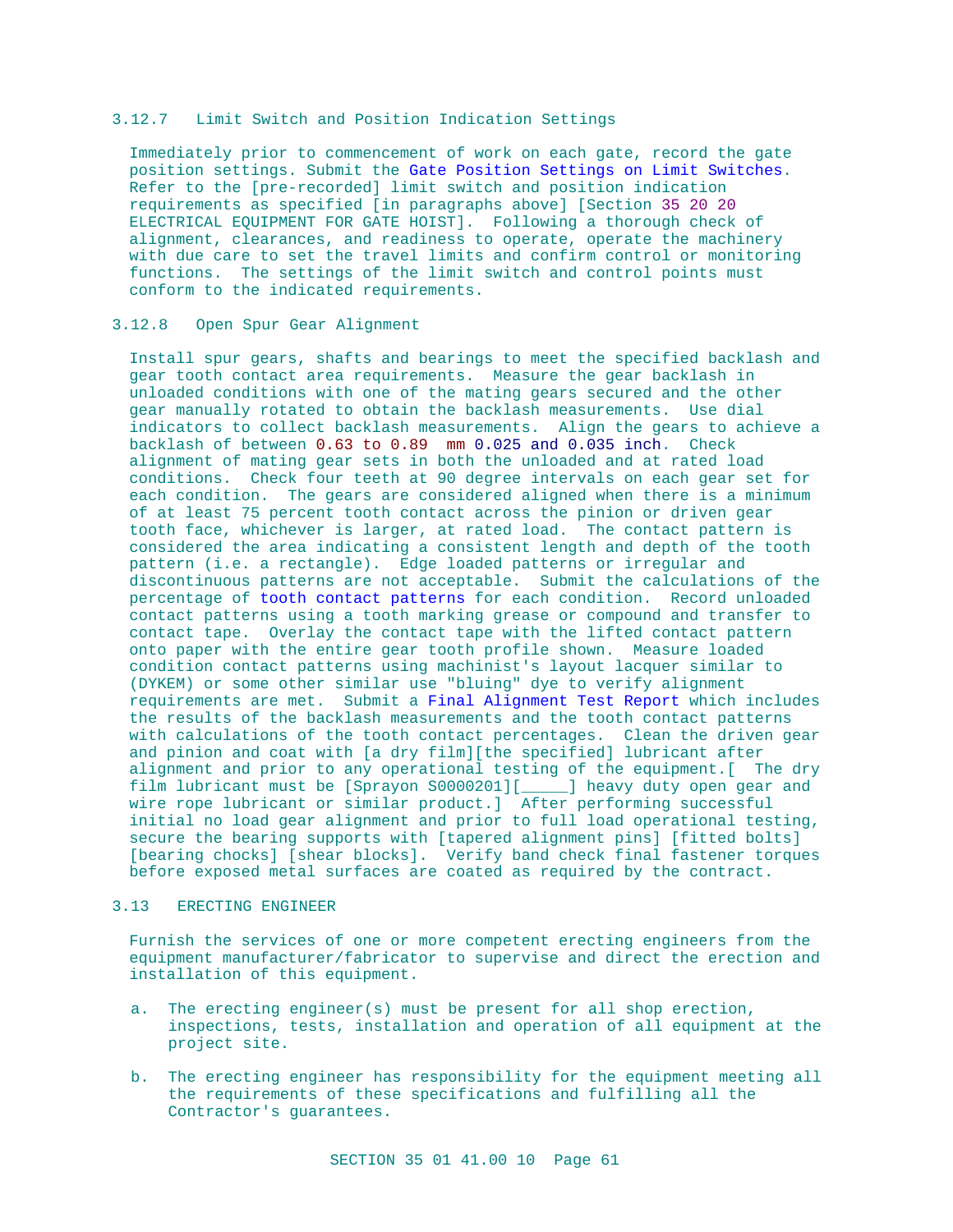### 3.12.7 Limit Switch and Position Indication Settings

Immediately prior to commencement of work on each gate, record the gate position settings. Submit the Gate Position Settings on Limit Switches. Refer to the [pre-recorded] limit switch and position indication requirements as specified [in paragraphs above] [Section 35 20 20 ELECTRICAL EQUIPMENT FOR GATE HOIST]. Following a thorough check of alignment, clearances, and readiness to operate, operate the machinery with due care to set the travel limits and confirm control or monitoring functions. The settings of the limit switch and control points must conform to the indicated requirements.

### 3.12.8 Open Spur Gear Alignment

Install spur gears, shafts and bearings to meet the specified backlash and gear tooth contact area requirements. Measure the gear backlash in unloaded conditions with one of the mating gears secured and the other gear manually rotated to obtain the backlash measurements. Use dial indicators to collect backlash measurements. Align the gears to achieve a backlash of between 0.63 to 0.89 mm 0.025 and 0.035 inch. Check alignment of mating gear sets in both the unloaded and at rated load conditions. Check four teeth at 90 degree intervals on each gear set for each condition. The gears are considered aligned when there is a minimum of at least 75 percent tooth contact across the pinion or driven gear tooth face, whichever is larger, at rated load. The contact pattern is considered the area indicating a consistent length and depth of the tooth pattern (i.e. a rectangle). Edge loaded patterns or irregular and discontinuous patterns are not acceptable. Submit the calculations of the percentage of tooth contact patterns for each condition. Record unloaded contact patterns using a tooth marking grease or compound and transfer to contact tape. Overlay the contact tape with the lifted contact pattern onto paper with the entire gear tooth profile shown. Measure loaded condition contact patterns using machinist's layout lacquer similar to (DYKEM) or some other similar use "bluing" dye to verify alignment requirements are met. Submit a Final Alignment Test Report which includes the results of the backlash measurements and the tooth contact patterns with calculations of the tooth contact percentages. Clean the driven gear and pinion and coat with [a dry film][the specified] lubricant after alignment and prior to any operational testing of the equipment.[ The dry film lubricant must be [Sprayon S0000201][_____] heavy duty open gear and wire rope lubricant or similar product.] After performing successful initial no load gear alignment and prior to full load operational testing, secure the bearing supports with [tapered alignment pins] [fitted bolts] [bearing chocks] [shear blocks]. Verify band check final fastener torques before exposed metal surfaces are coated as required by the contract.

## 3.13 ERECTING ENGINEER

Furnish the services of one or more competent erecting engineers from the equipment manufacturer/fabricator to supervise and direct the erection and installation of this equipment.

a. The erecting engineer(s) must be present for all shop erection, inspections, tests, installation and operation of all equipment at the project site.

b. The erecting engineer has responsibility for the equipment meeting all the requirements of these specifications and fulfilling all the Contractor's guarantees.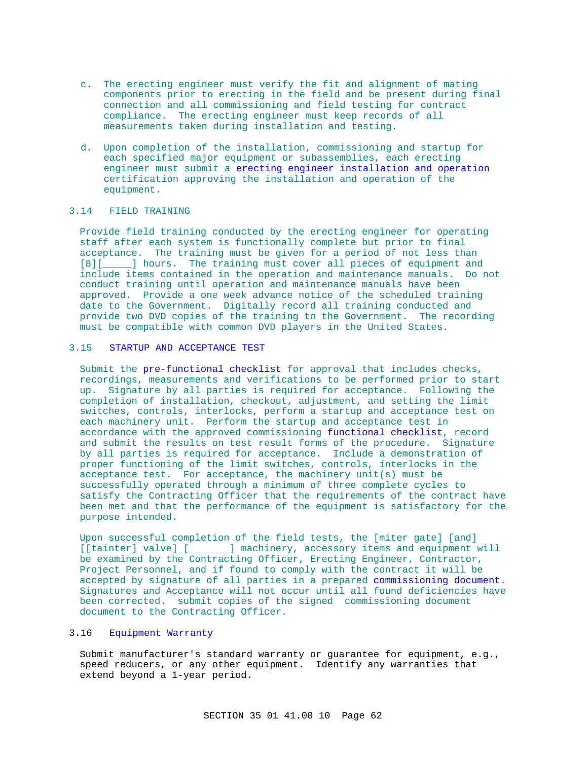c. The erecting engineer must verify the fit and alignment of mating components prior to erecting in the field and be present during final connection and all commissioning and field testing for contract compliance. The erecting engineer must keep records of all measurements taken during installation and testing.

d. Upon completion of the installation, commissioning and startup for each specified major equipment or subassemblies, each erecting engineer must submit a erecting engineer installation and operation certification approving the installation and operation of the equipment.

## 3.14 FIELD TRAINING

Provide field training conducted by the erecting engineer for operating staff after each system is functionally complete but prior to final acceptance. The training must be given for a period of not less than [8][_____] hours. The training must cover all pieces of equipment and include items contained in the operation and maintenance manuals. Do not conduct training until operation and maintenance manuals have been approved. Provide a one week advance notice of the scheduled training date to the Government. Digitally record all training conducted and provide two DVD copies of the training to the Government. The recording must be compatible with common DVD players in the United States.

## 3.15 STARTUP AND ACCEPTANCE TEST

Submit the pre-functional checklist for approval that includes checks, recordings, measurements and verifications to be performed prior to start up. Signature by all parties is required for acceptance. Following the completion of installation, checkout, adjustment, and setting the limit switches, controls, interlocks, perform a startup and acceptance test on each machinery unit. Perform the startup and acceptance test in accordance with the approved commissioning functional checklist, record and submit the results on test result forms of the procedure. Signature by all parties is required for acceptance. Include a demonstration of proper functioning of the limit switches, controls, interlocks in the acceptance test. For acceptance, the machinery unit(s) must be successfully operated through a minimum of three complete cycles to satisfy the Contracting Officer that the requirements of the contract have been met and that the performance of the equipment is satisfactory for the purpose intended.

Upon successful completion of the field tests, the [miter gate] [and] [[tainter] valve] [_______] machinery, accessory items and equipment will be examined by the Contracting Officer, Erecting Engineer, Contractor, Project Personnel, and if found to comply with the contract it will be accepted by signature of all parties in a prepared commissioning document. Signatures and Acceptance will not occur until all found deficiencies have been corrected. submit copies of the signed commissioning document document to the Contracting Officer.

## 3.16 Equipment Warranty

Submit manufacturer's standard warranty or guarantee for equipment, e.g., speed reducers, or any other equipment. Identify any warranties that extend beyond a 1-year period.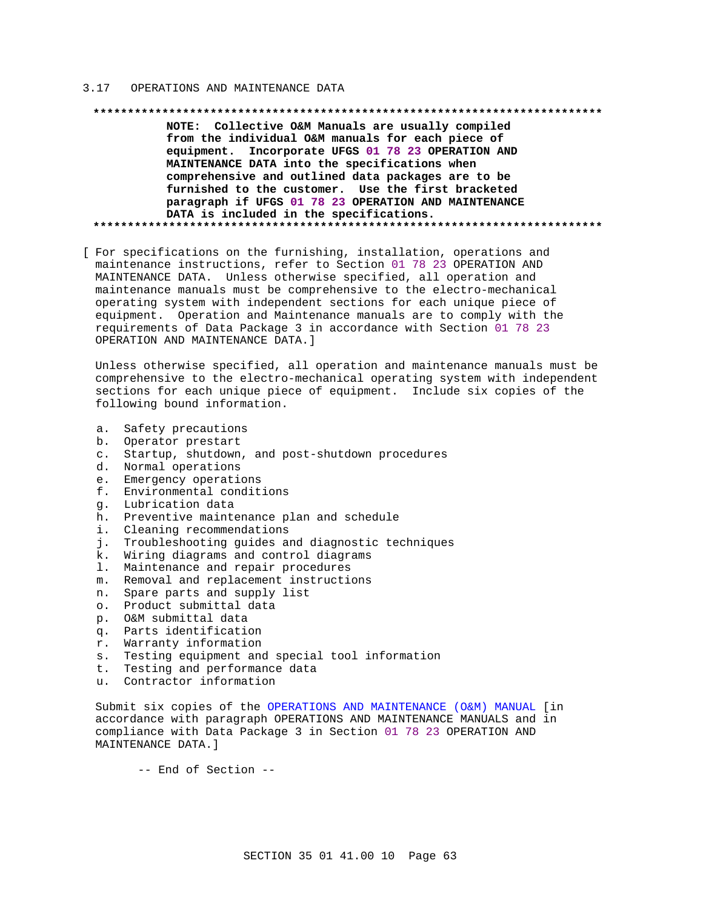## 3.17 OPERATIONS AND MAINTENANCE DATA

**************************************************************************

**NOTE: Collective O&M Manuals are usually compiled from the individual O&M manuals for each piece of equipment. Incorporate UFGS 01 78 23 OPERATION AND MAINTENANCE DATA into the specifications when comprehensive and outlined data packages are to be furnished to the customer. Use the first bracketed paragraph if UFGS 01 78 23 OPERATION AND MAINTENANCE DATA is included in the specifications.**

**************************************************************************

[ For specifications on the furnishing, installation, operations and maintenance instructions, refer to Section 01 78 23 OPERATION AND MAINTENANCE DATA. Unless otherwise specified, all operation and maintenance manuals must be comprehensive to the electro-mechanical operating system with independent sections for each unique piece of equipment. Operation and Maintenance manuals are to comply with the requirements of Data Package 3 in accordance with Section 01 78 23 OPERATION AND MAINTENANCE DATA.]

Unless otherwise specified, all operation and maintenance manuals must be comprehensive to the electro-mechanical operating system with independent sections for each unique piece of equipment. Include six copies of the following bound information.

a. Safety precautions
b. Operator prestart
c. Startup, shutdown, and post-shutdown procedures
d. Normal operations
e. Emergency operations
f. Environmental conditions
g. Lubrication data
h. Preventive maintenance plan and schedule
i. Cleaning recommendations
j. Troubleshooting guides and diagnostic techniques
k. Wiring diagrams and control diagrams
l. Maintenance and repair procedures
m. Removal and replacement instructions
n. Spare parts and supply list
o. Product submittal data
p. O&M submittal data
q. Parts identification
r. Warranty information
s. Testing equipment and special tool information
t. Testing and performance data
u. Contractor information

Submit six copies of the OPERATIONS AND MAINTENANCE (O&M) MANUAL [in accordance with paragraph OPERATIONS AND MAINTENANCE MANUALS and in compliance with Data Package 3 in Section 01 78 23 OPERATION AND MAINTENANCE DATA.]

-- End of Section --